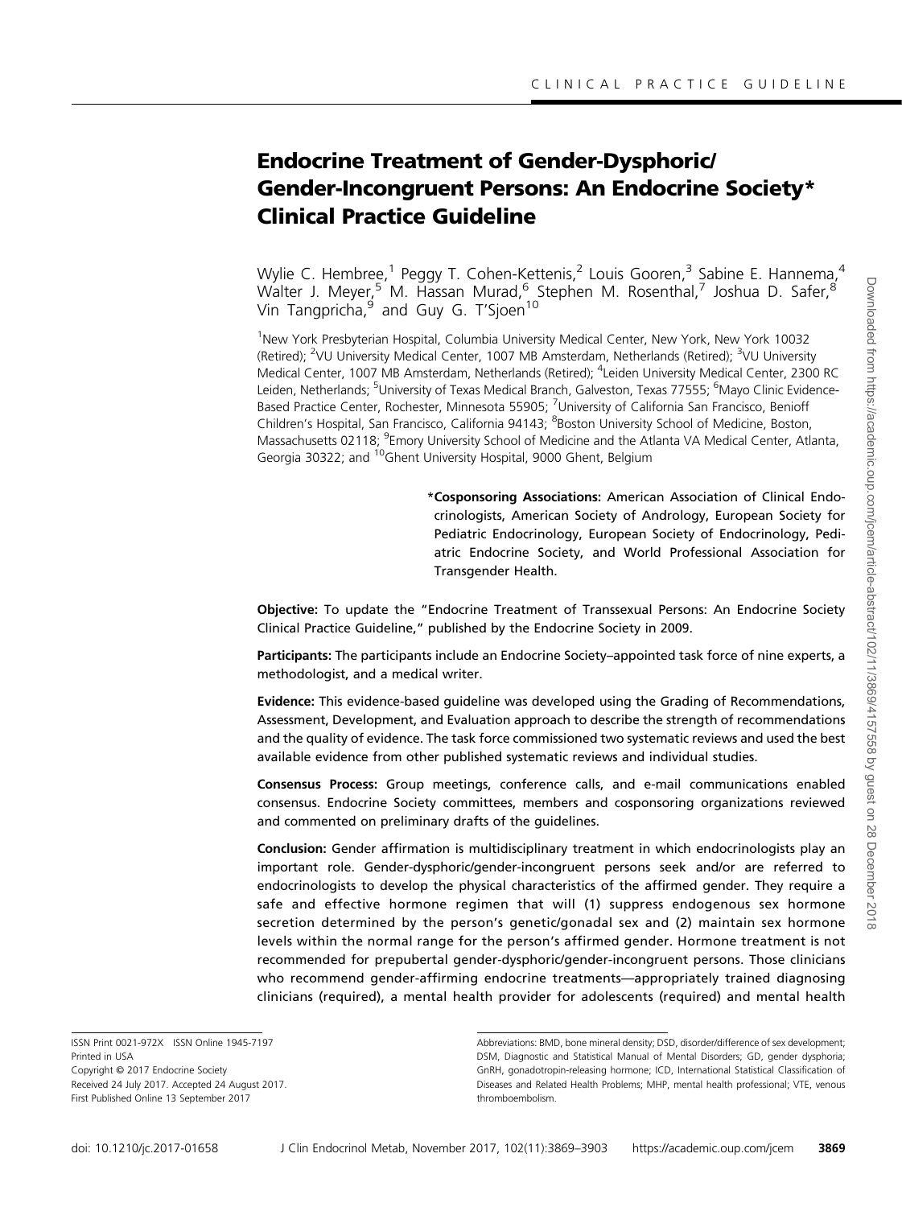# Endocrine Treatment of Gender-Dysphoric/Gender-Incongruent Persons: An Endocrine Society* Clinical Practice Guideline

Wylie C. Hembree,[1] Peggy T. Cohen-Kettenis,[2] Louis Gooren,[3] Sabine E. Hannema,[4] Walter J. Meyer,[5] M. Hassan Murad,[6] Stephen M. Rosenthal,[7] Joshua D. Safer,[8] Vin Tangpricha,[9] and Guy G. T'Sjoen[10]

[1]New York Presbyterian Hospital, Columbia University Medical Center, New York, New York 10032 (Retired); [2]VU University Medical Center, 1007 MB Amsterdam, Netherlands (Retired); [3]VU University Medical Center, 1007 MB Amsterdam, Netherlands (Retired); [4]Leiden University Medical Center, 2300 RC Leiden, Netherlands; [5]University of Texas Medical Branch, Galveston, Texas 77555; [6]Mayo Clinic Evidence-Based Practice Center, Rochester, Minnesota 55905; [7]University of California San Francisco, Benioff Children's Hospital, San Francisco, California 94143; [8]Boston University School of Medicine, Boston, Massachusetts 02118; [9]Emory University School of Medicine and the Atlanta VA Medical Center, Atlanta, Georgia 30322; and [10]Ghent University Hospital, 9000 Ghent, Belgium

***Cosponsoring Associations:** American Association of Clinical Endocrinologists, American Society of Andrology, European Society for Pediatric Endocrinology, European Society of Endocrinology, Pediatric Endocrine Society, and World Professional Association for Transgender Health.

**Objective:** To update the "Endocrine Treatment of Transsexual Persons: An Endocrine Society Clinical Practice Guideline," published by the Endocrine Society in 2009.

**Participants:** The participants include an Endocrine Society–appointed task force of nine experts, a methodologist, and a medical writer.

**Evidence:** This evidence-based guideline was developed using the Grading of Recommendations, Assessment, Development, and Evaluation approach to describe the strength of recommendations and the quality of evidence. The task force commissioned two systematic reviews and used the best available evidence from other published systematic reviews and individual studies.

**Consensus Process:** Group meetings, conference calls, and e-mail communications enabled consensus. Endocrine Society committees, members and cosponsoring organizations reviewed and commented on preliminary drafts of the guidelines.

**Conclusion:** Gender affirmation is multidisciplinary treatment in which endocrinologists play an important role. Gender-dysphoric/gender-incongruent persons seek and/or are referred to endocrinologists to develop the physical characteristics of the affirmed gender. They require a safe and effective hormone regimen that will (1) suppress endogenous sex hormone secretion determined by the person's genetic/gonadal sex and (2) maintain sex hormone levels within the normal range for the person's affirmed gender. Hormone treatment is not recommended for prepubertal gender-dysphoric/gender-incongruent persons. Those clinicians who recommend gender-affirming endocrine treatments—appropriately trained diagnosing clinicians (required), a mental health provider for adolescents (required) and mental health

ISSN Print 0021-972X ISSN Online 1945-7197
Printed in USA
Copyright © 2017 Endocrine Society
Received 24 July 2017. Accepted 24 August 2017.
First Published Online 13 September 2017

Abbreviations: BMD, bone mineral density; DSD, disorder/difference of sex development; DSM, Diagnostic and Statistical Manual of Mental Disorders; GD, gender dysphoria; GnRH, gonadotropin-releasing hormone; ICD, International Statistical Classification of Diseases and Related Health Problems; MHP, mental health professional; VTE, venous thromboembolism.

doi: 10.1210/jc.2017-01658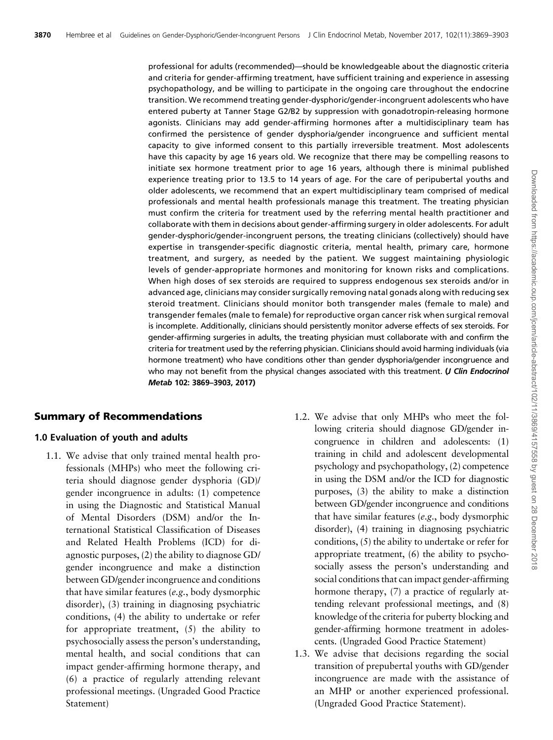professional for adults (recommended)—should be knowledgeable about the diagnostic criteria and criteria for gender-affirming treatment, have sufficient training and experience in assessing psychopathology, and be willing to participate in the ongoing care throughout the endocrine transition. We recommend treating gender-dysphoric/gender-incongruent adolescents who have entered puberty at Tanner Stage G2/B2 by suppression with gonadotropin-releasing hormone agonists. Clinicians may add gender-affirming hormones after a multidisciplinary team has confirmed the persistence of gender dysphoria/gender incongruence and sufficient mental capacity to give informed consent to this partially irreversible treatment. Most adolescents have this capacity by age 16 years old. We recognize that there may be compelling reasons to initiate sex hormone treatment prior to age 16 years, although there is minimal published experience treating prior to 13.5 to 14 years of age. For the care of peripubertal youths and older adolescents, we recommend that an expert multidisciplinary team comprised of medical professionals and mental health professionals manage this treatment. The treating physician must confirm the criteria for treatment used by the referring mental health practitioner and collaborate with them in decisions about gender-affirming surgery in older adolescents. For adult gender-dysphoric/gender-incongruent persons, the treating clinicians (collectively) should have expertise in transgender-specific diagnostic criteria, mental health, primary care, hormone treatment, and surgery, as needed by the patient. We suggest maintaining physiologic levels of gender-appropriate hormones and monitoring for known risks and complications. When high doses of sex steroids are required to suppress endogenous sex steroids and/or in advanced age, clinicians may consider surgically removing natal gonads along with reducing sex steroid treatment. Clinicians should monitor both transgender males (female to male) and transgender females (male to female) for reproductive organ cancer risk when surgical removal is incomplete. Additionally, clinicians should persistently monitor adverse effects of sex steroids. For gender-affirming surgeries in adults, the treating physician must collaborate with and confirm the criteria for treatment used by the referring physician. Clinicians should avoid harming individuals (via hormone treatment) who have conditions other than gender dysphoria/gender incongruence and who may not benefit from the physical changes associated with this treatment. **(*J Clin Endocrinol Metab* 102: 3869–3903, 2017)**

## Summary of Recommendations

### 1.0 Evaluation of youth and adults

1.1. We advise that only trained mental health professionals (MHPs) who meet the following criteria should diagnose gender dysphoria (GD)/gender incongruence in adults: (1) competence in using the Diagnostic and Statistical Manual of Mental Disorders (DSM) and/or the International Statistical Classification of Diseases and Related Health Problems (ICD) for diagnostic purposes, (2) the ability to diagnose GD/gender incongruence and make a distinction between GD/gender incongruence and conditions that have similar features (*e.g.*, body dysmorphic disorder), (3) training in diagnosing psychiatric conditions, (4) the ability to undertake or refer for appropriate treatment, (5) the ability to psychosocially assess the person's understanding, mental health, and social conditions that can impact gender-affirming hormone therapy, and (6) a practice of regularly attending relevant professional meetings. (Ungraded Good Practice Statement)

1.2. We advise that only MHPs who meet the following criteria should diagnose GD/gender incongruence in children and adolescents: (1) training in child and adolescent developmental psychology and psychopathology, (2) competence in using the DSM and/or the ICD for diagnostic purposes, (3) the ability to make a distinction between GD/gender incongruence and conditions that have similar features (*e.g.*, body dysmorphic disorder), (4) training in diagnosing psychiatric conditions, (5) the ability to undertake or refer for appropriate treatment, (6) the ability to psychosocially assess the person's understanding and social conditions that can impact gender-affirming hormone therapy, (7) a practice of regularly attending relevant professional meetings, and (8) knowledge of the criteria for puberty blocking and gender-affirming hormone treatment in adolescents. (Ungraded Good Practice Statement)

1.3. We advise that decisions regarding the social transition of prepubertal youths with GD/gender incongruence are made with the assistance of an MHP or another experienced professional. (Ungraded Good Practice Statement).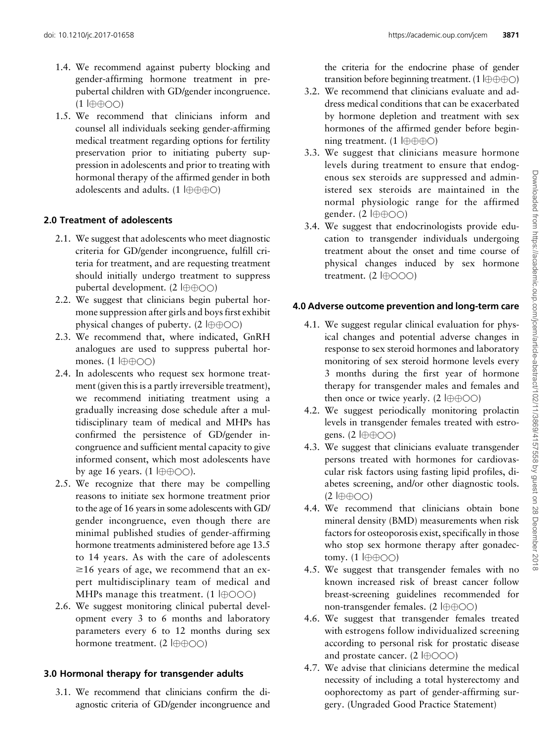1.4. We recommend against puberty blocking and gender-affirming hormone treatment in prepubertal children with GD/gender incongruence. (1 |⊕⊕○○)

1.5. We recommend that clinicians inform and counsel all individuals seeking gender-affirming medical treatment regarding options for fertility preservation prior to initiating puberty suppression in adolescents and prior to treating with hormonal therapy of the affirmed gender in both adolescents and adults. (1 |⊕⊕⊕○)

### 2.0 Treatment of adolescents

2.1. We suggest that adolescents who meet diagnostic criteria for GD/gender incongruence, fulfill criteria for treatment, and are requesting treatment should initially undergo treatment to suppress pubertal development. (2 |⊕⊕○○)

2.2. We suggest that clinicians begin pubertal hormone suppression after girls and boys first exhibit physical changes of puberty. (2 |⊕⊕○○)

2.3. We recommend that, where indicated, GnRH analogues are used to suppress pubertal hormones. (1 |⊕⊕○○)

2.4. In adolescents who request sex hormone treatment (given this is a partly irreversible treatment), we recommend initiating treatment using a gradually increasing dose schedule after a multidisciplinary team of medical and MHPs has confirmed the persistence of GD/gender incongruence and sufficient mental capacity to give informed consent, which most adolescents have by age 16 years. (1 |⊕⊕○○).

2.5. We recognize that there may be compelling reasons to initiate sex hormone treatment prior to the age of 16 years in some adolescents with GD/gender incongruence, even though there are minimal published studies of gender-affirming hormone treatments administered before age 13.5 to 14 years. As with the care of adolescents ≥16 years of age, we recommend that an expert multidisciplinary team of medical and MHPs manage this treatment. (1 |⊕○○○)

2.6. We suggest monitoring clinical pubertal development every 3 to 6 months and laboratory parameters every 6 to 12 months during sex hormone treatment. (2 |⊕⊕○○)

### 3.0 Hormonal therapy for transgender adults

3.1. We recommend that clinicians confirm the diagnostic criteria of GD/gender incongruence and the criteria for the endocrine phase of gender transition before beginning treatment. (1 |⊕⊕⊕○)

3.2. We recommend that clinicians evaluate and address medical conditions that can be exacerbated by hormone depletion and treatment with sex hormones of the affirmed gender before beginning treatment. (1 |⊕⊕⊕○)

3.3. We suggest that clinicians measure hormone levels during treatment to ensure that endogenous sex steroids are suppressed and administered sex steroids are maintained in the normal physiologic range for the affirmed gender. (2 |⊕⊕○○)

3.4. We suggest that endocrinologists provide education to transgender individuals undergoing treatment about the onset and time course of physical changes induced by sex hormone treatment. (2 |⊕○○○)

### 4.0 Adverse outcome prevention and long-term care

4.1. We suggest regular clinical evaluation for physical changes and potential adverse changes in response to sex steroid hormones and laboratory monitoring of sex steroid hormone levels every 3 months during the first year of hormone therapy for transgender males and females and then once or twice yearly. (2 |⊕⊕○○)

4.2. We suggest periodically monitoring prolactin levels in transgender females treated with estrogens. (2 |⊕⊕○○)

4.3. We suggest that clinicians evaluate transgender persons treated with hormones for cardiovascular risk factors using fasting lipid profiles, diabetes screening, and/or other diagnostic tools. (2 |⊕⊕○○)

4.4. We recommend that clinicians obtain bone mineral density (BMD) measurements when risk factors for osteoporosis exist, specifically in those who stop sex hormone therapy after gonadectomy. (1 |⊕⊕○○)

4.5. We suggest that transgender females with no known increased risk of breast cancer follow breast-screening guidelines recommended for non-transgender females. (2 |⊕⊕○○)

4.6. We suggest that transgender females treated with estrogens follow individualized screening according to personal risk for prostatic disease and prostate cancer. (2 |⊕○○○)

4.7. We advise that clinicians determine the medical necessity of including a total hysterectomy and oophorectomy as part of gender-affirming surgery. (Ungraded Good Practice Statement)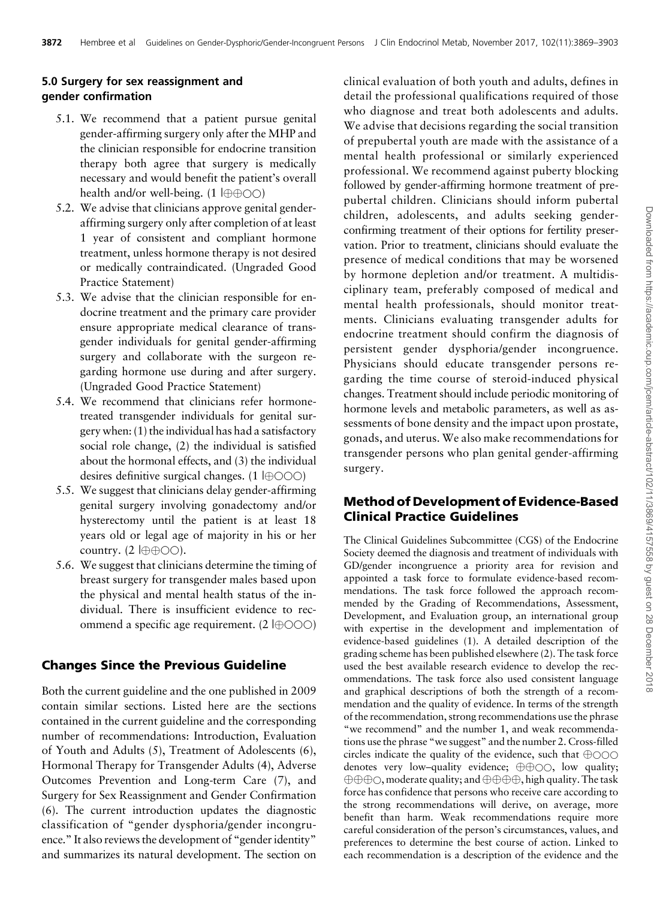### 5.0 Surgery for sex reassignment and gender confirmation

5.1. We recommend that a patient pursue genital gender-affirming surgery only after the MHP and the clinician responsible for endocrine transition therapy both agree that surgery is medically necessary and would benefit the patient's overall health and/or well-being. (1 |⊕⊕○○)

5.2. We advise that clinicians approve genital gender-affirming surgery only after completion of at least 1 year of consistent and compliant hormone treatment, unless hormone therapy is not desired or medically contraindicated. (Ungraded Good Practice Statement)

5.3. We advise that the clinician responsible for endocrine treatment and the primary care provider ensure appropriate medical clearance of transgender individuals for genital gender-affirming surgery and collaborate with the surgeon regarding hormone use during and after surgery. (Ungraded Good Practice Statement)

5.4. We recommend that clinicians refer hormone-treated transgender individuals for genital surgery when: (1) the individual has had a satisfactory social role change, (2) the individual is satisfied about the hormonal effects, and (3) the individual desires definitive surgical changes. (1 |⊕○○○)

5.5. We suggest that clinicians delay gender-affirming genital surgery involving gonadectomy and/or hysterectomy until the patient is at least 18 years old or legal age of majority in his or her country. (2 |⊕⊕○○).

5.6. We suggest that clinicians determine the timing of breast surgery for transgender males based upon the physical and mental health status of the individual. There is insufficient evidence to recommend a specific age requirement. (2 |⊕○○○)

## Changes Since the Previous Guideline

Both the current guideline and the one published in 2009 contain similar sections. Listed here are the sections contained in the current guideline and the corresponding number of recommendations: Introduction, Evaluation of Youth and Adults (5), Treatment of Adolescents (6), Hormonal Therapy for Transgender Adults (4), Adverse Outcomes Prevention and Long-term Care (7), and Surgery for Sex Reassignment and Gender Confirmation (6). The current introduction updates the diagnostic classification of "gender dysphoria/gender incongruence." It also reviews the development of "gender identity" and summarizes its natural development. The section on clinical evaluation of both youth and adults, defines in detail the professional qualifications required of those who diagnose and treat both adolescents and adults. We advise that decisions regarding the social transition of prepubertal youth are made with the assistance of a mental health professional or similarly experienced professional. We recommend against puberty blocking followed by gender-affirming hormone treatment of prepubertal children. Clinicians should inform pubertal children, adolescents, and adults seeking gender-confirming treatment of their options for fertility preservation. Prior to treatment, clinicians should evaluate the presence of medical conditions that may be worsened by hormone depletion and/or treatment. A multidisciplinary team, preferably composed of medical and mental health professionals, should monitor treatments. Clinicians evaluating transgender adults for endocrine treatment should confirm the diagnosis of persistent gender dysphoria/gender incongruence. Physicians should educate transgender persons regarding the time course of steroid-induced physical changes. Treatment should include periodic monitoring of hormone levels and metabolic parameters, as well as assessments of bone density and the impact upon prostate, gonads, and uterus. We also make recommendations for transgender persons who plan genital gender-affirming surgery.

## Method of Development of Evidence-Based Clinical Practice Guidelines

The Clinical Guidelines Subcommittee (CGS) of the Endocrine Society deemed the diagnosis and treatment of individuals with GD/gender incongruence a priority area for revision and appointed a task force to formulate evidence-based recommendations. The task force followed the approach recommended by the Grading of Recommendations, Assessment, Development, and Evaluation group, an international group with expertise in the development and implementation of evidence-based guidelines (1). A detailed description of the grading scheme has been published elsewhere (2). The task force used the best available research evidence to develop the recommendations. The task force also used consistent language and graphical descriptions of both the strength of a recommendation and the quality of evidence. In terms of the strength of the recommendation, strong recommendations use the phrase "we recommend" and the number 1, and weak recommendations use the phrase "we suggest" and the number 2. Cross-filled circles indicate the quality of the evidence, such that ⊕○○○ denotes very low–quality evidence; ⊕⊕○○, low quality; ⊕⊕⊕○, moderate quality; and ⊕⊕⊕⊕, high quality. The task force has confidence that persons who receive care according to the strong recommendations will derive, on average, more benefit than harm. Weak recommendations require more careful consideration of the person's circumstances, values, and preferences to determine the best course of action. Linked to each recommendation is a description of the evidence and the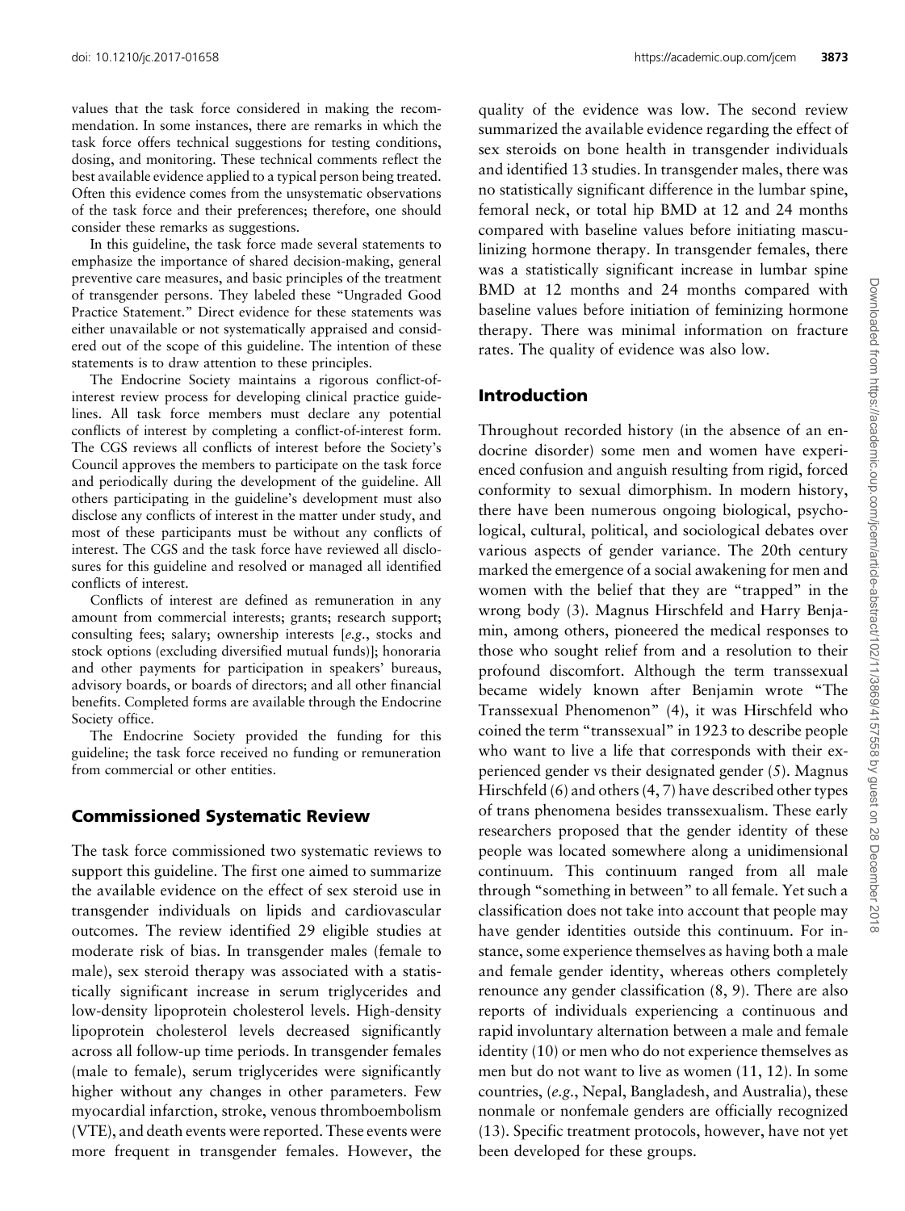values that the task force considered in making the recommendation. In some instances, there are remarks in which the task force offers technical suggestions for testing conditions, dosing, and monitoring. These technical comments reflect the best available evidence applied to a typical person being treated. Often this evidence comes from the unsystematic observations of the task force and their preferences; therefore, one should consider these remarks as suggestions.

In this guideline, the task force made several statements to emphasize the importance of shared decision-making, general preventive care measures, and basic principles of the treatment of transgender persons. They labeled these "Ungraded Good Practice Statement." Direct evidence for these statements was either unavailable or not systematically appraised and considered out of the scope of this guideline. The intention of these statements is to draw attention to these principles.

The Endocrine Society maintains a rigorous conflict-of-interest review process for developing clinical practice guidelines. All task force members must declare any potential conflicts of interest by completing a conflict-of-interest form. The CGS reviews all conflicts of interest before the Society's Council approves the members to participate on the task force and periodically during the development of the guideline. All others participating in the guideline's development must also disclose any conflicts of interest in the matter under study, and most of these participants must be without any conflicts of interest. The CGS and the task force have reviewed all disclosures for this guideline and resolved or managed all identified conflicts of interest.

Conflicts of interest are defined as remuneration in any amount from commercial interests; grants; research support; consulting fees; salary; ownership interests [*e.g.*, stocks and stock options (excluding diversified mutual funds)]; honoraria and other payments for participation in speakers' bureaus, advisory boards, or boards of directors; and all other financial benefits. Completed forms are available through the Endocrine Society office.

The Endocrine Society provided the funding for this guideline; the task force received no funding or remuneration from commercial or other entities.

## Commissioned Systematic Review

The task force commissioned two systematic reviews to support this guideline. The first one aimed to summarize the available evidence on the effect of sex steroid use in transgender individuals on lipids and cardiovascular outcomes. The review identified 29 eligible studies at moderate risk of bias. In transgender males (female to male), sex steroid therapy was associated with a statistically significant increase in serum triglycerides and low-density lipoprotein cholesterol levels. High-density lipoprotein cholesterol levels decreased significantly across all follow-up time periods. In transgender females (male to female), serum triglycerides were significantly higher without any changes in other parameters. Few myocardial infarction, stroke, venous thromboembolism (VTE), and death events were reported. These events were more frequent in transgender females. However, the quality of the evidence was low. The second review summarized the available evidence regarding the effect of sex steroids on bone health in transgender individuals and identified 13 studies. In transgender males, there was no statistically significant difference in the lumbar spine, femoral neck, or total hip BMD at 12 and 24 months compared with baseline values before initiating masculinizing hormone therapy. In transgender females, there was a statistically significant increase in lumbar spine BMD at 12 months and 24 months compared with baseline values before initiation of feminizing hormone therapy. There was minimal information on fracture rates. The quality of evidence was also low.

## Introduction

Throughout recorded history (in the absence of an endocrine disorder) some men and women have experienced confusion and anguish resulting from rigid, forced conformity to sexual dimorphism. In modern history, there have been numerous ongoing biological, psychological, cultural, political, and sociological debates over various aspects of gender variance. The 20th century marked the emergence of a social awakening for men and women with the belief that they are "trapped" in the wrong body (3). Magnus Hirschfeld and Harry Benjamin, among others, pioneered the medical responses to those who sought relief from and a resolution to their profound discomfort. Although the term transsexual became widely known after Benjamin wrote "The Transsexual Phenomenon" (4), it was Hirschfeld who coined the term "transsexual" in 1923 to describe people who want to live a life that corresponds with their experienced gender vs their designated gender (5). Magnus Hirschfeld (6) and others (4, 7) have described other types of trans phenomena besides transsexualism. These early researchers proposed that the gender identity of these people was located somewhere along a unidimensional continuum. This continuum ranged from all male through "something in between" to all female. Yet such a classification does not take into account that people may have gender identities outside this continuum. For instance, some experience themselves as having both a male and female gender identity, whereas others completely renounce any gender classification (8, 9). There are also reports of individuals experiencing a continuous and rapid involuntary alternation between a male and female identity (10) or men who do not experience themselves as men but do not want to live as women (11, 12). In some countries, (*e.g.*, Nepal, Bangladesh, and Australia), these nonmale or nonfemale genders are officially recognized (13). Specific treatment protocols, however, have not yet been developed for these groups.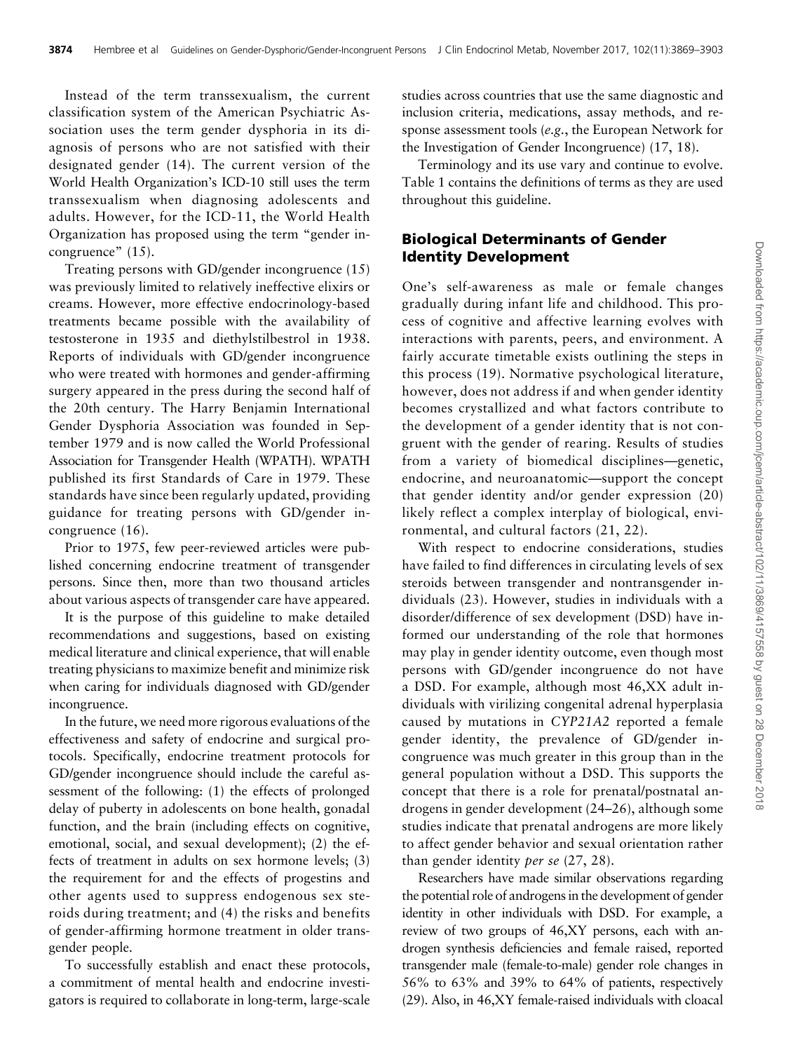Instead of the term transsexualism, the current classification system of the American Psychiatric Association uses the term gender dysphoria in its diagnosis of persons who are not satisfied with their designated gender (14). The current version of the World Health Organization's ICD-10 still uses the term transsexualism when diagnosing adolescents and adults. However, for the ICD-11, the World Health Organization has proposed using the term "gender incongruence" (15).

Treating persons with GD/gender incongruence (15) was previously limited to relatively ineffective elixirs or creams. However, more effective endocrinology-based treatments became possible with the availability of testosterone in 1935 and diethylstilbestrol in 1938. Reports of individuals with GD/gender incongruence who were treated with hormones and gender-affirming surgery appeared in the press during the second half of the 20th century. The Harry Benjamin International Gender Dysphoria Association was founded in September 1979 and is now called the World Professional Association for Transgender Health (WPATH). WPATH published its first Standards of Care in 1979. These standards have since been regularly updated, providing guidance for treating persons with GD/gender incongruence (16).

Prior to 1975, few peer-reviewed articles were published concerning endocrine treatment of transgender persons. Since then, more than two thousand articles about various aspects of transgender care have appeared.

It is the purpose of this guideline to make detailed recommendations and suggestions, based on existing medical literature and clinical experience, that will enable treating physicians to maximize benefit and minimize risk when caring for individuals diagnosed with GD/gender incongruence.

In the future, we need more rigorous evaluations of the effectiveness and safety of endocrine and surgical protocols. Specifically, endocrine treatment protocols for GD/gender incongruence should include the careful assessment of the following: (1) the effects of prolonged delay of puberty in adolescents on bone health, gonadal function, and the brain (including effects on cognitive, emotional, social, and sexual development); (2) the effects of treatment in adults on sex hormone levels; (3) the requirement for and the effects of progestins and other agents used to suppress endogenous sex steroids during treatment; and (4) the risks and benefits of gender-affirming hormone treatment in older transgender people.

To successfully establish and enact these protocols, a commitment of mental health and endocrine investigators is required to collaborate in long-term, large-scale studies across countries that use the same diagnostic and inclusion criteria, medications, assay methods, and response assessment tools (*e.g.*, the European Network for the Investigation of Gender Incongruence) (17, 18).

Terminology and its use vary and continue to evolve. Table 1 contains the definitions of terms as they are used throughout this guideline.

## Biological Determinants of Gender Identity Development

One's self-awareness as male or female changes gradually during infant life and childhood. This process of cognitive and affective learning evolves with interactions with parents, peers, and environment. A fairly accurate timetable exists outlining the steps in this process (19). Normative psychological literature, however, does not address if and when gender identity becomes crystallized and what factors contribute to the development of a gender identity that is not congruent with the gender of rearing. Results of studies from a variety of biomedical disciplines—genetic, endocrine, and neuroanatomic—support the concept that gender identity and/or gender expression (20) likely reflect a complex interplay of biological, environmental, and cultural factors (21, 22).

With respect to endocrine considerations, studies have failed to find differences in circulating levels of sex steroids between transgender and nontransgender individuals (23). However, studies in individuals with a disorder/difference of sex development (DSD) have informed our understanding of the role that hormones may play in gender identity outcome, even though most persons with GD/gender incongruence do not have a DSD. For example, although most 46,XX adult individuals with virilizing congenital adrenal hyperplasia caused by mutations in *CYP21A2* reported a female gender identity, the prevalence of GD/gender incongruence was much greater in this group than in the general population without a DSD. This supports the concept that there is a role for prenatal/postnatal androgens in gender development (24–26), although some studies indicate that prenatal androgens are more likely to affect gender behavior and sexual orientation rather than gender identity *per se* (27, 28).

Researchers have made similar observations regarding the potential role of androgens in the development of gender identity in other individuals with DSD. For example, a review of two groups of 46,XY persons, each with androgen synthesis deficiencies and female raised, reported transgender male (female-to-male) gender role changes in 56% to 63% and 39% to 64% of patients, respectively (29). Also, in 46,XY female-raised individuals with cloacal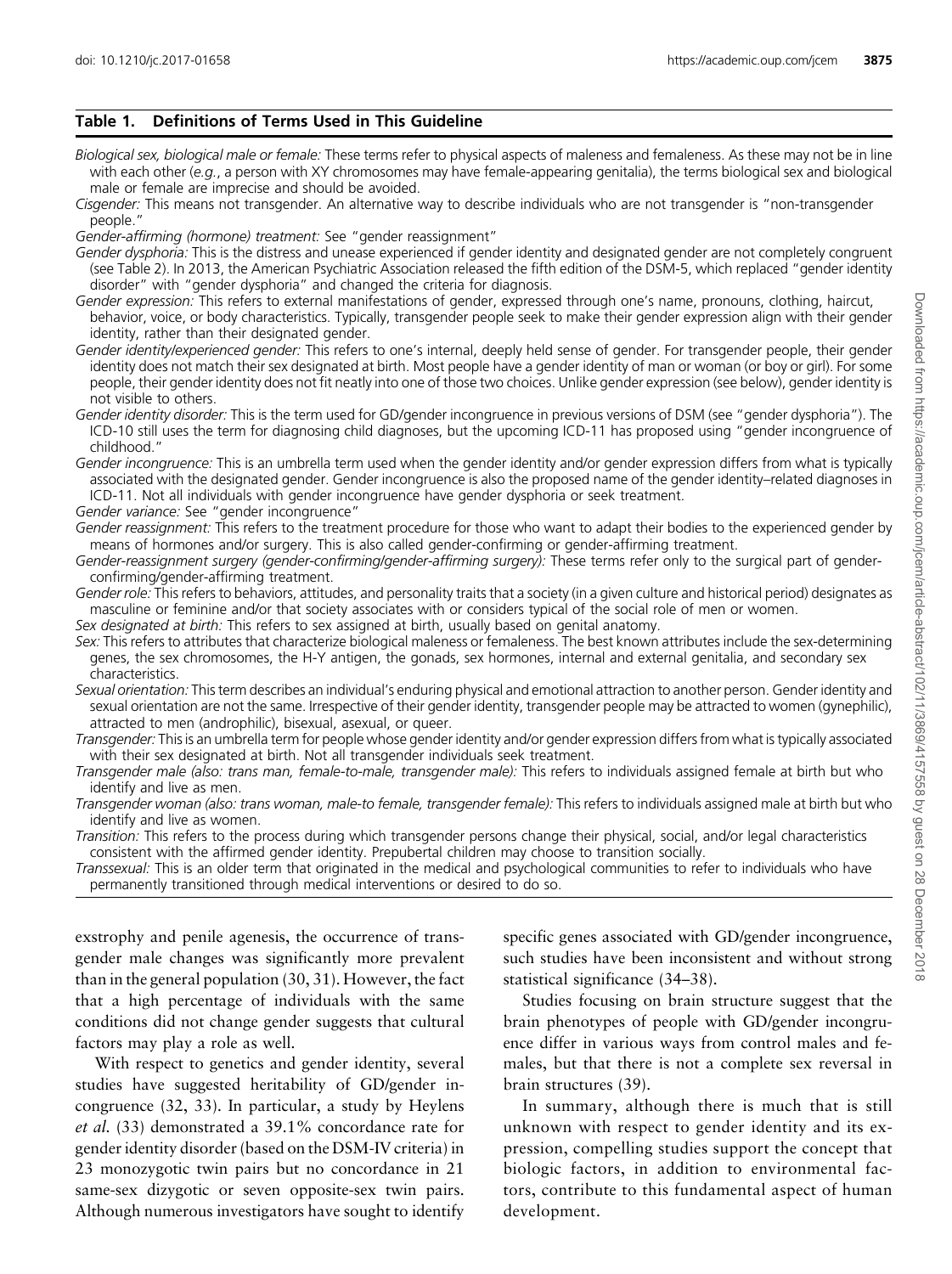**Table 1. Definitions of Terms Used in This Guideline**

*Biological sex, biological male or female:* These terms refer to physical aspects of maleness and femaleness. As these may not be in line with each other (*e.g.*, a person with XY chromosomes may have female-appearing genitalia), the terms biological sex and biological male or female are imprecise and should be avoided.

*Cisgender:* This means not transgender. An alternative way to describe individuals who are not transgender is "non-transgender people."

*Gender-affirming (hormone) treatment:* See "gender reassignment"

*Gender dysphoria:* This is the distress and unease experienced if gender identity and designated gender are not completely congruent (see Table 2). In 2013, the American Psychiatric Association released the fifth edition of the DSM-5, which replaced "gender identity disorder" with "gender dysphoria" and changed the criteria for diagnosis.

*Gender expression:* This refers to external manifestations of gender, expressed through one's name, pronouns, clothing, haircut, behavior, voice, or body characteristics. Typically, transgender people seek to make their gender expression align with their gender identity, rather than their designated gender.

*Gender identity/experienced gender:* This refers to one's internal, deeply held sense of gender. For transgender people, their gender identity does not match their sex designated at birth. Most people have a gender identity of man or woman (or boy or girl). For some people, their gender identity does not fit neatly into one of those two choices. Unlike gender expression (see below), gender identity is not visible to others.

*Gender identity disorder:* This is the term used for GD/gender incongruence in previous versions of DSM (see "gender dysphoria"). The ICD-10 still uses the term for diagnosing child diagnoses, but the upcoming ICD-11 has proposed using "gender incongruence of childhood."

*Gender incongruence:* This is an umbrella term used when the gender identity and/or gender expression differs from what is typically associated with the designated gender. Gender incongruence is also the proposed name of the gender identity–related diagnoses in ICD-11. Not all individuals with gender incongruence have gender dysphoria or seek treatment.

*Gender variance:* See "gender incongruence"

*Gender reassignment:* This refers to the treatment procedure for those who want to adapt their bodies to the experienced gender by means of hormones and/or surgery. This is also called gender-confirming or gender-affirming treatment.

*Gender-reassignment surgery (gender-confirming/gender-affirming surgery):* These terms refer only to the surgical part of gender-confirming/gender-affirming treatment.

*Gender role:* This refers to behaviors, attitudes, and personality traits that a society (in a given culture and historical period) designates as masculine or feminine and/or that society associates with or considers typical of the social role of men or women.

*Sex designated at birth:* This refers to sex assigned at birth, usually based on genital anatomy.

*Sex:* This refers to attributes that characterize biological maleness or femaleness. The best known attributes include the sex-determining genes, the sex chromosomes, the H-Y antigen, the gonads, sex hormones, internal and external genitalia, and secondary sex characteristics.

*Sexual orientation:* This term describes an individual's enduring physical and emotional attraction to another person. Gender identity and sexual orientation are not the same. Irrespective of their gender identity, transgender people may be attracted to women (gynephilic), attracted to men (androphilic), bisexual, asexual, or queer.

*Transgender:* This is an umbrella term for people whose gender identity and/or gender expression differs from what is typically associated with their sex designated at birth. Not all transgender individuals seek treatment.

*Transgender male (also: trans man, female-to-male, transgender male):* This refers to individuals assigned female at birth but who identify and live as men.

*Transgender woman (also: trans woman, male-to female, transgender female):* This refers to individuals assigned male at birth but who identify and live as women.

*Transition:* This refers to the process during which transgender persons change their physical, social, and/or legal characteristics consistent with the affirmed gender identity. Prepubertal children may choose to transition socially.

*Transsexual:* This is an older term that originated in the medical and psychological communities to refer to individuals who have permanently transitioned through medical interventions or desired to do so.

exstrophy and penile agenesis, the occurrence of transgender male changes was significantly more prevalent than in the general population (30, 31). However, the fact that a high percentage of individuals with the same conditions did not change gender suggests that cultural factors may play a role as well.

With respect to genetics and gender identity, several studies have suggested heritability of GD/gender incongruence (32, 33). In particular, a study by Heylens *et al.* (33) demonstrated a 39.1% concordance rate for gender identity disorder (based on the DSM-IV criteria) in 23 monozygotic twin pairs but no concordance in 21 same-sex dizygotic or seven opposite-sex twin pairs. Although numerous investigators have sought to identify specific genes associated with GD/gender incongruence, such studies have been inconsistent and without strong statistical significance (34–38).

Studies focusing on brain structure suggest that the brain phenotypes of people with GD/gender incongruence differ in various ways from control males and females, but that there is not a complete sex reversal in brain structures (39).

In summary, although there is much that is still unknown with respect to gender identity and its expression, compelling studies support the concept that biologic factors, in addition to environmental factors, contribute to this fundamental aspect of human development.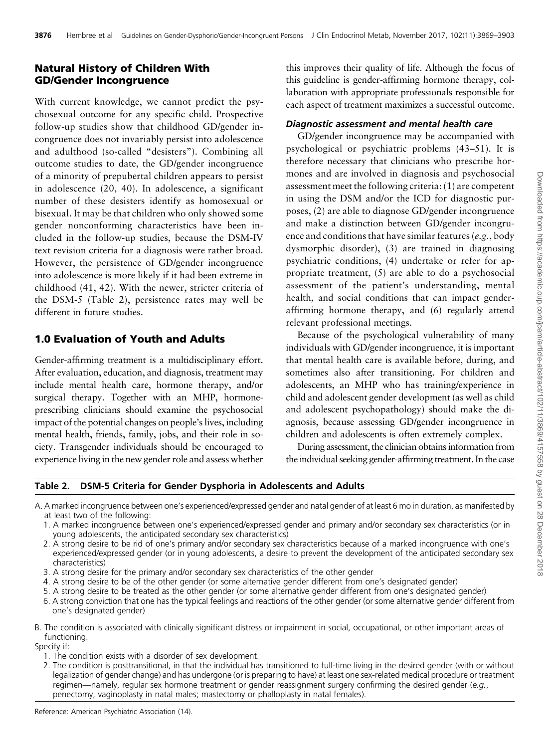## Natural History of Children With GD/Gender Incongruence

With current knowledge, we cannot predict the psychosexual outcome for any specific child. Prospective follow-up studies show that childhood GD/gender incongruence does not invariably persist into adolescence and adulthood (so-called "desisters"). Combining all outcome studies to date, the GD/gender incongruence of a minority of prepubertal children appears to persist in adolescence (20, 40). In adolescence, a significant number of these desisters identify as homosexual or bisexual. It may be that children who only showed some gender nonconforming characteristics have been included in the follow-up studies, because the DSM-IV text revision criteria for a diagnosis were rather broad. However, the persistence of GD/gender incongruence into adolescence is more likely if it had been extreme in childhood (41, 42). With the newer, stricter criteria of the DSM-5 (Table 2), persistence rates may well be different in future studies.

## 1.0 Evaluation of Youth and Adults

Gender-affirming treatment is a multidisciplinary effort. After evaluation, education, and diagnosis, treatment may include mental health care, hormone therapy, and/or surgical therapy. Together with an MHP, hormone-prescribing clinicians should examine the psychosocial impact of the potential changes on people's lives, including mental health, friends, family, jobs, and their role in society. Transgender individuals should be encouraged to experience living in the new gender role and assess whether this improves their quality of life. Although the focus of this guideline is gender-affirming hormone therapy, collaboration with appropriate professionals responsible for each aspect of treatment maximizes a successful outcome.

### *Diagnostic assessment and mental health care*

GD/gender incongruence may be accompanied with psychological or psychiatric problems (43–51). It is therefore necessary that clinicians who prescribe hormones and are involved in diagnosis and psychosocial assessment meet the following criteria: (1) are competent in using the DSM and/or the ICD for diagnostic purposes, (2) are able to diagnose GD/gender incongruence and make a distinction between GD/gender incongruence and conditions that have similar features (*e.g.*, body dysmorphic disorder), (3) are trained in diagnosing psychiatric conditions, (4) undertake or refer for appropriate treatment, (5) are able to do a psychosocial assessment of the patient's understanding, mental health, and social conditions that can impact gender-affirming hormone therapy, and (6) regularly attend relevant professional meetings.

Because of the psychological vulnerability of many individuals with GD/gender incongruence, it is important that mental health care is available before, during, and sometimes also after transitioning. For children and adolescents, an MHP who has training/experience in child and adolescent gender development (as well as child and adolescent psychopathology) should make the diagnosis, because assessing GD/gender incongruence in children and adolescents is often extremely complex.

During assessment, the clinician obtains information from the individual seeking gender-affirming treatment. In the case

**Table 2. DSM-5 Criteria for Gender Dysphoria in Adolescents and Adults**

A. A marked incongruence between one's experienced/expressed gender and natal gender of at least 6 mo in duration, as manifested by at least two of the following:

1. A marked incongruence between one's experienced/expressed gender and primary and/or secondary sex characteristics (or in young adolescents, the anticipated secondary sex characteristics)
2. A strong desire to be rid of one's primary and/or secondary sex characteristics because of a marked incongruence with one's experienced/expressed gender (or in young adolescents, a desire to prevent the development of the anticipated secondary sex characteristics)
3. A strong desire for the primary and/or secondary sex characteristics of the other gender
4. A strong desire to be of the other gender (or some alternative gender different from one's designated gender)
5. A strong desire to be treated as the other gender (or some alternative gender different from one's designated gender)
6. A strong conviction that one has the typical feelings and reactions of the other gender (or some alternative gender different from one's designated gender)

B. The condition is associated with clinically significant distress or impairment in social, occupational, or other important areas of functioning.

Specify if:

1. The condition exists with a disorder of sex development.
2. The condition is posttransitional, in that the individual has transitioned to full-time living in the desired gender (with or without legalization of gender change) and has undergone (or is preparing to have) at least one sex-related medical procedure or treatment regimen—namely, regular sex hormone treatment or gender reassignment surgery confirming the desired gender (*e.g.*, penectomy, vaginoplasty in natal males; mastectomy or phalloplasty in natal females).

Reference: American Psychiatric Association (14).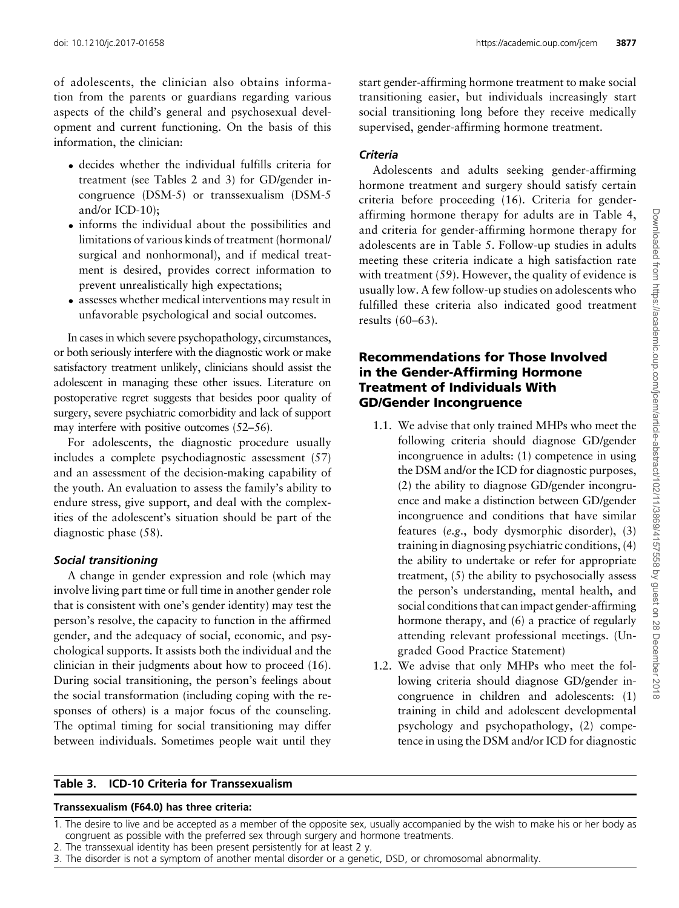of adolescents, the clinician also obtains information from the parents or guardians regarding various aspects of the child's general and psychosexual development and current functioning. On the basis of this information, the clinician:

- decides whether the individual fulfills criteria for treatment (see Tables 2 and 3) for GD/gender incongruence (DSM-5) or transsexualism (DSM-5 and/or ICD-10);
- informs the individual about the possibilities and limitations of various kinds of treatment (hormonal/surgical and nonhormonal), and if medical treatment is desired, provides correct information to prevent unrealistically high expectations;
- assesses whether medical interventions may result in unfavorable psychological and social outcomes.

In cases in which severe psychopathology, circumstances, or both seriously interfere with the diagnostic work or make satisfactory treatment unlikely, clinicians should assist the adolescent in managing these other issues. Literature on postoperative regret suggests that besides poor quality of surgery, severe psychiatric comorbidity and lack of support may interfere with positive outcomes (52–56).

For adolescents, the diagnostic procedure usually includes a complete psychodiagnostic assessment (57) and an assessment of the decision-making capability of the youth. An evaluation to assess the family's ability to endure stress, give support, and deal with the complexities of the adolescent's situation should be part of the diagnostic phase (58).

### *Social transitioning*

A change in gender expression and role (which may involve living part time or full time in another gender role that is consistent with one's gender identity) may test the person's resolve, the capacity to function in the affirmed gender, and the adequacy of social, economic, and psychological supports. It assists both the individual and the clinician in their judgments about how to proceed (16). During social transitioning, the person's feelings about the social transformation (including coping with the responses of others) is a major focus of the counseling. The optimal timing for social transitioning may differ between individuals. Sometimes people wait until they start gender-affirming hormone treatment to make social transitioning easier, but individuals increasingly start social transitioning long before they receive medically supervised, gender-affirming hormone treatment.

### *Criteria*

Adolescents and adults seeking gender-affirming hormone treatment and surgery should satisfy certain criteria before proceeding (16). Criteria for gender-affirming hormone therapy for adults are in Table 4, and criteria for gender-affirming hormone therapy for adolescents are in Table 5. Follow-up studies in adults meeting these criteria indicate a high satisfaction rate with treatment (59). However, the quality of evidence is usually low. A few follow-up studies on adolescents who fulfilled these criteria also indicated good treatment results (60–63).

## Recommendations for Those Involved in the Gender-Affirming Hormone Treatment of Individuals With GD/Gender Incongruence

1.1. We advise that only trained MHPs who meet the following criteria should diagnose GD/gender incongruence in adults: (1) competence in using the DSM and/or the ICD for diagnostic purposes, (2) the ability to diagnose GD/gender incongruence and make a distinction between GD/gender incongruence and conditions that have similar features (*e.g.*, body dysmorphic disorder), (3) training in diagnosing psychiatric conditions, (4) the ability to undertake or refer for appropriate treatment, (5) the ability to psychosocially assess the person's understanding, mental health, and social conditions that can impact gender-affirming hormone therapy, and (6) a practice of regularly attending relevant professional meetings. (Ungraded Good Practice Statement)

1.2. We advise that only MHPs who meet the following criteria should diagnose GD/gender incongruence in children and adolescents: (1) training in child and adolescent developmental psychology and psychopathology, (2) competence in using the DSM and/or ICD for diagnostic

**Table 3. ICD-10 Criteria for Transsexualism**

| **Transsexualism (F64.0) has three criteria:** |
|---|
| 1. The desire to live and be accepted as a member of the opposite sex, usually accompanied by the wish to make his or her body as congruent as possible with the preferred sex through surgery and hormone treatments. |
| 2. The transsexual identity has been present persistently for at least 2 y. |
| 3. The disorder is not a symptom of another mental disorder or a genetic, DSD, or chromosomal abnormality. |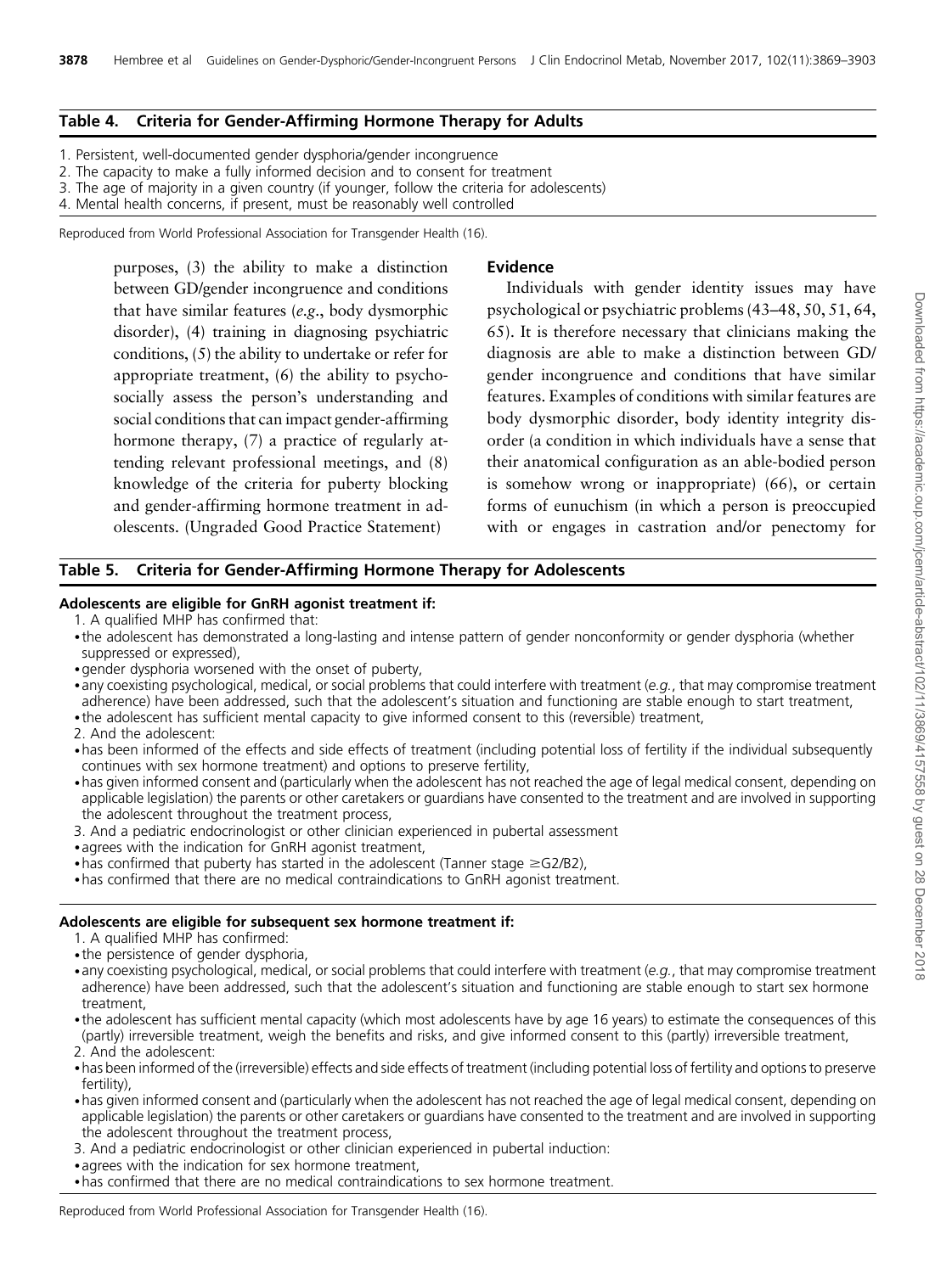## Table 4. Criteria for Gender-Affirming Hormone Therapy for Adults

1. Persistent, well-documented gender dysphoria/gender incongruence
2. The capacity to make a fully informed decision and to consent for treatment
3. The age of majority in a given country (if younger, follow the criteria for adolescents)
4. Mental health concerns, if present, must be reasonably well controlled

Reproduced from World Professional Association for Transgender Health (16).

purposes, (3) the ability to make a distinction between GD/gender incongruence and conditions that have similar features (*e.g.*, body dysmorphic disorder), (4) training in diagnosing psychiatric conditions, (5) the ability to undertake or refer for appropriate treatment, (6) the ability to psychosocially assess the person's understanding and social conditions that can impact gender-affirming hormone therapy, (7) a practice of regularly attending relevant professional meetings, and (8) knowledge of the criteria for puberty blocking and gender-affirming hormone treatment in adolescents. (Ungraded Good Practice Statement)

### Evidence

Individuals with gender identity issues may have psychological or psychiatric problems (43–48, 50, 51, 64, 65). It is therefore necessary that clinicians making the diagnosis are able to make a distinction between GD/gender incongruence and conditions that have similar features. Examples of conditions with similar features are body dysmorphic disorder, body identity integrity disorder (a condition in which individuals have a sense that their anatomical configuration as an able-bodied person is somehow wrong or inappropriate) (66), or certain forms of eunuchism (in which a person is preoccupied with or engages in castration and/or penectomy for

## Table 5. Criteria for Gender-Affirming Hormone Therapy for Adolescents

**Adolescents are eligible for GnRH agonist treatment if:**

1. A qualified MHP has confirmed that:
- the adolescent has demonstrated a long-lasting and intense pattern of gender nonconformity or gender dysphoria (whether suppressed or expressed),
- gender dysphoria worsened with the onset of puberty,
- any coexisting psychological, medical, or social problems that could interfere with treatment (*e.g.*, that may compromise treatment adherence) have been addressed, such that the adolescent's situation and functioning are stable enough to start treatment,
- the adolescent has sufficient mental capacity to give informed consent to this (reversible) treatment,

2. And the adolescent:
- has been informed of the effects and side effects of treatment (including potential loss of fertility if the individual subsequently continues with sex hormone treatment) and options to preserve fertility,
- has given informed consent and (particularly when the adolescent has not reached the age of legal medical consent, depending on applicable legislation) the parents or other caretakers or guardians have consented to the treatment and are involved in supporting the adolescent throughout the treatment process,

3. And a pediatric endocrinologist or other clinician experienced in pubertal assessment
- agrees with the indication for GnRH agonist treatment,
- has confirmed that puberty has started in the adolescent (Tanner stage ≥G2/B2),
- has confirmed that there are no medical contraindications to GnRH agonist treatment.

**Adolescents are eligible for subsequent sex hormone treatment if:**

1. A qualified MHP has confirmed:
- the persistence of gender dysphoria,
- any coexisting psychological, medical, or social problems that could interfere with treatment (*e.g.*, that may compromise treatment adherence) have been addressed, such that the adolescent's situation and functioning are stable enough to start sex hormone treatment,
- the adolescent has sufficient mental capacity (which most adolescents have by age 16 years) to estimate the consequences of this (partly) irreversible treatment, weigh the benefits and risks, and give informed consent to this (partly) irreversible treatment,

2. And the adolescent:
- has been informed of the (irreversible) effects and side effects of treatment (including potential loss of fertility and options to preserve fertility),
- has given informed consent and (particularly when the adolescent has not reached the age of legal medical consent, depending on applicable legislation) the parents or other caretakers or guardians have consented to the treatment and are involved in supporting the adolescent throughout the treatment process,

3. And a pediatric endocrinologist or other clinician experienced in pubertal induction:
- agrees with the indication for sex hormone treatment,
- has confirmed that there are no medical contraindications to sex hormone treatment.

Reproduced from World Professional Association for Transgender Health (16).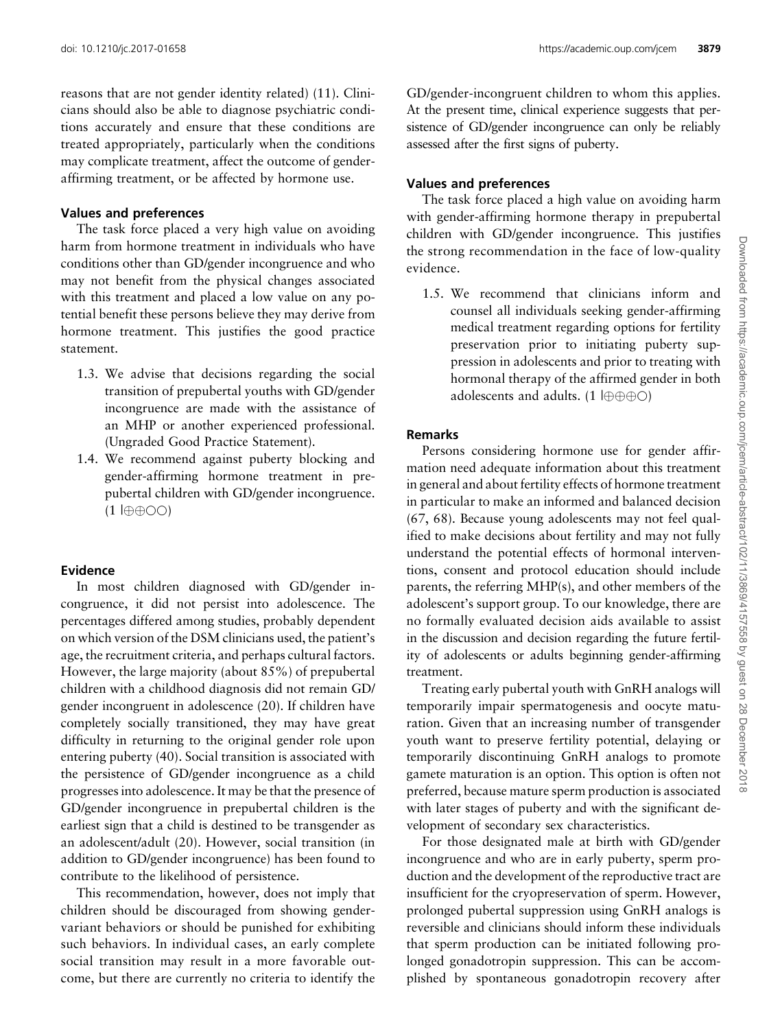reasons that are not gender identity related) (11). Clinicians should also be able to diagnose psychiatric conditions accurately and ensure that these conditions are treated appropriately, particularly when the conditions may complicate treatment, affect the outcome of gender-affirming treatment, or be affected by hormone use.

### Values and preferences

The task force placed a very high value on avoiding harm from hormone treatment in individuals who have conditions other than GD/gender incongruence and who may not benefit from the physical changes associated with this treatment and placed a low value on any potential benefit these persons believe they may derive from hormone treatment. This justifies the good practice statement.

1.3. We advise that decisions regarding the social transition of prepubertal youths with GD/gender incongruence are made with the assistance of an MHP or another experienced professional. (Ungraded Good Practice Statement).

1.4. We recommend against puberty blocking and gender-affirming hormone treatment in prepubertal children with GD/gender incongruence. (1 |⊕⊕○○)

### Evidence

In most children diagnosed with GD/gender incongruence, it did not persist into adolescence. The percentages differed among studies, probably dependent on which version of the DSM clinicians used, the patient's age, the recruitment criteria, and perhaps cultural factors. However, the large majority (about 85%) of prepubertal children with a childhood diagnosis did not remain GD/gender incongruent in adolescence (20). If children have completely socially transitioned, they may have great difficulty in returning to the original gender role upon entering puberty (40). Social transition is associated with the persistence of GD/gender incongruence as a child progresses into adolescence. It may be that the presence of GD/gender incongruence in prepubertal children is the earliest sign that a child is destined to be transgender as an adolescent/adult (20). However, social transition (in addition to GD/gender incongruence) has been found to contribute to the likelihood of persistence.

This recommendation, however, does not imply that children should be discouraged from showing gender-variant behaviors or should be punished for exhibiting such behaviors. In individual cases, an early complete social transition may result in a more favorable outcome, but there are currently no criteria to identify the GD/gender-incongruent children to whom this applies. At the present time, clinical experience suggests that persistence of GD/gender incongruence can only be reliably assessed after the first signs of puberty.

### Values and preferences

The task force placed a high value on avoiding harm with gender-affirming hormone therapy in prepubertal children with GD/gender incongruence. This justifies the strong recommendation in the face of low-quality evidence.

1.5. We recommend that clinicians inform and counsel all individuals seeking gender-affirming medical treatment regarding options for fertility preservation prior to initiating puberty suppression in adolescents and prior to treating with hormonal therapy of the affirmed gender in both adolescents and adults. (1 |⊕⊕⊕○)

### Remarks

Persons considering hormone use for gender affirmation need adequate information about this treatment in general and about fertility effects of hormone treatment in particular to make an informed and balanced decision (67, 68). Because young adolescents may not feel qualified to make decisions about fertility and may not fully understand the potential effects of hormonal interventions, consent and protocol education should include parents, the referring MHP(s), and other members of the adolescent's support group. To our knowledge, there are no formally evaluated decision aids available to assist in the discussion and decision regarding the future fertility of adolescents or adults beginning gender-affirming treatment.

Treating early pubertal youth with GnRH analogs will temporarily impair spermatogenesis and oocyte maturation. Given that an increasing number of transgender youth want to preserve fertility potential, delaying or temporarily discontinuing GnRH analogs to promote gamete maturation is an option. This option is often not preferred, because mature sperm production is associated with later stages of puberty and with the significant development of secondary sex characteristics.

For those designated male at birth with GD/gender incongruence and who are in early puberty, sperm production and the development of the reproductive tract are insufficient for the cryopreservation of sperm. However, prolonged pubertal suppression using GnRH analogs is reversible and clinicians should inform these individuals that sperm production can be initiated following prolonged gonadotropin suppression. This can be accomplished by spontaneous gonadotropin recovery after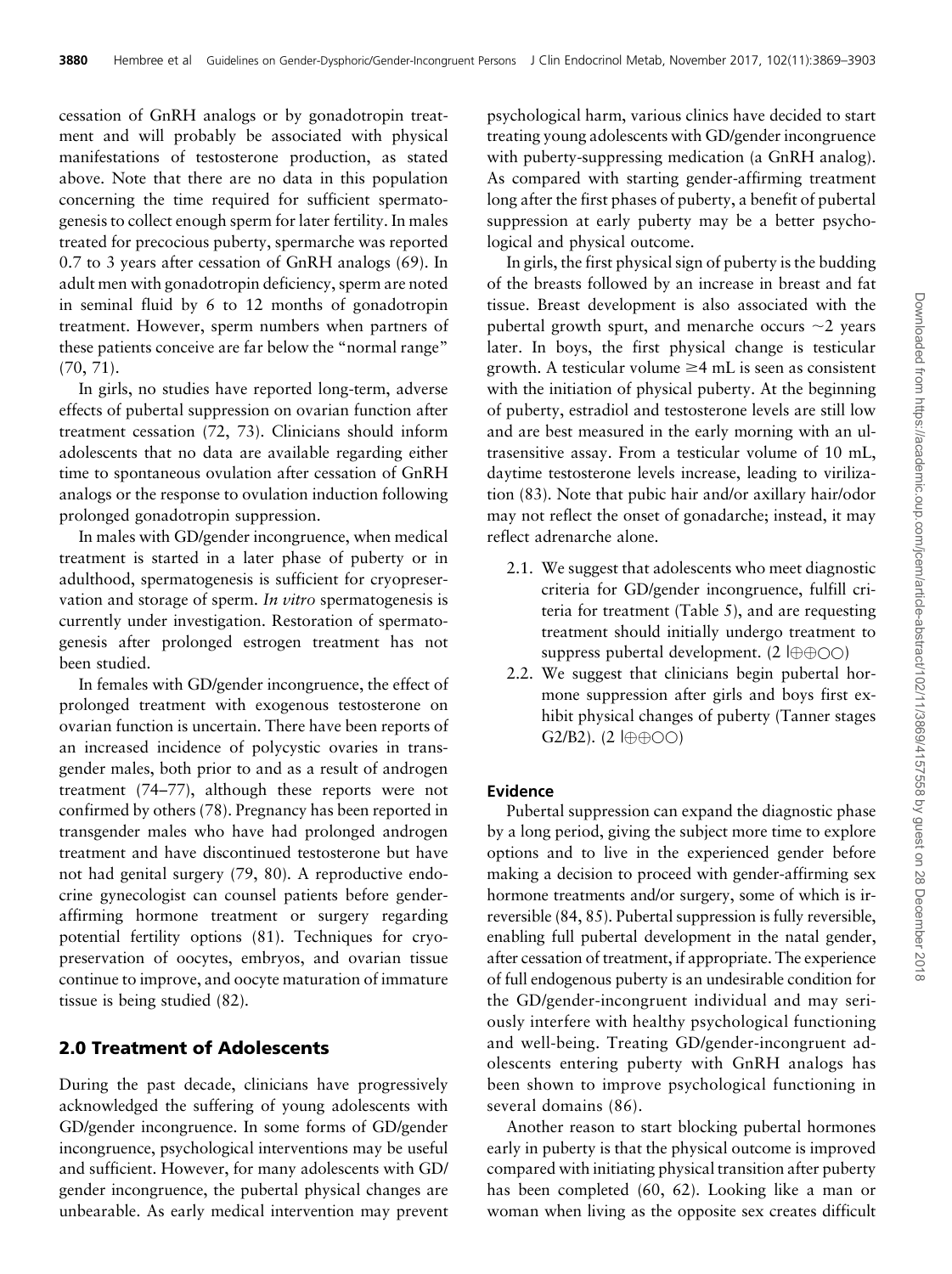cessation of GnRH analogs or by gonadotropin treatment and will probably be associated with physical manifestations of testosterone production, as stated above. Note that there are no data in this population concerning the time required for sufficient spermatogenesis to collect enough sperm for later fertility. In males treated for precocious puberty, spermarche was reported 0.7 to 3 years after cessation of GnRH analogs (69). In adult men with gonadotropin deficiency, sperm are noted in seminal fluid by 6 to 12 months of gonadotropin treatment. However, sperm numbers when partners of these patients conceive are far below the "normal range" (70, 71).

In girls, no studies have reported long-term, adverse effects of pubertal suppression on ovarian function after treatment cessation (72, 73). Clinicians should inform adolescents that no data are available regarding either time to spontaneous ovulation after cessation of GnRH analogs or the response to ovulation induction following prolonged gonadotropin suppression.

In males with GD/gender incongruence, when medical treatment is started in a later phase of puberty or in adulthood, spermatogenesis is sufficient for cryopreservation and storage of sperm. *In vitro* spermatogenesis is currently under investigation. Restoration of spermatogenesis after prolonged estrogen treatment has not been studied.

In females with GD/gender incongruence, the effect of prolonged treatment with exogenous testosterone on ovarian function is uncertain. There have been reports of an increased incidence of polycystic ovaries in transgender males, both prior to and as a result of androgen treatment (74–77), although these reports were not confirmed by others (78). Pregnancy has been reported in transgender males who have had prolonged androgen treatment and have discontinued testosterone but have not had genital surgery (79, 80). A reproductive endocrine gynecologist can counsel patients before gender-affirming hormone treatment or surgery regarding potential fertility options (81). Techniques for cryopreservation of oocytes, embryos, and ovarian tissue continue to improve, and oocyte maturation of immature tissue is being studied (82).

## 2.0 Treatment of Adolescents

During the past decade, clinicians have progressively acknowledged the suffering of young adolescents with GD/gender incongruence. In some forms of GD/gender incongruence, psychological interventions may be useful and sufficient. However, for many adolescents with GD/gender incongruence, the pubertal physical changes are unbearable. As early medical intervention may prevent psychological harm, various clinics have decided to start treating young adolescents with GD/gender incongruence with puberty-suppressing medication (a GnRH analog). As compared with starting gender-affirming treatment long after the first phases of puberty, a benefit of pubertal suppression at early puberty may be a better psychological and physical outcome.

In girls, the first physical sign of puberty is the budding of the breasts followed by an increase in breast and fat tissue. Breast development is also associated with the pubertal growth spurt, and menarche occurs ~2 years later. In boys, the first physical change is testicular growth. A testicular volume ≥4 mL is seen as consistent with the initiation of physical puberty. At the beginning of puberty, estradiol and testosterone levels are still low and are best measured in the early morning with an ultrasensitive assay. From a testicular volume of 10 mL, daytime testosterone levels increase, leading to virilization (83). Note that pubic hair and/or axillary hair/odor may not reflect the onset of gonadarche; instead, it may reflect adrenarche alone.

- 2.1. We suggest that adolescents who meet diagnostic criteria for GD/gender incongruence, fulfill criteria for treatment (Table 5), and are requesting treatment should initially undergo treatment to suppress pubertal development. (2 |⊕⊕○○)
- 2.2. We suggest that clinicians begin pubertal hormone suppression after girls and boys first exhibit physical changes of puberty (Tanner stages G2/B2). (2 |⊕⊕○○)

### Evidence

Pubertal suppression can expand the diagnostic phase by a long period, giving the subject more time to explore options and to live in the experienced gender before making a decision to proceed with gender-affirming sex hormone treatments and/or surgery, some of which is irreversible (84, 85). Pubertal suppression is fully reversible, enabling full pubertal development in the natal gender, after cessation of treatment, if appropriate. The experience of full endogenous puberty is an undesirable condition for the GD/gender-incongruent individual and may seriously interfere with healthy psychological functioning and well-being. Treating GD/gender-incongruent adolescents entering puberty with GnRH analogs has been shown to improve psychological functioning in several domains (86).

Another reason to start blocking pubertal hormones early in puberty is that the physical outcome is improved compared with initiating physical transition after puberty has been completed (60, 62). Looking like a man or woman when living as the opposite sex creates difficult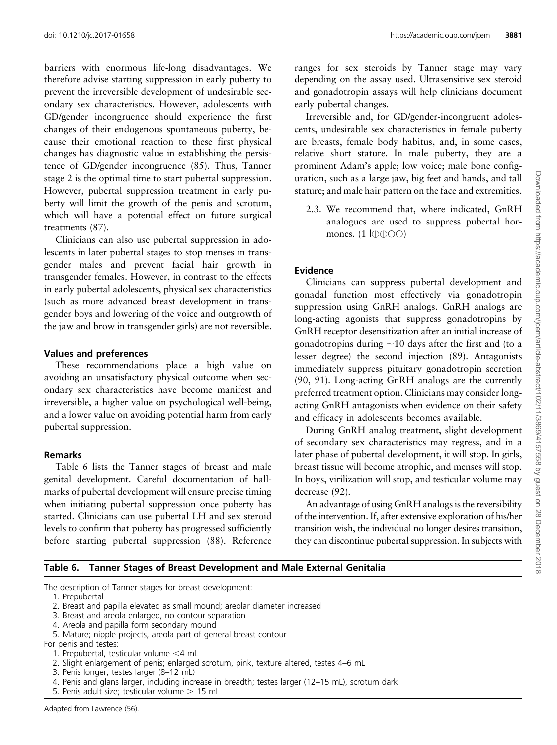barriers with enormous life-long disadvantages. We therefore advise starting suppression in early puberty to prevent the irreversible development of undesirable secondary sex characteristics. However, adolescents with GD/gender incongruence should experience the first changes of their endogenous spontaneous puberty, because their emotional reaction to these first physical changes has diagnostic value in establishing the persistence of GD/gender incongruence (85). Thus, Tanner stage 2 is the optimal time to start pubertal suppression. However, pubertal suppression treatment in early puberty will limit the growth of the penis and scrotum, which will have a potential effect on future surgical treatments (87).

Clinicians can also use pubertal suppression in adolescents in later pubertal stages to stop menses in transgender males and prevent facial hair growth in transgender females. However, in contrast to the effects in early pubertal adolescents, physical sex characteristics (such as more advanced breast development in transgender boys and lowering of the voice and outgrowth of the jaw and brow in transgender girls) are not reversible.

### Values and preferences

These recommendations place a high value on avoiding an unsatisfactory physical outcome when secondary sex characteristics have become manifest and irreversible, a higher value on psychological well-being, and a lower value on avoiding potential harm from early pubertal suppression.

### Remarks

Table 6 lists the Tanner stages of breast and male genital development. Careful documentation of hallmarks of pubertal development will ensure precise timing when initiating pubertal suppression once puberty has started. Clinicians can use pubertal LH and sex steroid levels to confirm that puberty has progressed sufficiently before starting pubertal suppression (88). Reference ranges for sex steroids by Tanner stage may vary depending on the assay used. Ultrasensitive sex steroid and gonadotropin assays will help clinicians document early pubertal changes.

Irreversible and, for GD/gender-incongruent adolescents, undesirable sex characteristics in female puberty are breasts, female body habitus, and, in some cases, relative short stature. In male puberty, they are a prominent Adam's apple; low voice; male bone configuration, such as a large jaw, big feet and hands, and tall stature; and male hair pattern on the face and extremities.

2.3. We recommend that, where indicated, GnRH analogues are used to suppress pubertal hormones. (1 |⊕⊕○○)

### Evidence

Clinicians can suppress pubertal development and gonadal function most effectively via gonadotropin suppression using GnRH analogs. GnRH analogs are long-acting agonists that suppress gonadotropins by GnRH receptor desensitization after an initial increase of gonadotropins during ~10 days after the first and (to a lesser degree) the second injection (89). Antagonists immediately suppress pituitary gonadotropin secretion (90, 91). Long-acting GnRH analogs are the currently preferred treatment option. Clinicians may consider long-acting GnRH antagonists when evidence on their safety and efficacy in adolescents becomes available.

During GnRH analog treatment, slight development of secondary sex characteristics may regress, and in a later phase of pubertal development, it will stop. In girls, breast tissue will become atrophic, and menses will stop. In boys, virilization will stop, and testicular volume may decrease (92).

An advantage of using GnRH analogs is the reversibility of the intervention. If, after extensive exploration of his/her transition wish, the individual no longer desires transition, they can discontinue pubertal suppression. In subjects with

**Table 6. Tanner Stages of Breast Development and Male External Genitalia**

The description of Tanner stages for breast development:

1. Prepubertal
2. Breast and papilla elevated as small mound; areolar diameter increased
3. Breast and areola enlarged, no contour separation
4. Areola and papilla form secondary mound
5. Mature; nipple projects, areola part of general breast contour

For penis and testes:

1. Prepubertal, testicular volume <4 mL
2. Slight enlargement of penis; enlarged scrotum, pink, texture altered, testes 4–6 mL
3. Penis longer, testes larger (8–12 mL)
4. Penis and glans larger, including increase in breadth; testes larger (12–15 mL), scrotum dark
5. Penis adult size; testicular volume > 15 ml

Adapted from Lawrence (56).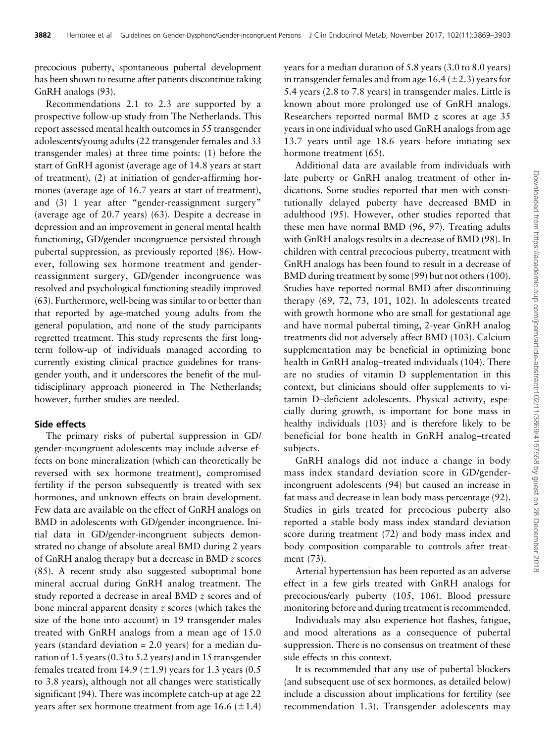precocious puberty, spontaneous pubertal development has been shown to resume after patients discontinue taking GnRH analogs (93).

Recommendations 2.1 to 2.3 are supported by a prospective follow-up study from The Netherlands. This report assessed mental health outcomes in 55 transgender adolescents/young adults (22 transgender females and 33 transgender males) at three time points: (1) before the start of GnRH agonist (average age of 14.8 years at start of treatment), (2) at initiation of gender-affirming hormones (average age of 16.7 years at start of treatment), and (3) 1 year after "gender-reassignment surgery" (average age of 20.7 years) (63). Despite a decrease in depression and an improvement in general mental health functioning, GD/gender incongruence persisted through pubertal suppression, as previously reported (86). However, following sex hormone treatment and gender-reassignment surgery, GD/gender incongruence was resolved and psychological functioning steadily improved (63). Furthermore, well-being was similar to or better than that reported by age-matched young adults from the general population, and none of the study participants regretted treatment. This study represents the first long-term follow-up of individuals managed according to currently existing clinical practice guidelines for transgender youth, and it underscores the benefit of the multidisciplinary approach pioneered in The Netherlands; however, further studies are needed.

### Side effects

The primary risks of pubertal suppression in GD/gender-incongruent adolescents may include adverse effects on bone mineralization (which can theoretically be reversed with sex hormone treatment), compromised fertility if the person subsequently is treated with sex hormones, and unknown effects on brain development. Few data are available on the effect of GnRH analogs on BMD in adolescents with GD/gender incongruence. Initial data in GD/gender-incongruent subjects demonstrated no change of absolute areal BMD during 2 years of GnRH analog therapy but a decrease in BMD *z* scores (85). A recent study also suggested suboptimal bone mineral accrual during GnRH analog treatment. The study reported a decrease in areal BMD *z* scores and of bone mineral apparent density *z* scores (which takes the size of the bone into account) in 19 transgender males treated with GnRH analogs from a mean age of 15.0 years (standard deviation = 2.0 years) for a median duration of 1.5 years (0.3 to 5.2 years) and in 15 transgender females treated from 14.9 ($\pm$1.9) years for 1.3 years (0.5 to 3.8 years), although not all changes were statistically significant (94). There was incomplete catch-up at age 22 years after sex hormone treatment from age 16.6 ($\pm$1.4) years for a median duration of 5.8 years (3.0 to 8.0 years) in transgender females and from age 16.4 ($\pm$2.3) years for 5.4 years (2.8 to 7.8 years) in transgender males. Little is known about more prolonged use of GnRH analogs. Researchers reported normal BMD *z* scores at age 35 years in one individual who used GnRH analogs from age 13.7 years until age 18.6 years before initiating sex hormone treatment (65).

Additional data are available from individuals with late puberty or GnRH analog treatment of other indications. Some studies reported that men with constitutionally delayed puberty have decreased BMD in adulthood (95). However, other studies reported that these men have normal BMD (96, 97). Treating adults with GnRH analogs results in a decrease of BMD (98). In children with central precocious puberty, treatment with GnRH analogs has been found to result in a decrease of BMD during treatment by some (99) but not others (100). Studies have reported normal BMD after discontinuing therapy (69, 72, 73, 101, 102). In adolescents treated with growth hormone who are small for gestational age and have normal pubertal timing, 2-year GnRH analog treatments did not adversely affect BMD (103). Calcium supplementation may be beneficial in optimizing bone health in GnRH analog–treated individuals (104). There are no studies of vitamin D supplementation in this context, but clinicians should offer supplements to vitamin D–deficient adolescents. Physical activity, especially during growth, is important for bone mass in healthy individuals (103) and is therefore likely to be beneficial for bone health in GnRH analog–treated subjects.

GnRH analogs did not induce a change in body mass index standard deviation score in GD/gender-incongruent adolescents (94) but caused an increase in fat mass and decrease in lean body mass percentage (92). Studies in girls treated for precocious puberty also reported a stable body mass index standard deviation score during treatment (72) and body mass index and body composition comparable to controls after treatment (73).

Arterial hypertension has been reported as an adverse effect in a few girls treated with GnRH analogs for precocious/early puberty (105, 106). Blood pressure monitoring before and during treatment is recommended.

Individuals may also experience hot flashes, fatigue, and mood alterations as a consequence of pubertal suppression. There is no consensus on treatment of these side effects in this context.

It is recommended that any use of pubertal blockers (and subsequent use of sex hormones, as detailed below) include a discussion about implications for fertility (see recommendation 1.3). Transgender adolescents may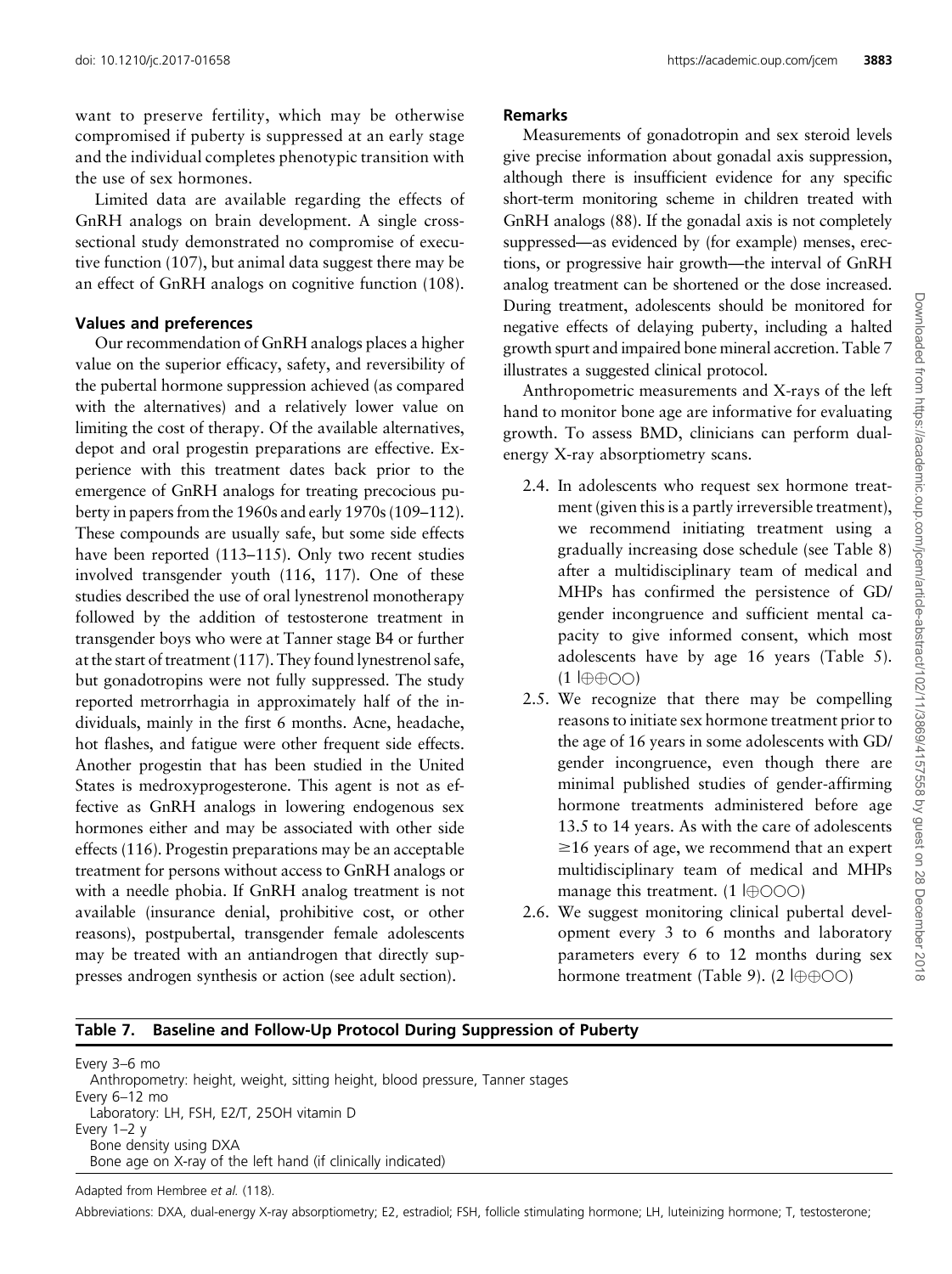want to preserve fertility, which may be otherwise compromised if puberty is suppressed at an early stage and the individual completes phenotypic transition with the use of sex hormones.

Limited data are available regarding the effects of GnRH analogs on brain development. A single cross-sectional study demonstrated no compromise of executive function (107), but animal data suggest there may be an effect of GnRH analogs on cognitive function (108).

### Values and preferences

Our recommendation of GnRH analogs places a higher value on the superior efficacy, safety, and reversibility of the pubertal hormone suppression achieved (as compared with the alternatives) and a relatively lower value on limiting the cost of therapy. Of the available alternatives, depot and oral progestin preparations are effective. Experience with this treatment dates back prior to the emergence of GnRH analogs for treating precocious puberty in papers from the 1960s and early 1970s (109–112). These compounds are usually safe, but some side effects have been reported (113–115). Only two recent studies involved transgender youth (116, 117). One of these studies described the use of oral lynestrenol monotherapy followed by the addition of testosterone treatment in transgender boys who were at Tanner stage B4 or further at the start of treatment (117). They found lynestrenol safe, but gonadotropins were not fully suppressed. The study reported metrorrhagia in approximately half of the individuals, mainly in the first 6 months. Acne, headache, hot flashes, and fatigue were other frequent side effects. Another progestin that has been studied in the United States is medroxyprogesterone. This agent is not as effective as GnRH analogs in lowering endogenous sex hormones either and may be associated with other side effects (116). Progestin preparations may be an acceptable treatment for persons without access to GnRH analogs or with a needle phobia. If GnRH analog treatment is not available (insurance denial, prohibitive cost, or other reasons), postpubertal, transgender female adolescents may be treated with an antiandrogen that directly suppresses androgen synthesis or action (see adult section).

### Remarks

Measurements of gonadotropin and sex steroid levels give precise information about gonadal axis suppression, although there is insufficient evidence for any specific short-term monitoring scheme in children treated with GnRH analogs (88). If the gonadal axis is not completely suppressed—as evidenced by (for example) menses, erections, or progressive hair growth—the interval of GnRH analog treatment can be shortened or the dose increased. During treatment, adolescents should be monitored for negative effects of delaying puberty, including a halted growth spurt and impaired bone mineral accretion. Table 7 illustrates a suggested clinical protocol.

Anthropometric measurements and X-rays of the left hand to monitor bone age are informative for evaluating growth. To assess BMD, clinicians can perform dual-energy X-ray absorptiometry scans.

2.4. In adolescents who request sex hormone treatment (given this is a partly irreversible treatment), we recommend initiating treatment using a gradually increasing dose schedule (see Table 8) after a multidisciplinary team of medical and MHPs has confirmed the persistence of GD/gender incongruence and sufficient mental capacity to give informed consent, which most adolescents have by age 16 years (Table 5). (1 |⊕⊕○○)

2.5. We recognize that there may be compelling reasons to initiate sex hormone treatment prior to the age of 16 years in some adolescents with GD/gender incongruence, even though there are minimal published studies of gender-affirming hormone treatments administered before age 13.5 to 14 years. As with the care of adolescents ≥16 years of age, we recommend that an expert multidisciplinary team of medical and MHPs manage this treatment. (1 |⊕○○○)

2.6. We suggest monitoring clinical pubertal development every 3 to 6 months and laboratory parameters every 6 to 12 months during sex hormone treatment (Table 9). (2 |⊕⊕○○)

**Table 7. Baseline and Follow-Up Protocol During Suppression of Puberty**

| |
|---|
| Every 3–6 mo |
| Anthropometry: height, weight, sitting height, blood pressure, Tanner stages |
| Every 6–12 mo |
| Laboratory: LH, FSH, E2/T, 25OH vitamin D |
| Every 1–2 y |
| Bone density using DXA |
| Bone age on X-ray of the left hand (if clinically indicated) |

Adapted from Hembree *et al.* (118).

Abbreviations: DXA, dual-energy X-ray absorptiometry; E2, estradiol; FSH, follicle stimulating hormone; LH, luteinizing hormone; T, testosterone;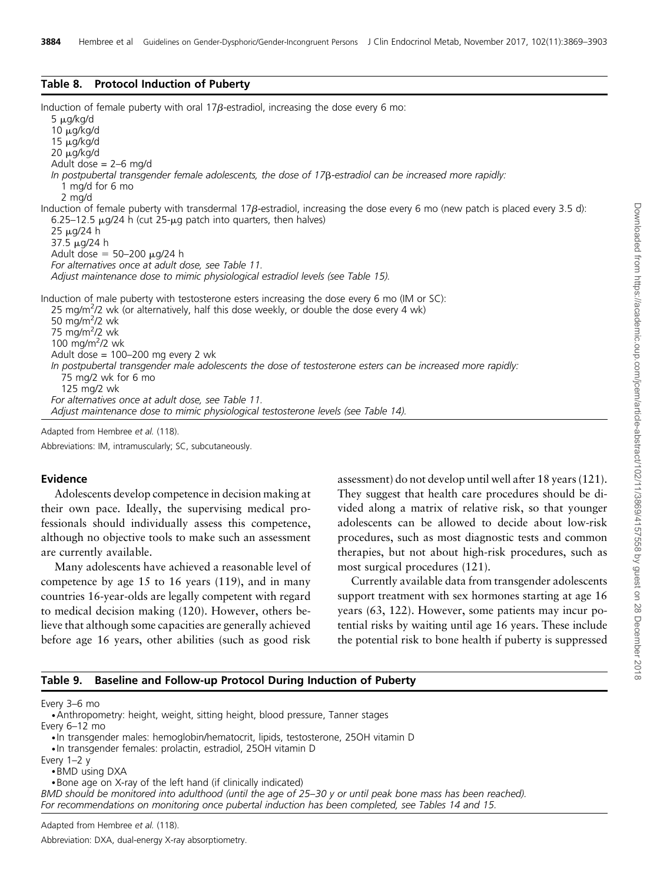**Table 8. Protocol Induction of Puberty**

Induction of female puberty with oral 17$\beta$-estradiol, increasing the dose every 6 mo:
- 5 $\mu$g/kg/d
- 10 $\mu$g/kg/d
- 15 $\mu$g/kg/d
- 20 $\mu$g/kg/d
- Adult dose = 2–6 mg/d
- *In postpubertal transgender female adolescents, the dose of 17β-estradiol can be increased more rapidly:*
  - 1 mg/d for 6 mo
  - 2 mg/d

Induction of female puberty with transdermal 17$\beta$-estradiol, increasing the dose every 6 mo (new patch is placed every 3.5 d):
- 6.25–12.5 $\mu$g/24 h (cut 25-$\mu$g patch into quarters, then halves)
- 25 $\mu$g/24 h
- 37.5 $\mu$g/24 h
- Adult dose = 50–200 $\mu$g/24 h
- *For alternatives once at adult dose, see Table 11.*
- *Adjust maintenance dose to mimic physiological estradiol levels (see Table 15).*

Induction of male puberty with testosterone esters increasing the dose every 6 mo (IM or SC):
- 25 mg/m$^2$/2 wk (or alternatively, half this dose weekly, or double the dose every 4 wk)
- 50 mg/m$^2$/2 wk
- 75 mg/m$^2$/2 wk
- 100 mg/m$^2$/2 wk
- Adult dose = 100–200 mg every 2 wk
- *In postpubertal transgender male adolescents the dose of testosterone esters can be increased more rapidly:*
  - 75 mg/2 wk for 6 mo
  - 125 mg/2 wk
- *For alternatives once at adult dose, see Table 11.*
- *Adjust maintenance dose to mimic physiological testosterone levels (see Table 14).*

Adapted from Hembree *et al.* (118).

Abbreviations: IM, intramuscularly; SC, subcutaneously.

### Evidence

Adolescents develop competence in decision making at their own pace. Ideally, the supervising medical professionals should individually assess this competence, although no objective tools to make such an assessment are currently available.

Many adolescents have achieved a reasonable level of competence by age 15 to 16 years (119), and in many countries 16-year-olds are legally competent with regard to medical decision making (120). However, others believe that although some capacities are generally achieved before age 16 years, other abilities (such as good risk assessment) do not develop until well after 18 years (121). They suggest that health care procedures should be divided along a matrix of relative risk, so that younger adolescents can be allowed to decide about low-risk procedures, such as most diagnostic tests and common therapies, but not about high-risk procedures, such as most surgical procedures (121).

Currently available data from transgender adolescents support treatment with sex hormones starting at age 16 years (63, 122). However, some patients may incur potential risks by waiting until age 16 years. These include the potential risk to bone health if puberty is suppressed

**Table 9. Baseline and Follow-up Protocol During Induction of Puberty**

Every 3–6 mo
- Anthropometry: height, weight, sitting height, blood pressure, Tanner stages

Every 6–12 mo
- In transgender males: hemoglobin/hematocrit, lipids, testosterone, 25OH vitamin D
- In transgender females: prolactin, estradiol, 25OH vitamin D

Every 1–2 y
- BMD using DXA
- Bone age on X-ray of the left hand (if clinically indicated)

*BMD should be monitored into adulthood (until the age of 25–30 y or until peak bone mass has been reached).*
*For recommendations on monitoring once pubertal induction has been completed, see Tables 14 and 15.*

Adapted from Hembree *et al.* (118).

Abbreviation: DXA, dual-energy X-ray absorptiometry.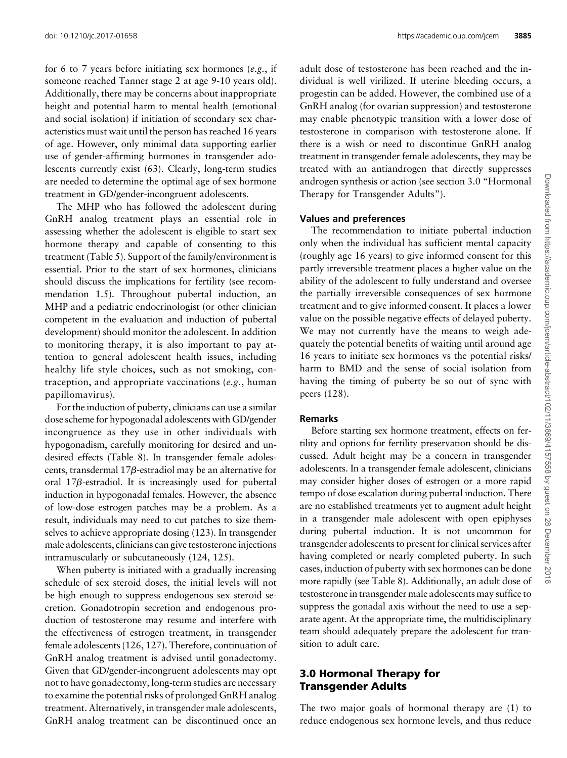for 6 to 7 years before initiating sex hormones (*e.g.*, if someone reached Tanner stage 2 at age 9-10 years old). Additionally, there may be concerns about inappropriate height and potential harm to mental health (emotional and social isolation) if initiation of secondary sex characteristics must wait until the person has reached 16 years of age. However, only minimal data supporting earlier use of gender-affirming hormones in transgender adolescents currently exist (63). Clearly, long-term studies are needed to determine the optimal age of sex hormone treatment in GD/gender-incongruent adolescents.

The MHP who has followed the adolescent during GnRH analog treatment plays an essential role in assessing whether the adolescent is eligible to start sex hormone therapy and capable of consenting to this treatment (Table 5). Support of the family/environment is essential. Prior to the start of sex hormones, clinicians should discuss the implications for fertility (see recommendation 1.5). Throughout pubertal induction, an MHP and a pediatric endocrinologist (or other clinician competent in the evaluation and induction of pubertal development) should monitor the adolescent. In addition to monitoring therapy, it is also important to pay attention to general adolescent health issues, including healthy life style choices, such as not smoking, contraception, and appropriate vaccinations (*e.g.*, human papillomavirus).

For the induction of puberty, clinicians can use a similar dose scheme for hypogonadal adolescents with GD/gender incongruence as they use in other individuals with hypogonadism, carefully monitoring for desired and undesired effects (Table 8). In transgender female adolescents, transdermal 17$\beta$-estradiol may be an alternative for oral 17$\beta$-estradiol. It is increasingly used for pubertal induction in hypogonadal females. However, the absence of low-dose estrogen patches may be a problem. As a result, individuals may need to cut patches to size themselves to achieve appropriate dosing (123). In transgender male adolescents, clinicians can give testosterone injections intramuscularly or subcutaneously (124, 125).

When puberty is initiated with a gradually increasing schedule of sex steroid doses, the initial levels will not be high enough to suppress endogenous sex steroid secretion. Gonadotropin secretion and endogenous production of testosterone may resume and interfere with the effectiveness of estrogen treatment, in transgender female adolescents (126, 127). Therefore, continuation of GnRH analog treatment is advised until gonadectomy. Given that GD/gender-incongruent adolescents may opt not to have gonadectomy, long-term studies are necessary to examine the potential risks of prolonged GnRH analog treatment. Alternatively, in transgender male adolescents, GnRH analog treatment can be discontinued once an adult dose of testosterone has been reached and the individual is well virilized. If uterine bleeding occurs, a progestin can be added. However, the combined use of a GnRH analog (for ovarian suppression) and testosterone may enable phenotypic transition with a lower dose of testosterone in comparison with testosterone alone. If there is a wish or need to discontinue GnRH analog treatment in transgender female adolescents, they may be treated with an antiandrogen that directly suppresses androgen synthesis or action (see section 3.0 "Hormonal Therapy for Transgender Adults").

#### Values and preferences

The recommendation to initiate pubertal induction only when the individual has sufficient mental capacity (roughly age 16 years) to give informed consent for this partly irreversible treatment places a higher value on the ability of the adolescent to fully understand and oversee the partially irreversible consequences of sex hormone treatment and to give informed consent. It places a lower value on the possible negative effects of delayed puberty. We may not currently have the means to weigh adequately the potential benefits of waiting until around age 16 years to initiate sex hormones vs the potential risks/harm to BMD and the sense of social isolation from having the timing of puberty be so out of sync with peers (128).

#### Remarks

Before starting sex hormone treatment, effects on fertility and options for fertility preservation should be discussed. Adult height may be a concern in transgender adolescents. In a transgender female adolescent, clinicians may consider higher doses of estrogen or a more rapid tempo of dose escalation during pubertal induction. There are no established treatments yet to augment adult height in a transgender male adolescent with open epiphyses during pubertal induction. It is not uncommon for transgender adolescents to present for clinical services after having completed or nearly completed puberty. In such cases, induction of puberty with sex hormones can be done more rapidly (see Table 8). Additionally, an adult dose of testosterone in transgender male adolescents may suffice to suppress the gonadal axis without the need to use a separate agent. At the appropriate time, the multidisciplinary team should adequately prepare the adolescent for transition to adult care.

## 3.0 Hormonal Therapy for Transgender Adults

The two major goals of hormonal therapy are (1) to reduce endogenous sex hormone levels, and thus reduce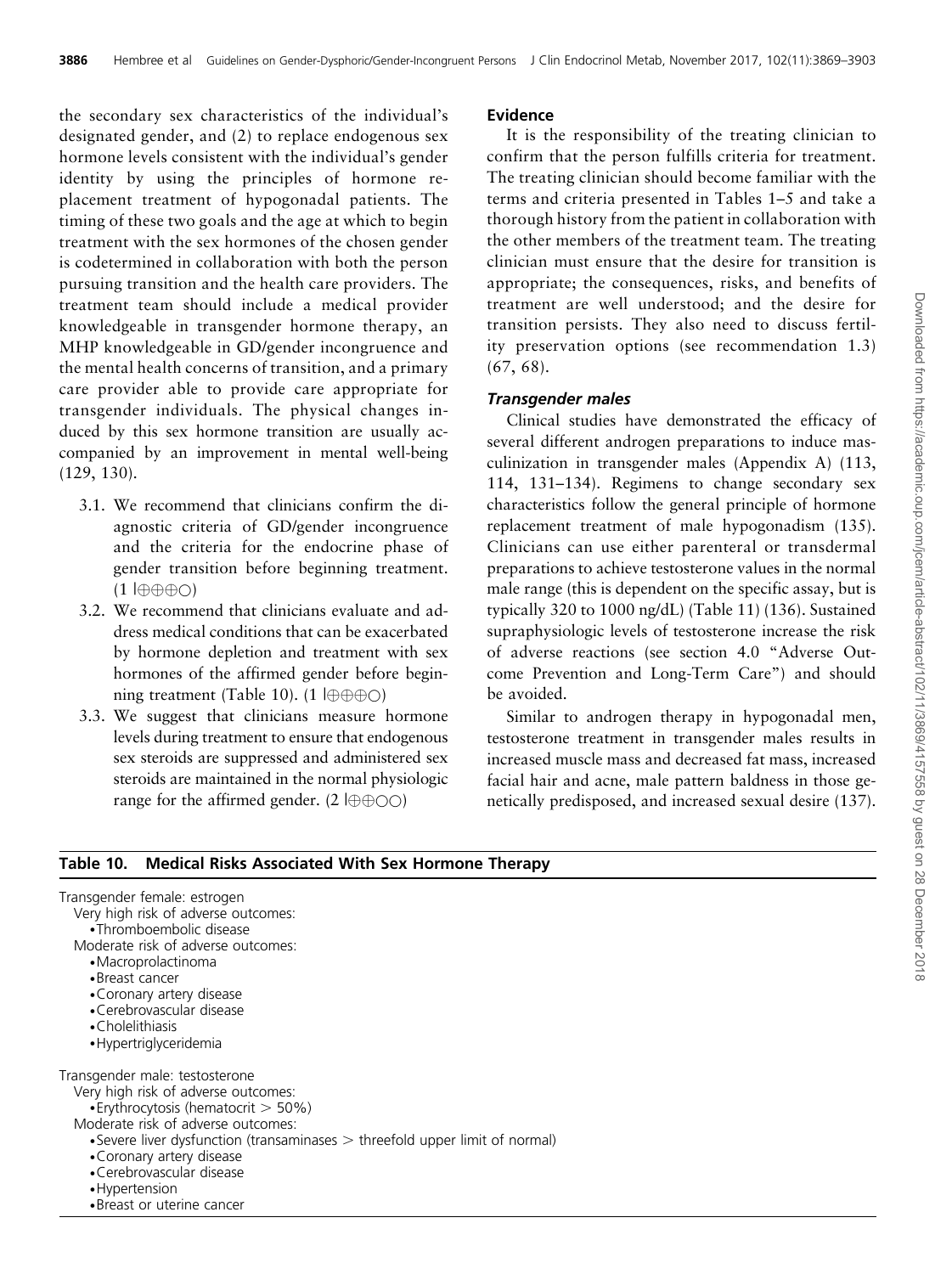the secondary sex characteristics of the individual's designated gender, and (2) to replace endogenous sex hormone levels consistent with the individual's gender identity by using the principles of hormone replacement treatment of hypogonadal patients. The timing of these two goals and the age at which to begin treatment with the sex hormones of the chosen gender is codetermined in collaboration with both the person pursuing transition and the health care providers. The treatment team should include a medical provider knowledgeable in transgender hormone therapy, an MHP knowledgeable in GD/gender incongruence and the mental health concerns of transition, and a primary care provider able to provide care appropriate for transgender individuals. The physical changes induced by this sex hormone transition are usually accompanied by an improvement in mental well-being (129, 130).

3.1. We recommend that clinicians confirm the diagnostic criteria of GD/gender incongruence and the criteria for the endocrine phase of gender transition before beginning treatment. (1 |⊕⊕⊕○)

3.2. We recommend that clinicians evaluate and address medical conditions that can be exacerbated by hormone depletion and treatment with sex hormones of the affirmed gender before beginning treatment (Table 10). (1 |⊕⊕⊕○)

3.3. We suggest that clinicians measure hormone levels during treatment to ensure that endogenous sex steroids are suppressed and administered sex steroids are maintained in the normal physiologic range for the affirmed gender. (2 |⊕⊕○○)

### Evidence

It is the responsibility of the treating clinician to confirm that the person fulfills criteria for treatment. The treating clinician should become familiar with the terms and criteria presented in Tables 1–5 and take a thorough history from the patient in collaboration with the other members of the treatment team. The treating clinician must ensure that the desire for transition is appropriate; the consequences, risks, and benefits of treatment are well understood; and the desire for transition persists. They also need to discuss fertility preservation options (see recommendation 1.3) (67, 68).

#### *Transgender males*

Clinical studies have demonstrated the efficacy of several different androgen preparations to induce masculinization in transgender males (Appendix A) (113, 114, 131–134). Regimens to change secondary sex characteristics follow the general principle of hormone replacement treatment of male hypogonadism (135). Clinicians can use either parenteral or transdermal preparations to achieve testosterone values in the normal male range (this is dependent on the specific assay, but is typically 320 to 1000 ng/dL) (Table 11) (136). Sustained supraphysiologic levels of testosterone increase the risk of adverse reactions (see section 4.0 "Adverse Outcome Prevention and Long-Term Care") and should be avoided.

Similar to androgen therapy in hypogonadal men, testosterone treatment in transgender males results in increased muscle mass and decreased fat mass, increased facial hair and acne, male pattern baldness in those genetically predisposed, and increased sexual desire (137).

**Table 10. Medical Risks Associated With Sex Hormone Therapy**

Transgender female: estrogen
- Very high risk of adverse outcomes:
  - Thromboembolic disease
- Moderate risk of adverse outcomes:
  - Macroprolactinoma
  - Breast cancer
  - Coronary artery disease
  - Cerebrovascular disease
  - Cholelithiasis
  - Hypertriglyceridemia

Transgender male: testosterone
- Very high risk of adverse outcomes:
  - Erythrocytosis (hematocrit > 50%)
- Moderate risk of adverse outcomes:
  - Severe liver dysfunction (transaminases > threefold upper limit of normal)
  - Coronary artery disease
  - Cerebrovascular disease
  - Hypertension
  - Breast or uterine cancer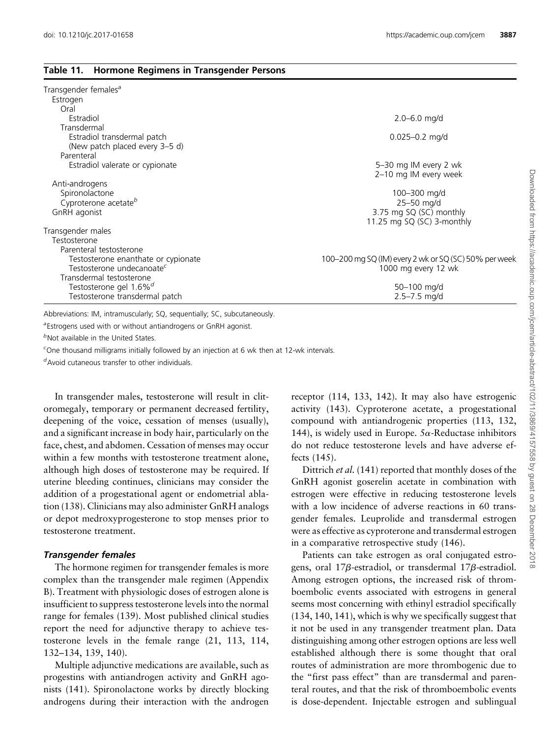**Table 11. Hormone Regimens in Transgender Persons**

| | |
|---|---|
| Transgender females[a] | |
| Estrogen | |
| Oral | |
| Estradiol | 2.0–6.0 mg/d |
| Transdermal | |
| Estradiol transdermal patch (New patch placed every 3–5 d) | 0.025–0.2 mg/d |
| Parenteral | |
| Estradiol valerate or cypionate | 5–30 mg IM every 2 wk |
| | 2–10 mg IM every week |
| Anti-androgens | |
| Spironolactone | 100–300 mg/d |
| Cyproterone acetate[b] | 25–50 mg/d |
| GnRH agonist | 3.75 mg SQ (SC) monthly |
| | 11.25 mg SQ (SC) 3-monthly |
| Transgender males | |
| Testosterone | |
| Parenteral testosterone | |
| Testosterone enanthate or cypionate | 100–200 mg SQ (IM) every 2 wk or SQ (SC) 50% per week |
| Testosterone undecanoate[c] | 1000 mg every 12 wk |
| Transdermal testosterone | |
| Testosterone gel 1.6%[d] | 50–100 mg/d |
| Testosterone transdermal patch | 2.5–7.5 mg/d |

Abbreviations: IM, intramuscularly; SQ, sequentially; SC, subcutaneously.

[a]Estrogens used with or without antiandrogens or GnRH agonist.

[b]Not available in the United States.

[c]One thousand milligrams initially followed by an injection at 6 wk then at 12-wk intervals.

[d]Avoid cutaneous transfer to other individuals.

In transgender males, testosterone will result in clitoromegaly, temporary or permanent decreased fertility, deepening of the voice, cessation of menses (usually), and a significant increase in body hair, particularly on the face, chest, and abdomen. Cessation of menses may occur within a few months with testosterone treatment alone, although high doses of testosterone may be required. If uterine bleeding continues, clinicians may consider the addition of a progestational agent or endometrial ablation (138). Clinicians may also administer GnRH analogs or depot medroxyprogesterone to stop menses prior to testosterone treatment.

### *Transgender females*

The hormone regimen for transgender females is more complex than the transgender male regimen (Appendix B). Treatment with physiologic doses of estrogen alone is insufficient to suppress testosterone levels into the normal range for females (139). Most published clinical studies report the need for adjunctive therapy to achieve testosterone levels in the female range (21, 113, 114, 132–134, 139, 140).

Multiple adjunctive medications are available, such as progestins with antiandrogen activity and GnRH agonists (141). Spironolactone works by directly blocking androgens during their interaction with the androgen receptor (114, 133, 142). It may also have estrogenic activity (143). Cyproterone acetate, a progestational compound with antiandrogenic properties (113, 132, 144), is widely used in Europe. $5\alpha$-Reductase inhibitors do not reduce testosterone levels and have adverse effects (145).

Dittrich *et al.* (141) reported that monthly doses of the GnRH agonist goserelin acetate in combination with estrogen were effective in reducing testosterone levels with a low incidence of adverse reactions in 60 transgender females. Leuprolide and transdermal estrogen were as effective as cyproterone and transdermal estrogen in a comparative retrospective study (146).

Patients can take estrogen as oral conjugated estrogens, oral $17\beta$-estradiol, or transdermal $17\beta$-estradiol. Among estrogen options, the increased risk of thromboembolic events associated with estrogens in general seems most concerning with ethinyl estradiol specifically (134, 140, 141), which is why we specifically suggest that it not be used in any transgender treatment plan. Data distinguishing among other estrogen options are less well established although there is some thought that oral routes of administration are more thrombogenic due to the "first pass effect" than are transdermal and parenteral routes, and that the risk of thromboembolic events is dose-dependent. Injectable estrogen and sublingual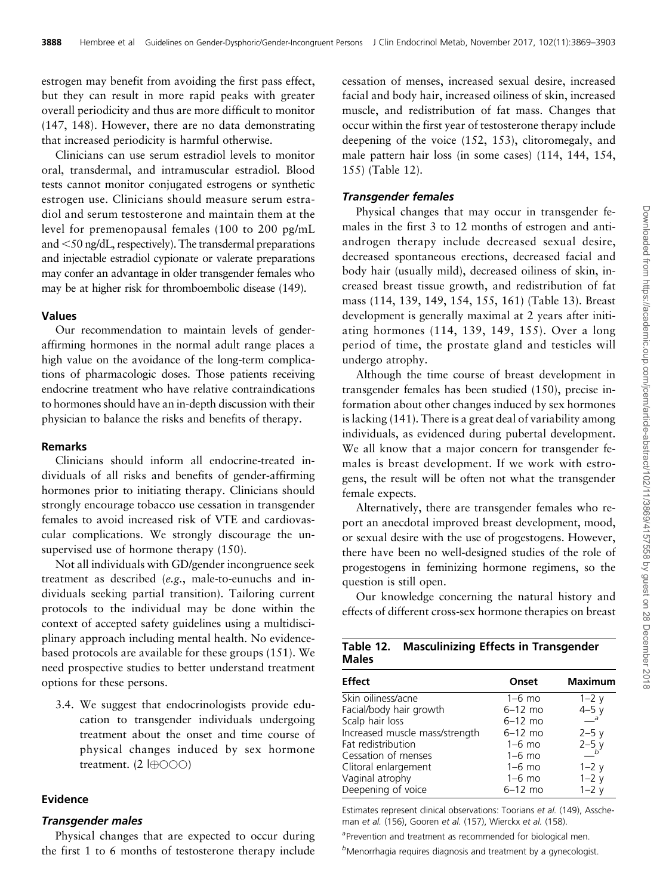estrogen may benefit from avoiding the first pass effect, but they can result in more rapid peaks with greater overall periodicity and thus are more difficult to monitor (147, 148). However, there are no data demonstrating that increased periodicity is harmful otherwise.

Clinicians can use serum estradiol levels to monitor oral, transdermal, and intramuscular estradiol. Blood tests cannot monitor conjugated estrogens or synthetic estrogen use. Clinicians should measure serum estradiol and serum testosterone and maintain them at the level for premenopausal females (100 to 200 pg/mL and <50 ng/dL, respectively). The transdermal preparations and injectable estradiol cypionate or valerate preparations may confer an advantage in older transgender females who may be at higher risk for thromboembolic disease (149).

### Values

Our recommendation to maintain levels of gender-affirming hormones in the normal adult range places a high value on the avoidance of the long-term complications of pharmacologic doses. Those patients receiving endocrine treatment who have relative contraindications to hormones should have an in-depth discussion with their physician to balance the risks and benefits of therapy.

### Remarks

Clinicians should inform all endocrine-treated individuals of all risks and benefits of gender-affirming hormones prior to initiating therapy. Clinicians should strongly encourage tobacco use cessation in transgender females to avoid increased risk of VTE and cardiovascular complications. We strongly discourage the unsupervised use of hormone therapy (150).

Not all individuals with GD/gender incongruence seek treatment as described (*e.g.*, male-to-eunuchs and individuals seeking partial transition). Tailoring current protocols to the individual may be done within the context of accepted safety guidelines using a multidisciplinary approach including mental health. No evidence-based protocols are available for these groups (151). We need prospective studies to better understand treatment options for these persons.

3.4. We suggest that endocrinologists provide education to transgender individuals undergoing treatment about the onset and time course of physical changes induced by sex hormone treatment. (2 |⊕○○○)

### Evidence

#### *Transgender males*

Physical changes that are expected to occur during the first 1 to 6 months of testosterone therapy include cessation of menses, increased sexual desire, increased facial and body hair, increased oiliness of skin, increased muscle, and redistribution of fat mass. Changes that occur within the first year of testosterone therapy include deepening of the voice (152, 153), clitoromegaly, and male pattern hair loss (in some cases) (114, 144, 154, 155) (Table 12).

#### *Transgender females*

Physical changes that may occur in transgender females in the first 3 to 12 months of estrogen and antiandrogen therapy include decreased sexual desire, decreased spontaneous erections, decreased facial and body hair (usually mild), decreased oiliness of skin, increased breast tissue growth, and redistribution of fat mass (114, 139, 149, 154, 155, 161) (Table 13). Breast development is generally maximal at 2 years after initiating hormones (114, 139, 149, 155). Over a long period of time, the prostate gland and testicles will undergo atrophy.

Although the time course of breast development in transgender females has been studied (150), precise information about other changes induced by sex hormones is lacking (141). There is a great deal of variability among individuals, as evidenced during pubertal development. We all know that a major concern for transgender females is breast development. If we work with estrogens, the result will be often not what the transgender female expects.

Alternatively, there are transgender females who report an anecdotal improved breast development, mood, or sexual desire with the use of progestogens. However, there have been no well-designed studies of the role of progestogens in feminizing hormone regimens, so the question is still open.

Our knowledge concerning the natural history and effects of different cross-sex hormone therapies on breast

**Table 12. Masculinizing Effects in Transgender Males**

| Effect | Onset | Maximum |
|---|---|---|
| Skin oiliness/acne | 1–6 mo | 1–2 y |
| Facial/body hair growth | 6–12 mo | 4–5 y |
| Scalp hair loss | 6–12 mo | —[a] |
| Increased muscle mass/strength | 6–12 mo | 2–5 y |
| Fat redistribution | 1–6 mo | 2–5 y |
| Cessation of menses | 1–6 mo | —[b] |
| Clitoral enlargement | 1–6 mo | 1–2 y |
| Vaginal atrophy | 1–6 mo | 1–2 y |
| Deepening of voice | 6–12 mo | 1–2 y |

Estimates represent clinical observations: Toorians *et al.* (149), Asscheman *et al.* (156), Gooren *et al.* (157), Wierckx *et al.* (158).

[a]Prevention and treatment as recommended for biological men.

[b]Menorrhagia requires diagnosis and treatment by a gynecologist.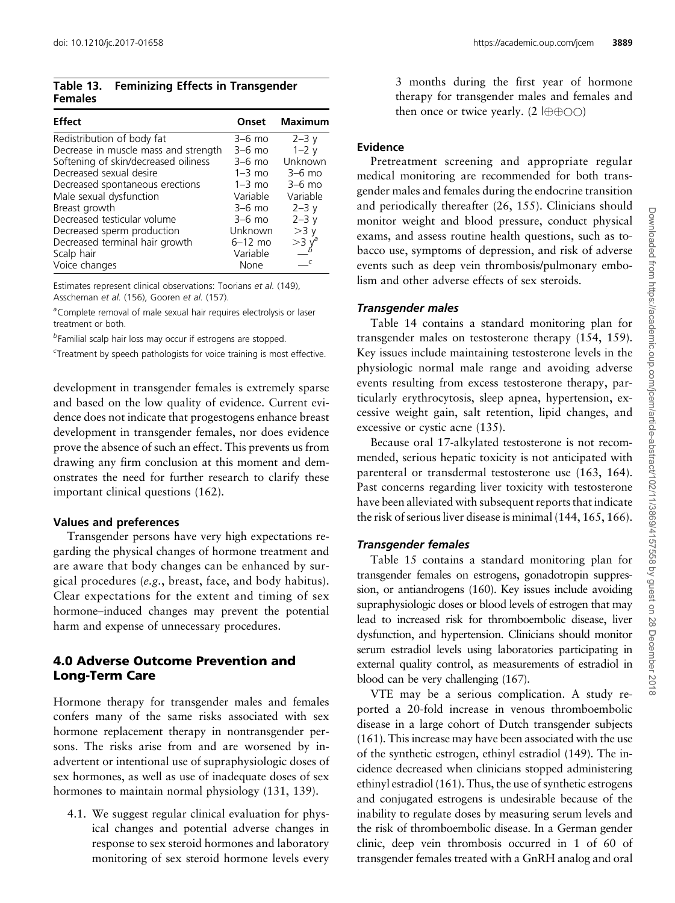**Table 13. Feminizing Effects in Transgender Females**

| Effect | Onset | Maximum |
|---|---|---|
| Redistribution of body fat | 3–6 mo | 2–3 y |
| Decrease in muscle mass and strength | 3–6 mo | 1–2 y |
| Softening of skin/decreased oiliness | 3–6 mo | Unknown |
| Decreased sexual desire | 1–3 mo | 3–6 mo |
| Decreased spontaneous erections | 1–3 mo | 3–6 mo |
| Male sexual dysfunction | Variable | Variable |
| Breast growth | 3–6 mo | 2–3 y |
| Decreased testicular volume | 3–6 mo | 2–3 y |
| Decreased sperm production | Unknown | >3 y |
| Decreased terminal hair growth | 6–12 mo | >3 y[a] |
| Scalp hair | Variable | —[b] |
| Voice changes | None | —[c] |

Estimates represent clinical observations: Toorians *et al.* (149), Asscheman *et al.* (156), Gooren *et al.* (157).

[a]Complete removal of male sexual hair requires electrolysis or laser treatment or both.

[b]Familial scalp hair loss may occur if estrogens are stopped.

[c]Treatment by speech pathologists for voice training is most effective.

development in transgender females is extremely sparse and based on the low quality of evidence. Current evidence does not indicate that progestogens enhance breast development in transgender females, nor does evidence prove the absence of such an effect. This prevents us from drawing any firm conclusion at this moment and demonstrates the need for further research to clarify these important clinical questions (162).

### Values and preferences

Transgender persons have very high expectations regarding the physical changes of hormone treatment and are aware that body changes can be enhanced by surgical procedures (*e.g.*, breast, face, and body habitus). Clear expectations for the extent and timing of sex hormone–induced changes may prevent the potential harm and expense of unnecessary procedures.

## 4.0 Adverse Outcome Prevention and Long-Term Care

Hormone therapy for transgender males and females confers many of the same risks associated with sex hormone replacement therapy in nontransgender persons. The risks arise from and are worsened by inadvertent or intentional use of supraphysiologic doses of sex hormones, as well as use of inadequate doses of sex hormones to maintain normal physiology (131, 139).

4.1. We suggest regular clinical evaluation for physical changes and potential adverse changes in response to sex steroid hormones and laboratory monitoring of sex steroid hormone levels every 3 months during the first year of hormone therapy for transgender males and females and then once or twice yearly. (2 |⊕⊕○○)

### Evidence

Pretreatment screening and appropriate regular medical monitoring are recommended for both transgender males and females during the endocrine transition and periodically thereafter (26, 155). Clinicians should monitor weight and blood pressure, conduct physical exams, and assess routine health questions, such as tobacco use, symptoms of depression, and risk of adverse events such as deep vein thrombosis/pulmonary embolism and other adverse effects of sex steroids.

#### *Transgender males*

Table 14 contains a standard monitoring plan for transgender males on testosterone therapy (154, 159). Key issues include maintaining testosterone levels in the physiologic normal male range and avoiding adverse events resulting from excess testosterone therapy, particularly erythrocytosis, sleep apnea, hypertension, excessive weight gain, salt retention, lipid changes, and excessive or cystic acne (135).

Because oral 17-alkylated testosterone is not recommended, serious hepatic toxicity is not anticipated with parenteral or transdermal testosterone use (163, 164). Past concerns regarding liver toxicity with testosterone have been alleviated with subsequent reports that indicate the risk of serious liver disease is minimal (144, 165, 166).

#### *Transgender females*

Table 15 contains a standard monitoring plan for transgender females on estrogens, gonadotropin suppression, or antiandrogens (160). Key issues include avoiding supraphysiologic doses or blood levels of estrogen that may lead to increased risk for thromboembolic disease, liver dysfunction, and hypertension. Clinicians should monitor serum estradiol levels using laboratories participating in external quality control, as measurements of estradiol in blood can be very challenging (167).

VTE may be a serious complication. A study reported a 20-fold increase in venous thromboembolic disease in a large cohort of Dutch transgender subjects (161). This increase may have been associated with the use of the synthetic estrogen, ethinyl estradiol (149). The incidence decreased when clinicians stopped administering ethinyl estradiol (161). Thus, the use of synthetic estrogens and conjugated estrogens is undesirable because of the inability to regulate doses by measuring serum levels and the risk of thromboembolic disease. In a German gender clinic, deep vein thrombosis occurred in 1 of 60 of transgender females treated with a GnRH analog and oral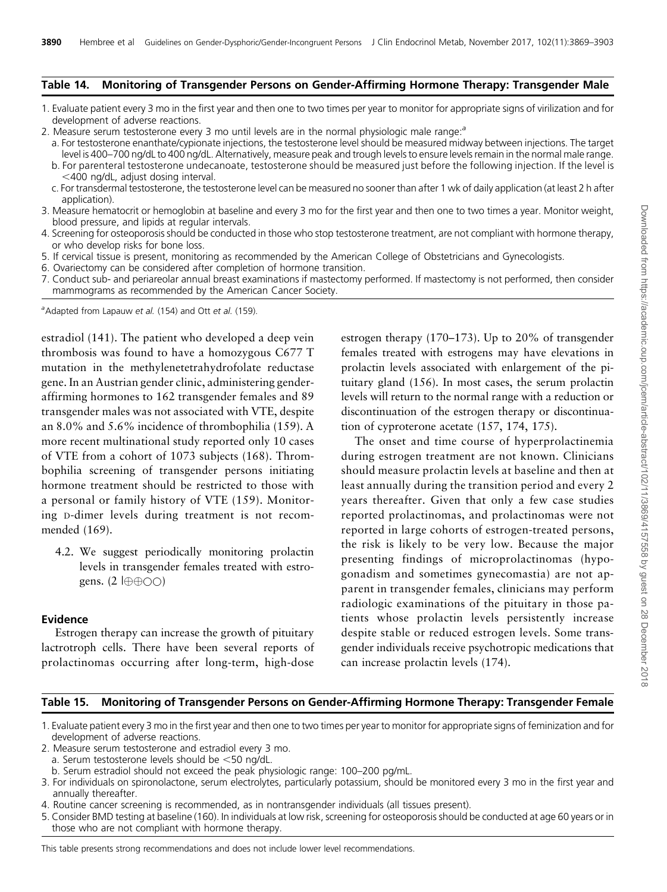**Table 14. Monitoring of Transgender Persons on Gender-Affirming Hormone Therapy: Transgender Male**

1. Evaluate patient every 3 mo in the first year and then one to two times per year to monitor for appropriate signs of virilization and for development of adverse reactions.
2. Measure serum testosterone every 3 mo until levels are in the normal physiologic male range:[a]
   a. For testosterone enanthate/cypionate injections, the testosterone level should be measured midway between injections. The target level is 400–700 ng/dL to 400 ng/dL. Alternatively, measure peak and trough levels to ensure levels remain in the normal male range.
   b. For parenteral testosterone undecanoate, testosterone should be measured just before the following injection. If the level is <400 ng/dL, adjust dosing interval.
   c. For transdermal testosterone, the testosterone level can be measured no sooner than after 1 wk of daily application (at least 2 h after application).
3. Measure hematocrit or hemoglobin at baseline and every 3 mo for the first year and then one to two times a year. Monitor weight, blood pressure, and lipids at regular intervals.
4. Screening for osteoporosis should be conducted in those who stop testosterone treatment, are not compliant with hormone therapy, or who develop risks for bone loss.
5. If cervical tissue is present, monitoring as recommended by the American College of Obstetricians and Gynecologists.
6. Ovariectomy can be considered after completion of hormone transition.
7. Conduct sub- and periareolar annual breast examinations if mastectomy performed. If mastectomy is not performed, then consider mammograms as recommended by the American Cancer Society.

[a]Adapted from Lapauw *et al.* (154) and Ott *et al.* (159).

estradiol (141). The patient who developed a deep vein thrombosis was found to have a homozygous C677 T mutation in the methylenetetrahydrofolate reductase gene. In an Austrian gender clinic, administering gender-affirming hormones to 162 transgender females and 89 transgender males was not associated with VTE, despite an 8.0% and 5.6% incidence of thrombophilia (159). A more recent multinational study reported only 10 cases of VTE from a cohort of 1073 subjects (168). Thrombophilia screening of transgender persons initiating hormone treatment should be restricted to those with a personal or family history of VTE (159). Monitoring D-dimer levels during treatment is not recommended (169).

4.2. We suggest periodically monitoring prolactin levels in transgender females treated with estrogens. (2 |⊕⊕○○)

### Evidence

Estrogen therapy can increase the growth of pituitary lactotroph cells. There have been several reports of prolactinomas occurring after long-term, high-dose estrogen therapy (170–173). Up to 20% of transgender females treated with estrogens may have elevations in prolactin levels associated with enlargement of the pituitary gland (156). In most cases, the serum prolactin levels will return to the normal range with a reduction or discontinuation of the estrogen therapy or discontinuation of cyproterone acetate (157, 174, 175).

The onset and time course of hyperprolactinemia during estrogen treatment are not known. Clinicians should measure prolactin levels at baseline and then at least annually during the transition period and every 2 years thereafter. Given that only a few case studies reported prolactinomas, and prolactinomas were not reported in large cohorts of estrogen-treated persons, the risk is likely to be very low. Because the major presenting findings of microprolactinomas (hypogonadism and sometimes gynecomastia) are not apparent in transgender females, clinicians may perform radiologic examinations of the pituitary in those patients whose prolactin levels persistently increase despite stable or reduced estrogen levels. Some transgender individuals receive psychotropic medications that can increase prolactin levels (174).

**Table 15. Monitoring of Transgender Persons on Gender-Affirming Hormone Therapy: Transgender Female**

1. Evaluate patient every 3 mo in the first year and then one to two times per year to monitor for appropriate signs of feminization and for development of adverse reactions.
2. Measure serum testosterone and estradiol every 3 mo.
   a. Serum testosterone levels should be <50 ng/dL.
   b. Serum estradiol should not exceed the peak physiologic range: 100–200 pg/mL.
3. For individuals on spironolactone, serum electrolytes, particularly potassium, should be monitored every 3 mo in the first year and annually thereafter.
4. Routine cancer screening is recommended, as in nontransgender individuals (all tissues present).
5. Consider BMD testing at baseline (160). In individuals at low risk, screening for osteoporosis should be conducted at age 60 years or in those who are not compliant with hormone therapy.

This table presents strong recommendations and does not include lower level recommendations.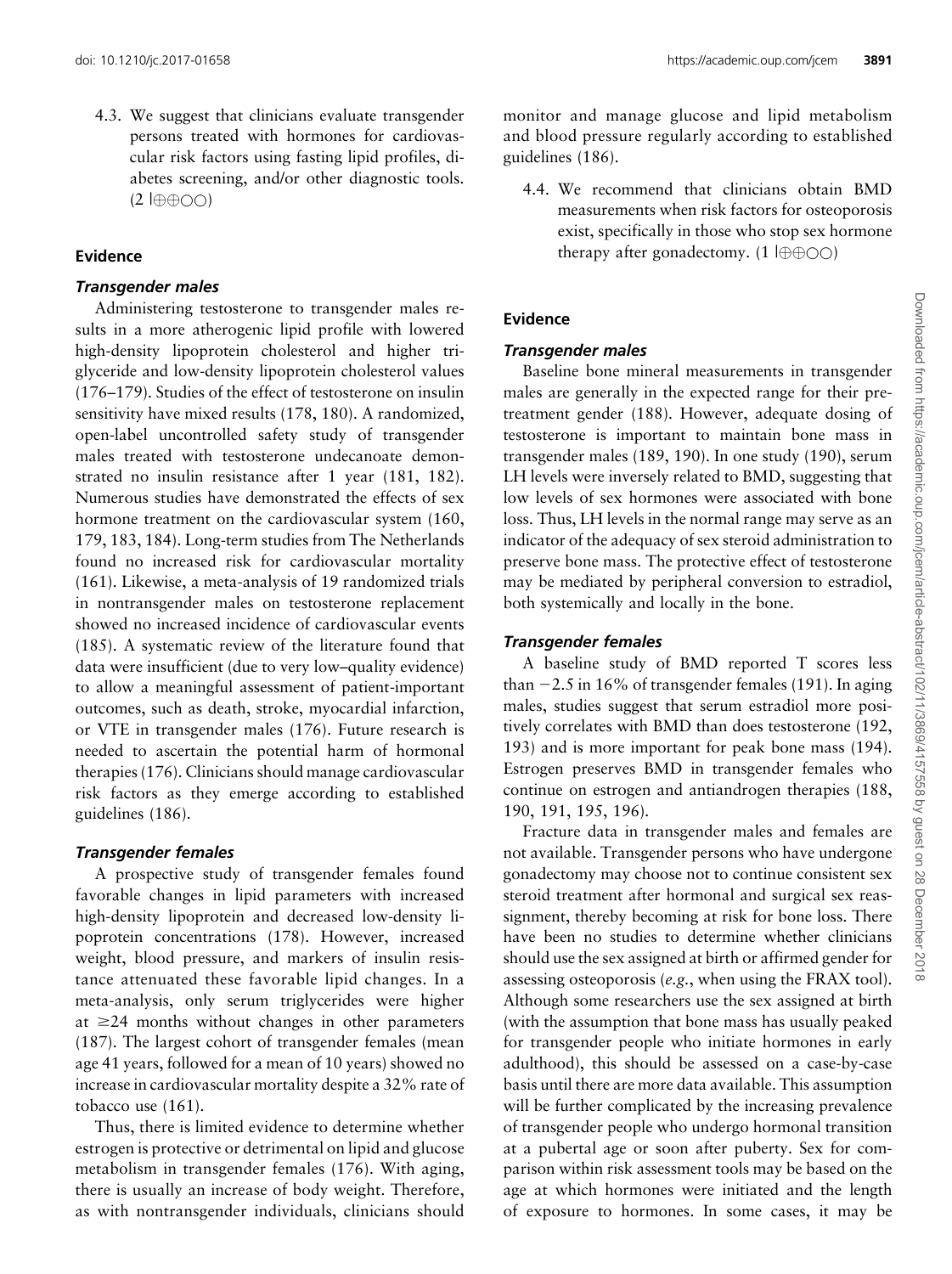4.3. We suggest that clinicians evaluate transgender persons treated with hormones for cardiovascular risk factors using fasting lipid profiles, diabetes screening, and/or other diagnostic tools. (2 |⊕⊕○○)

## Evidence

### *Transgender males*

Administering testosterone to transgender males results in a more atherogenic lipid profile with lowered high-density lipoprotein cholesterol and higher triglyceride and low-density lipoprotein cholesterol values (176–179). Studies of the effect of testosterone on insulin sensitivity have mixed results (178, 180). A randomized, open-label uncontrolled safety study of transgender males treated with testosterone undecanoate demonstrated no insulin resistance after 1 year (181, 182). Numerous studies have demonstrated the effects of sex hormone treatment on the cardiovascular system (160, 179, 183, 184). Long-term studies from The Netherlands found no increased risk for cardiovascular mortality (161). Likewise, a meta-analysis of 19 randomized trials in nontransgender males on testosterone replacement showed no increased incidence of cardiovascular events (185). A systematic review of the literature found that data were insufficient (due to very low–quality evidence) to allow a meaningful assessment of patient-important outcomes, such as death, stroke, myocardial infarction, or VTE in transgender males (176). Future research is needed to ascertain the potential harm of hormonal therapies (176). Clinicians should manage cardiovascular risk factors as they emerge according to established guidelines (186).

### *Transgender females*

A prospective study of transgender females found favorable changes in lipid parameters with increased high-density lipoprotein and decreased low-density lipoprotein concentrations (178). However, increased weight, blood pressure, and markers of insulin resistance attenuated these favorable lipid changes. In a meta-analysis, only serum triglycerides were higher at ≥24 months without changes in other parameters (187). The largest cohort of transgender females (mean age 41 years, followed for a mean of 10 years) showed no increase in cardiovascular mortality despite a 32% rate of tobacco use (161).

Thus, there is limited evidence to determine whether estrogen is protective or detrimental on lipid and glucose metabolism in transgender females (176). With aging, there is usually an increase of body weight. Therefore, as with nontransgender individuals, clinicians should monitor and manage glucose and lipid metabolism and blood pressure regularly according to established guidelines (186).

4.4. We recommend that clinicians obtain BMD measurements when risk factors for osteoporosis exist, specifically in those who stop sex hormone therapy after gonadectomy. (1 |⊕⊕○○)

## Evidence

### *Transgender males*

Baseline bone mineral measurements in transgender males are generally in the expected range for their pretreatment gender (188). However, adequate dosing of testosterone is important to maintain bone mass in transgender males (189, 190). In one study (190), serum LH levels were inversely related to BMD, suggesting that low levels of sex hormones were associated with bone loss. Thus, LH levels in the normal range may serve as an indicator of the adequacy of sex steroid administration to preserve bone mass. The protective effect of testosterone may be mediated by peripheral conversion to estradiol, both systemically and locally in the bone.

### *Transgender females*

A baseline study of BMD reported T scores less than −2.5 in 16% of transgender females (191). In aging males, studies suggest that serum estradiol more positively correlates with BMD than does testosterone (192, 193) and is more important for peak bone mass (194). Estrogen preserves BMD in transgender females who continue on estrogen and antiandrogen therapies (188, 190, 191, 195, 196).

Fracture data in transgender males and females are not available. Transgender persons who have undergone gonadectomy may choose not to continue consistent sex steroid treatment after hormonal and surgical sex reassignment, thereby becoming at risk for bone loss. There have been no studies to determine whether clinicians should use the sex assigned at birth or affirmed gender for assessing osteoporosis (*e.g.*, when using the FRAX tool). Although some researchers use the sex assigned at birth (with the assumption that bone mass has usually peaked for transgender people who initiate hormones in early adulthood), this should be assessed on a case-by-case basis until there are more data available. This assumption will be further complicated by the increasing prevalence of transgender people who undergo hormonal transition at a pubertal age or soon after puberty. Sex for comparison within risk assessment tools may be based on the age at which hormones were initiated and the length of exposure to hormones. In some cases, it may be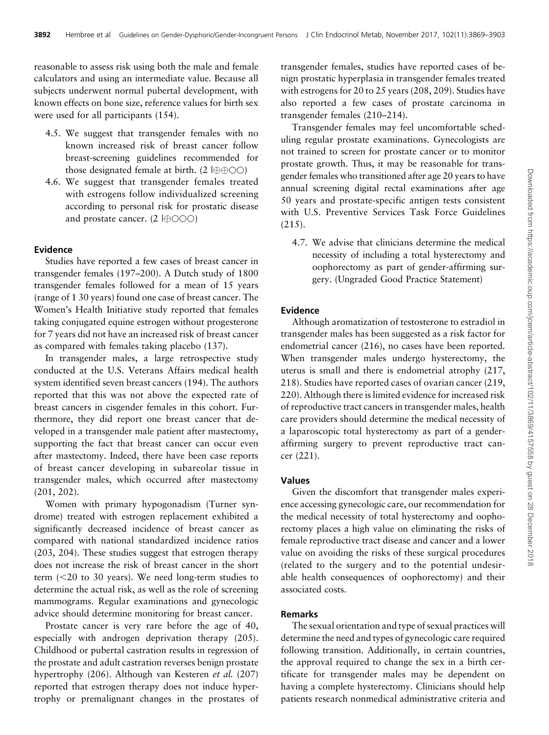reasonable to assess risk using both the male and female calculators and using an intermediate value. Because all subjects underwent normal pubertal development, with known effects on bone size, reference values for birth sex were used for all participants (154).

- 4.5. We suggest that transgender females with no known increased risk of breast cancer follow breast-screening guidelines recommended for those designated female at birth. (2 |⊕⊕○○)
- 4.6. We suggest that transgender females treated with estrogens follow individualized screening according to personal risk for prostatic disease and prostate cancer. (2 |⊕○○○)

### Evidence

Studies have reported a few cases of breast cancer in transgender females (197–200). A Dutch study of 1800 transgender females followed for a mean of 15 years (range of 1 30 years) found one case of breast cancer. The Women's Health Initiative study reported that females taking conjugated equine estrogen without progesterone for 7 years did not have an increased risk of breast cancer as compared with females taking placebo (137).

In transgender males, a large retrospective study conducted at the U.S. Veterans Affairs medical health system identified seven breast cancers (194). The authors reported that this was not above the expected rate of breast cancers in cisgender females in this cohort. Furthermore, they did report one breast cancer that developed in a transgender male patient after mastectomy, supporting the fact that breast cancer can occur even after mastectomy. Indeed, there have been case reports of breast cancer developing in subareolar tissue in transgender males, which occurred after mastectomy (201, 202).

Women with primary hypogonadism (Turner syndrome) treated with estrogen replacement exhibited a significantly decreased incidence of breast cancer as compared with national standardized incidence ratios (203, 204). These studies suggest that estrogen therapy does not increase the risk of breast cancer in the short term (<20 to 30 years). We need long-term studies to determine the actual risk, as well as the role of screening mammograms. Regular examinations and gynecologic advice should determine monitoring for breast cancer.

Prostate cancer is very rare before the age of 40, especially with androgen deprivation therapy (205). Childhood or pubertal castration results in regression of the prostate and adult castration reverses benign prostate hypertrophy (206). Although van Kesteren *et al.* (207) reported that estrogen therapy does not induce hypertrophy or premalignant changes in the prostates of transgender females, studies have reported cases of benign prostatic hyperplasia in transgender females treated with estrogens for 20 to 25 years (208, 209). Studies have also reported a few cases of prostate carcinoma in transgender females (210–214).

Transgender females may feel uncomfortable scheduling regular prostate examinations. Gynecologists are not trained to screen for prostate cancer or to monitor prostate growth. Thus, it may be reasonable for transgender females who transitioned after age 20 years to have annual screening digital rectal examinations after age 50 years and prostate-specific antigen tests consistent with U.S. Preventive Services Task Force Guidelines (215).

- 4.7. We advise that clinicians determine the medical necessity of including a total hysterectomy and oophorectomy as part of gender-affirming surgery. (Ungraded Good Practice Statement)

### Evidence

Although aromatization of testosterone to estradiol in transgender males has been suggested as a risk factor for endometrial cancer (216), no cases have been reported. When transgender males undergo hysterectomy, the uterus is small and there is endometrial atrophy (217, 218). Studies have reported cases of ovarian cancer (219, 220). Although there is limited evidence for increased risk of reproductive tract cancers in transgender males, health care providers should determine the medical necessity of a laparoscopic total hysterectomy as part of a gender-affirming surgery to prevent reproductive tract cancer (221).

### Values

Given the discomfort that transgender males experience accessing gynecologic care, our recommendation for the medical necessity of total hysterectomy and oophorectomy places a high value on eliminating the risks of female reproductive tract disease and cancer and a lower value on avoiding the risks of these surgical procedures (related to the surgery and to the potential undesirable health consequences of oophorectomy) and their associated costs.

### Remarks

The sexual orientation and type of sexual practices will determine the need and types of gynecologic care required following transition. Additionally, in certain countries, the approval required to change the sex in a birth certificate for transgender males may be dependent on having a complete hysterectomy. Clinicians should help patients research nonmedical administrative criteria and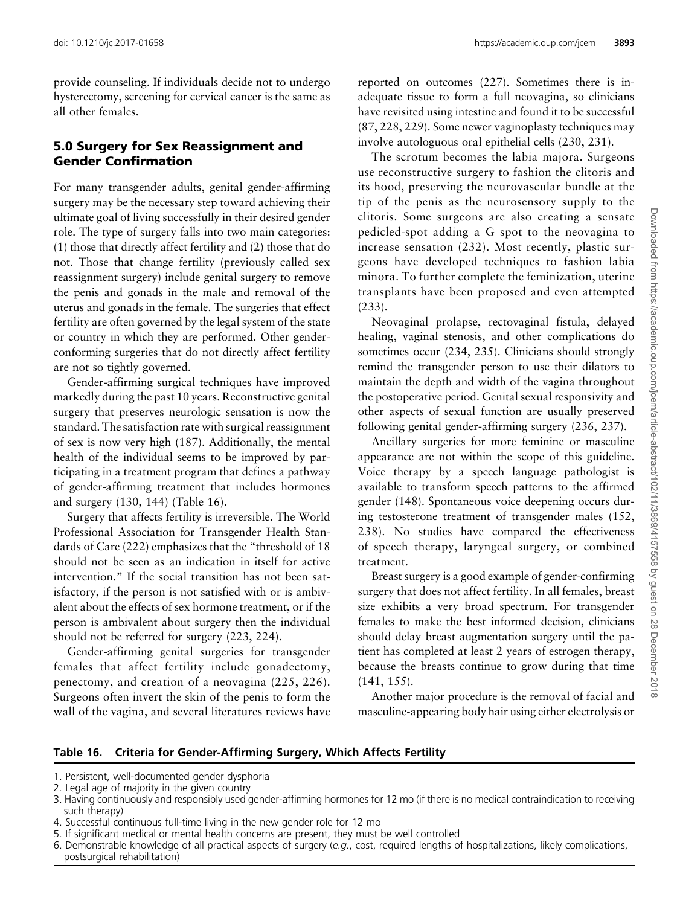provide counseling. If individuals decide not to undergo hysterectomy, screening for cervical cancer is the same as all other females.

## 5.0 Surgery for Sex Reassignment and Gender Confirmation

For many transgender adults, genital gender-affirming surgery may be the necessary step toward achieving their ultimate goal of living successfully in their desired gender role. The type of surgery falls into two main categories: (1) those that directly affect fertility and (2) those that do not. Those that change fertility (previously called sex reassignment surgery) include genital surgery to remove the penis and gonads in the male and removal of the uterus and gonads in the female. The surgeries that effect fertility are often governed by the legal system of the state or country in which they are performed. Other gender-conforming surgeries that do not directly affect fertility are not so tightly governed.

Gender-affirming surgical techniques have improved markedly during the past 10 years. Reconstructive genital surgery that preserves neurologic sensation is now the standard. The satisfaction rate with surgical reassignment of sex is now very high (187). Additionally, the mental health of the individual seems to be improved by participating in a treatment program that defines a pathway of gender-affirming treatment that includes hormones and surgery (130, 144) (Table 16).

Surgery that affects fertility is irreversible. The World Professional Association for Transgender Health Standards of Care (222) emphasizes that the "threshold of 18 should not be seen as an indication in itself for active intervention." If the social transition has not been satisfactory, if the person is not satisfied with or is ambivalent about the effects of sex hormone treatment, or if the person is ambivalent about surgery then the individual should not be referred for surgery (223, 224).

Gender-affirming genital surgeries for transgender females that affect fertility include gonadectomy, penectomy, and creation of a neovagina (225, 226). Surgeons often invert the skin of the penis to form the wall of the vagina, and several literatures reviews have reported on outcomes (227). Sometimes there is inadequate tissue to form a full neovagina, so clinicians have revisited using intestine and found it to be successful (87, 228, 229). Some newer vaginoplasty techniques may involve autologuous oral epithelial cells (230, 231).

The scrotum becomes the labia majora. Surgeons use reconstructive surgery to fashion the clitoris and its hood, preserving the neurovascular bundle at the tip of the penis as the neurosensory supply to the clitoris. Some surgeons are also creating a sensate pedicled-spot adding a G spot to the neovagina to increase sensation (232). Most recently, plastic surgeons have developed techniques to fashion labia minora. To further complete the feminization, uterine transplants have been proposed and even attempted (233).

Neovaginal prolapse, rectovaginal fistula, delayed healing, vaginal stenosis, and other complications do sometimes occur (234, 235). Clinicians should strongly remind the transgender person to use their dilators to maintain the depth and width of the vagina throughout the postoperative period. Genital sexual responsivity and other aspects of sexual function are usually preserved following genital gender-affirming surgery (236, 237).

Ancillary surgeries for more feminine or masculine appearance are not within the scope of this guideline. Voice therapy by a speech language pathologist is available to transform speech patterns to the affirmed gender (148). Spontaneous voice deepening occurs during testosterone treatment of transgender males (152, 238). No studies have compared the effectiveness of speech therapy, laryngeal surgery, or combined treatment.

Breast surgery is a good example of gender-confirming surgery that does not affect fertility. In all females, breast size exhibits a very broad spectrum. For transgender females to make the best informed decision, clinicians should delay breast augmentation surgery until the patient has completed at least 2 years of estrogen therapy, because the breasts continue to grow during that time (141, 155).

Another major procedure is the removal of facial and masculine-appearing body hair using either electrolysis or

**Table 16. Criteria for Gender-Affirming Surgery, Which Affects Fertility**

1. Persistent, well-documented gender dysphoria
2. Legal age of majority in the given country
3. Having continuously and responsibly used gender-affirming hormones for 12 mo (if there is no medical contraindication to receiving such therapy)
4. Successful continuous full-time living in the new gender role for 12 mo
5. If significant medical or mental health concerns are present, they must be well controlled
6. Demonstrable knowledge of all practical aspects of surgery (*e.g.*, cost, required lengths of hospitalizations, likely complications, postsurgical rehabilitation)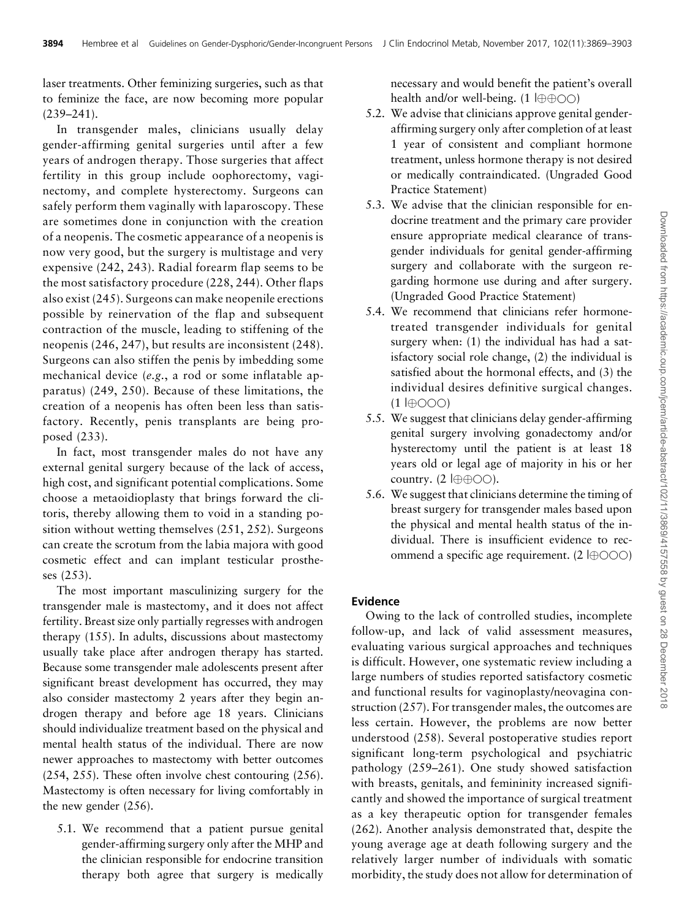laser treatments. Other feminizing surgeries, such as that to feminize the face, are now becoming more popular (239–241).

In transgender males, clinicians usually delay gender-affirming genital surgeries until after a few years of androgen therapy. Those surgeries that affect fertility in this group include oophorectomy, vaginectomy, and complete hysterectomy. Surgeons can safely perform them vaginally with laparoscopy. These are sometimes done in conjunction with the creation of a neopenis. The cosmetic appearance of a neopenis is now very good, but the surgery is multistage and very expensive (242, 243). Radial forearm flap seems to be the most satisfactory procedure (228, 244). Other flaps also exist (245). Surgeons can make neopenile erections possible by reinervation of the flap and subsequent contraction of the muscle, leading to stiffening of the neopenis (246, 247), but results are inconsistent (248). Surgeons can also stiffen the penis by imbedding some mechanical device (*e.g.*, a rod or some inflatable apparatus) (249, 250). Because of these limitations, the creation of a neopenis has often been less than satisfactory. Recently, penis transplants are being proposed (233).

In fact, most transgender males do not have any external genital surgery because of the lack of access, high cost, and significant potential complications. Some choose a metaoidioplasty that brings forward the clitoris, thereby allowing them to void in a standing position without wetting themselves (251, 252). Surgeons can create the scrotum from the labia majora with good cosmetic effect and can implant testicular prostheses (253).

The most important masculinizing surgery for the transgender male is mastectomy, and it does not affect fertility. Breast size only partially regresses with androgen therapy (155). In adults, discussions about mastectomy usually take place after androgen therapy has started. Because some transgender male adolescents present after significant breast development has occurred, they may also consider mastectomy 2 years after they begin androgen therapy and before age 18 years. Clinicians should individualize treatment based on the physical and mental health status of the individual. There are now newer approaches to mastectomy with better outcomes (254, 255). These often involve chest contouring (256). Mastectomy is often necessary for living comfortably in the new gender (256).

- 5.1. We recommend that a patient pursue genital gender-affirming surgery only after the MHP and the clinician responsible for endocrine transition therapy both agree that surgery is medically necessary and would benefit the patient's overall health and/or well-being. (1 |⊕⊕○○)
- 5.2. We advise that clinicians approve genital gender-affirming surgery only after completion of at least 1 year of consistent and compliant hormone treatment, unless hormone therapy is not desired or medically contraindicated. (Ungraded Good Practice Statement)
- 5.3. We advise that the clinician responsible for endocrine treatment and the primary care provider ensure appropriate medical clearance of transgender individuals for genital gender-affirming surgery and collaborate with the surgeon regarding hormone use during and after surgery. (Ungraded Good Practice Statement)
- 5.4. We recommend that clinicians refer hormone-treated transgender individuals for genital surgery when: (1) the individual has had a satisfactory social role change, (2) the individual is satisfied about the hormonal effects, and (3) the individual desires definitive surgical changes. (1 |⊕○○○)
- 5.5. We suggest that clinicians delay gender-affirming genital surgery involving gonadectomy and/or hysterectomy until the patient is at least 18 years old or legal age of majority in his or her country. (2 |⊕⊕○○).
- 5.6. We suggest that clinicians determine the timing of breast surgery for transgender males based upon the physical and mental health status of the individual. There is insufficient evidence to recommend a specific age requirement. (2 |⊕○○○)

## Evidence

Owing to the lack of controlled studies, incomplete follow-up, and lack of valid assessment measures, evaluating various surgical approaches and techniques is difficult. However, one systematic review including a large numbers of studies reported satisfactory cosmetic and functional results for vaginoplasty/neovagina construction (257). For transgender males, the outcomes are less certain. However, the problems are now better understood (258). Several postoperative studies report significant long-term psychological and psychiatric pathology (259–261). One study showed satisfaction with breasts, genitals, and femininity increased significantly and showed the importance of surgical treatment as a key therapeutic option for transgender females (262). Another analysis demonstrated that, despite the young average age at death following surgery and the relatively larger number of individuals with somatic morbidity, the study does not allow for determination of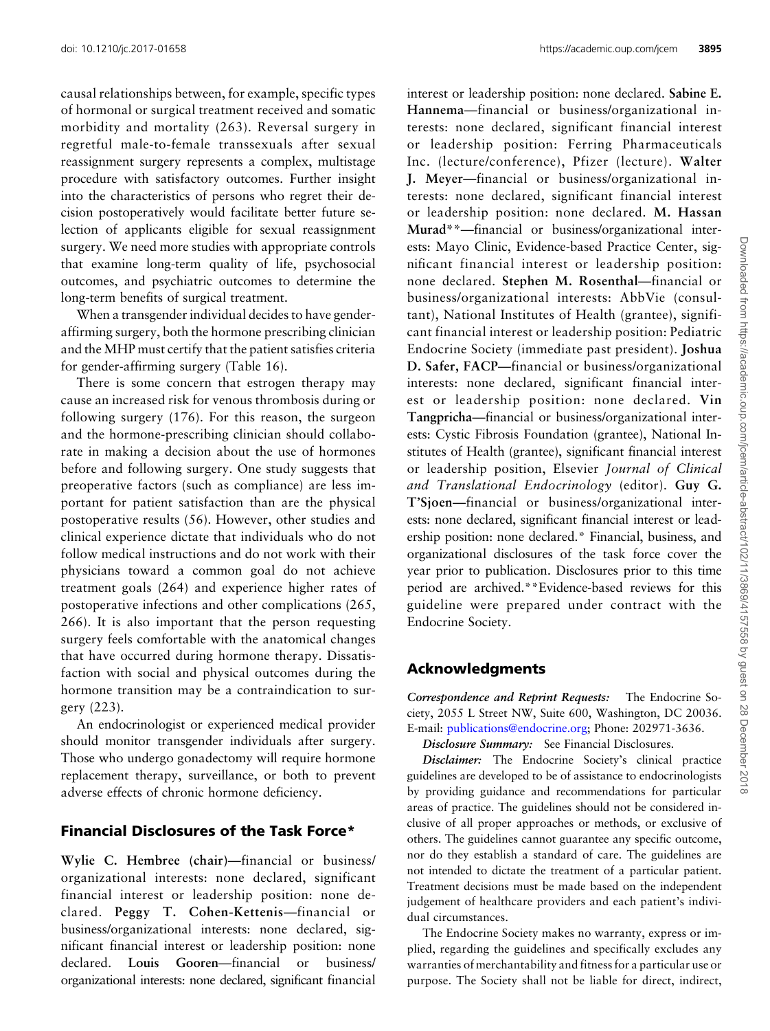causal relationships between, for example, specific types of hormonal or surgical treatment received and somatic morbidity and mortality (263). Reversal surgery in regretful male-to-female transsexuals after sexual reassignment surgery represents a complex, multistage procedure with satisfactory outcomes. Further insight into the characteristics of persons who regret their decision postoperatively would facilitate better future selection of applicants eligible for sexual reassignment surgery. We need more studies with appropriate controls that examine long-term quality of life, psychosocial outcomes, and psychiatric outcomes to determine the long-term benefits of surgical treatment.

When a transgender individual decides to have gender-affirming surgery, both the hormone prescribing clinician and the MHP must certify that the patient satisfies criteria for gender-affirming surgery (Table 16).

There is some concern that estrogen therapy may cause an increased risk for venous thrombosis during or following surgery (176). For this reason, the surgeon and the hormone-prescribing clinician should collaborate in making a decision about the use of hormones before and following surgery. One study suggests that preoperative factors (such as compliance) are less important for patient satisfaction than are the physical postoperative results (56). However, other studies and clinical experience dictate that individuals who do not follow medical instructions and do not work with their physicians toward a common goal do not achieve treatment goals (264) and experience higher rates of postoperative infections and other complications (265, 266). It is also important that the person requesting surgery feels comfortable with the anatomical changes that have occurred during hormone therapy. Dissatisfaction with social and physical outcomes during the hormone transition may be a contraindication to surgery (223).

An endocrinologist or experienced medical provider should monitor transgender individuals after surgery. Those who undergo gonadectomy will require hormone replacement therapy, surveillance, or both to prevent adverse effects of chronic hormone deficiency.

## Financial Disclosures of the Task Force*

**Wylie C. Hembree (chair)**—financial or business/organizational interests: none declared, significant financial interest or leadership position: none declared. **Peggy T. Cohen-Kettenis**—financial or business/organizational interests: none declared, significant financial interest or leadership position: none declared. **Louis Gooren**—financial or business/organizational interests: none declared, significant financial interest or leadership position: none declared. **Sabine E. Hannema**—financial or business/organizational interests: none declared, significant financial interest or leadership position: Ferring Pharmaceuticals Inc. (lecture/conference), Pfizer (lecture). **Walter J. Meyer**—financial or business/organizational interests: none declared, significant financial interest or leadership position: none declared. **M. Hassan Murad****—financial or business/organizational interests: Mayo Clinic, Evidence-based Practice Center, significant financial interest or leadership position: none declared. **Stephen M. Rosenthal**—financial or business/organizational interests: AbbVie (consultant), National Institutes of Health (grantee), significant financial interest or leadership position: Pediatric Endocrine Society (immediate past president). **Joshua D. Safer, FACP**—financial or business/organizational interests: none declared, significant financial interest or leadership position: none declared. **Vin Tangpricha**—financial or business/organizational interests: Cystic Fibrosis Foundation (grantee), National Institutes of Health (grantee), significant financial interest or leadership position, Elsevier *Journal of Clinical and Translational Endocrinology* (editor). **Guy G. T'Sjoen**—financial or business/organizational interests: none declared, significant financial interest or leadership position: none declared.* Financial, business, and organizational disclosures of the task force cover the year prior to publication. Disclosures prior to this time period are archived.**Evidence-based reviews for this guideline were prepared under contract with the Endocrine Society.

## Acknowledgments

***Correspondence and Reprint Requests:*** The Endocrine Society, 2055 L Street NW, Suite 600, Washington, DC 20036. E-mail: publications@endocrine.org; Phone: 202971-3636.

***Disclosure Summary:*** See Financial Disclosures.

***Disclaimer:*** The Endocrine Society's clinical practice guidelines are developed to be of assistance to endocrinologists by providing guidance and recommendations for particular areas of practice. The guidelines should not be considered inclusive of all proper approaches or methods, or exclusive of others. The guidelines cannot guarantee any specific outcome, nor do they establish a standard of care. The guidelines are not intended to dictate the treatment of a particular patient. Treatment decisions must be made based on the independent judgement of healthcare providers and each patient's individual circumstances.

The Endocrine Society makes no warranty, express or implied, regarding the guidelines and specifically excludes any warranties of merchantability and fitness for a particular use or purpose. The Society shall not be liable for direct, indirect,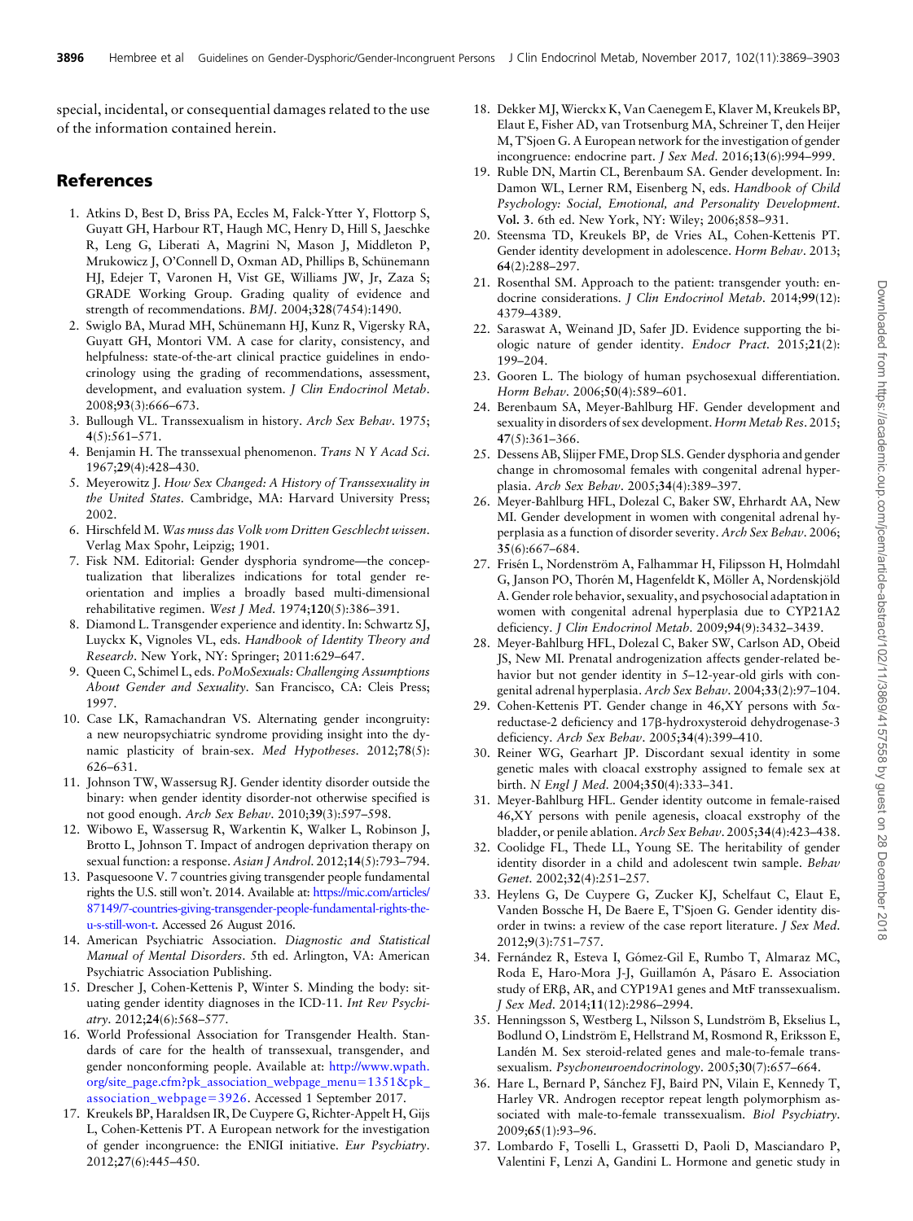special, incidental, or consequential damages related to the use of the information contained herein.

## References

1. Atkins D, Best D, Briss PA, Eccles M, Falck-Ytter Y, Flottorp S, Guyatt GH, Harbour RT, Haugh MC, Henry D, Hill S, Jaeschke R, Leng G, Liberati A, Magrini N, Mason J, Middleton P, Mrukowicz J, O'Connell D, Oxman AD, Phillips B, Schünemann HJ, Edejer T, Varonen H, Vist GE, Williams JW, Jr, Zaza S; GRADE Working Group. Grading quality of evidence and strength of recommendations. *BMJ*. 2004;**328**(7454):1490.
2. Swiglo BA, Murad MH, Schünemann HJ, Kunz R, Vigersky RA, Guyatt GH, Montori VM. A case for clarity, consistency, and helpfulness: state-of-the-art clinical practice guidelines in endocrinology using the grading of recommendations, assessment, development, and evaluation system. *J Clin Endocrinol Metab*. 2008;**93**(3):666–673.
3. Bullough VL. Transsexualism in history. *Arch Sex Behav*. 1975; **4**(5):561–571.
4. Benjamin H. The transsexual phenomenon. *Trans N Y Acad Sci*. 1967;**29**(4):428–430.
5. Meyerowitz J. *How Sex Changed: A History of Transsexuality in the United States*. Cambridge, MA: Harvard University Press; 2002.
6. Hirschfeld M. *Was muss das Volk vom Dritten Geschlecht wissen*. Verlag Max Spohr, Leipzig; 1901.
7. Fisk NM. Editorial: Gender dysphoria syndrome—the conceptualization that liberalizes indications for total gender reorientation and implies a broadly based multi-dimensional rehabilitative regimen. *West J Med*. 1974;**120**(5):386–391.
8. Diamond L. Transgender experience and identity. In: Schwartz SJ, Luyckx K, Vignoles VL, eds. *Handbook of Identity Theory and Research*. New York, NY: Springer; 2011:629–647.
9. Queen C, Schimel L, eds. *PoMoSexuals: Challenging Assumptions About Gender and Sexuality*. San Francisco, CA: Cleis Press; 1997.
10. Case LK, Ramachandran VS. Alternating gender incongruity: a new neuropsychiatric syndrome providing insight into the dynamic plasticity of brain-sex. *Med Hypotheses*. 2012;**78**(5): 626–631.
11. Johnson TW, Wassersug RJ. Gender identity disorder outside the binary: when gender identity disorder-not otherwise specified is not good enough. *Arch Sex Behav*. 2010;**39**(3):597–598.
12. Wibowo E, Wassersug R, Warkentin K, Walker L, Robinson J, Brotto L, Johnson T. Impact of androgen deprivation therapy on sexual function: a response. *Asian J Androl*. 2012;**14**(5):793–794.
13. Pasquesoone V. 7 countries giving transgender people fundamental rights the U.S. still won't. 2014. Available at: https://mic.com/articles/87149/7-countries-giving-transgender-people-fundamental-rights-the-u-s-still-won-t. Accessed 26 August 2016.
14. American Psychiatric Association. *Diagnostic and Statistical Manual of Mental Disorders*. 5th ed. Arlington, VA: American Psychiatric Association Publishing.
15. Drescher J, Cohen-Kettenis P, Winter S. Minding the body: situating gender identity diagnoses in the ICD-11. *Int Rev Psychiatry*. 2012;**24**(6):568–577.
16. World Professional Association for Transgender Health. Standards of care for the health of transsexual, transgender, and gender nonconforming people. Available at: http://www.wpath.org/site_page.cfm?pk_association_webpage_menu=1351&pk_association_webpage=3926. Accessed 1 September 2017.
17. Kreukels BP, Haraldsen IR, De Cuypere G, Richter-Appelt H, Gijs L, Cohen-Kettenis PT. A European network for the investigation of gender incongruence: the ENIGI initiative. *Eur Psychiatry*. 2012;**27**(6):445–450.
18. Dekker MJ, Wierckx K, Van Caenegem E, Klaver M, Kreukels BP, Elaut E, Fisher AD, van Trotsenburg MA, Schreiner T, den Heijer M, T'Sjoen G. A European network for the investigation of gender incongruence: endocrine part. *J Sex Med*. 2016;**13**(6):994–999.
19. Ruble DN, Martin CL, Berenbaum SA. Gender development. In: Damon WL, Lerner RM, Eisenberg N, eds. *Handbook of Child Psychology: Social, Emotional, and Personality Development*. **Vol. 3**. 6th ed. New York, NY: Wiley; 2006;858–931.
20. Steensma TD, Kreukels BP, de Vries AL, Cohen-Kettenis PT. Gender identity development in adolescence. *Horm Behav*. 2013; **64**(2):288–297.
21. Rosenthal SM. Approach to the patient: transgender youth: endocrine considerations. *J Clin Endocrinol Metab*. 2014;**99**(12): 4379–4389.
22. Saraswat A, Weinand JD, Safer JD. Evidence supporting the biologic nature of gender identity. *Endocr Pract*. 2015;**21**(2): 199–204.
23. Gooren L. The biology of human psychosexual differentiation. *Horm Behav*. 2006;**50**(4):589–601.
24. Berenbaum SA, Meyer-Bahlburg HF. Gender development and sexuality in disorders of sex development. *Horm Metab Res*. 2015; **47**(5):361–366.
25. Dessens AB, Slijper FME, Drop SLS. Gender dysphoria and gender change in chromosomal females with congenital adrenal hyperplasia. *Arch Sex Behav*. 2005;**34**(4):389–397.
26. Meyer-Bahlburg HFL, Dolezal C, Baker SW, Ehrhardt AA, New MI. Gender development in women with congenital adrenal hyperplasia as a function of disorder severity. *Arch Sex Behav*. 2006; **35**(6):667–684.
27. Frisén L, Nordenström A, Falhammar H, Filipsson H, Holmdahl G, Janson PO, Thorén M, Hagenfeldt K, Möller A, Nordenskjöld A. Gender role behavior, sexuality, and psychosocial adaptation in women with congenital adrenal hyperplasia due to CYP21A2 deficiency. *J Clin Endocrinol Metab*. 2009;**94**(9):3432–3439.
28. Meyer-Bahlburg HFL, Dolezal C, Baker SW, Carlson AD, Obeid JS, New MI. Prenatal androgenization affects gender-related behavior but not gender identity in 5–12-year-old girls with congenital adrenal hyperplasia. *Arch Sex Behav*. 2004;**33**(2):97–104.
29. Cohen-Kettenis PT. Gender change in 46,XY persons with 5α-reductase-2 deficiency and 17β-hydroxysteroid dehydrogenase-3 deficiency. *Arch Sex Behav*. 2005;**34**(4):399–410.
30. Reiner WG, Gearhart JP. Discordant sexual identity in some genetic males with cloacal exstrophy assigned to female sex at birth. *N Engl J Med*. 2004;**350**(4):333–341.
31. Meyer-Bahlburg HFL. Gender identity outcome in female-raised 46,XY persons with penile agenesis, cloacal exstrophy of the bladder, or penile ablation. *Arch Sex Behav*. 2005;**34**(4):423–438.
32. Coolidge FL, Thede LL, Young SE. The heritability of gender identity disorder in a child and adolescent twin sample. *Behav Genet*. 2002;**32**(4):251–257.
33. Heylens G, De Cuypere G, Zucker KJ, Schelfaut C, Elaut E, Vanden Bossche H, De Baere E, T'Sjoen G. Gender identity disorder in twins: a review of the case report literature. *J Sex Med*. 2012;**9**(3):751–757.
34. Fernández R, Esteva I, Gómez-Gil E, Rumbo T, Almaraz MC, Roda E, Haro-Mora J-J, Guillamón A, Pásaro E. Association study of ERβ, AR, and CYP19A1 genes and MtF transsexualism. *J Sex Med*. 2014;**11**(12):2986–2994.
35. Henningsson S, Westberg L, Nilsson S, Lundström B, Ekselius L, Bodlund O, Lindström E, Hellstrand M, Rosmond R, Eriksson E, Landén M. Sex steroid-related genes and male-to-female transsexualism. *Psychoneuroendocrinology*. 2005;**30**(7):657–664.
36. Hare L, Bernard P, Sánchez FJ, Baird PN, Vilain E, Kennedy T, Harley VR. Androgen receptor repeat length polymorphism associated with male-to-female transsexualism. *Biol Psychiatry*. 2009;**65**(1):93–96.
37. Lombardo F, Toselli L, Grassetti D, Paoli D, Masciandaro P, Valentini F, Lenzi A, Gandini L. Hormone and genetic study in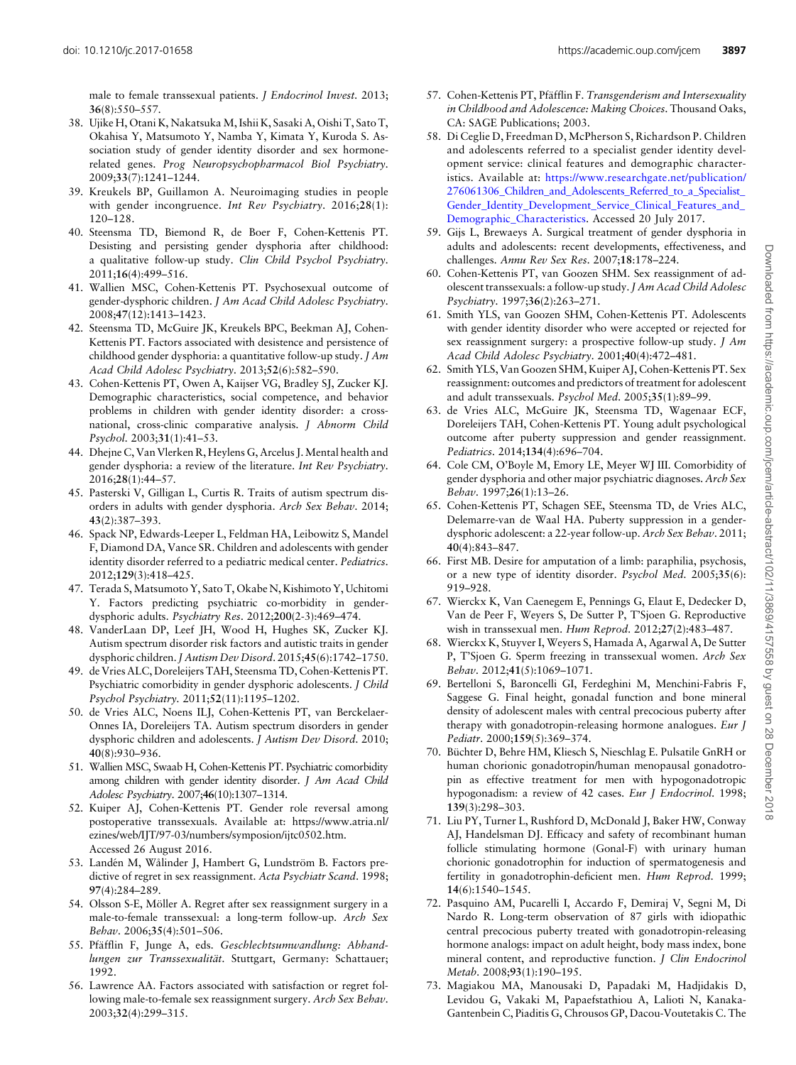male to female transsexual patients. *J Endocrinol Invest*. 2013;**36**(8):550–557.

38. Ujike H, Otani K, Nakatsuka M, Ishii K, Sasaki A, Oishi T, Sato T, Okahisa Y, Matsumoto Y, Namba Y, Kimata Y, Kuroda S. Association study of gender identity disorder and sex hormone-related genes. *Prog Neuropsychopharmacol Biol Psychiatry*. 2009;**33**(7):1241–1244.
39. Kreukels BP, Guillamon A. Neuroimaging studies in people with gender incongruence. *Int Rev Psychiatry*. 2016;**28**(1):120–128.
40. Steensma TD, Biemond R, de Boer F, Cohen-Kettenis PT. Desisting and persisting gender dysphoria after childhood: a qualitative follow-up study. *Clin Child Psychol Psychiatry*. 2011;**16**(4):499–516.
41. Wallien MSC, Cohen-Kettenis PT. Psychosexual outcome of gender-dysphoric children. *J Am Acad Child Adolesc Psychiatry*. 2008;**47**(12):1413–1423.
42. Steensma TD, McGuire JK, Kreukels BPC, Beekman AJ, Cohen-Kettenis PT. Factors associated with desistence and persistence of childhood gender dysphoria: a quantitative follow-up study. *J Am Acad Child Adolesc Psychiatry*. 2013;**52**(6):582–590.
43. Cohen-Kettenis PT, Owen A, Kaijser VG, Bradley SJ, Zucker KJ. Demographic characteristics, social competence, and behavior problems in children with gender identity disorder: a cross-national, cross-clinic comparative analysis. *J Abnorm Child Psychol*. 2003;**31**(1):41–53.
44. Dhejne C, Van Vlerken R, Heylens G, Arcelus J. Mental health and gender dysphoria: a review of the literature. *Int Rev Psychiatry*. 2016;**28**(1):44–57.
45. Pasterski V, Gilligan L, Curtis R. Traits of autism spectrum disorders in adults with gender dysphoria. *Arch Sex Behav*. 2014;**43**(2):387–393.
46. Spack NP, Edwards-Leeper L, Feldman HA, Leibowitz S, Mandel F, Diamond DA, Vance SR. Children and adolescents with gender identity disorder referred to a pediatric medical center. *Pediatrics*. 2012;**129**(3):418–425.
47. Terada S, Matsumoto Y, Sato T, Okabe N, Kishimoto Y, Uchitomi Y. Factors predicting psychiatric co-morbidity in gender-dysphoric adults. *Psychiatry Res*. 2012;**200**(2-3):469–474.
48. VanderLaan DP, Leef JH, Wood H, Hughes SK, Zucker KJ. Autism spectrum disorder risk factors and autistic traits in gender dysphoric children. *J Autism Dev Disord*. 2015;**45**(6):1742–1750.
49. de Vries ALC, Doreleijers TAH, Steensma TD, Cohen-Kettenis PT. Psychiatric comorbidity in gender dysphoric adolescents. *J Child Psychol Psychiatry*. 2011;**52**(11):1195–1202.
50. de Vries ALC, Noens ILJ, Cohen-Kettenis PT, van Berckelaer-Onnes IA, Doreleijers TA. Autism spectrum disorders in gender dysphoric children and adolescents. *J Autism Dev Disord*. 2010;**40**(8):930–936.
51. Wallien MSC, Swaab H, Cohen-Kettenis PT. Psychiatric comorbidity among children with gender identity disorder. *J Am Acad Child Adolesc Psychiatry*. 2007;**46**(10):1307–1314.
52. Kuiper AJ, Cohen-Kettenis PT. Gender role reversal among postoperative transsexuals. Available at: https://www.atria.nl/ezines/web/IJT/97-03/numbers/symposion/ijtc0502.htm. Accessed 26 August 2016.
53. Landén M, Wålinder J, Hambert G, Lundström B. Factors predictive of regret in sex reassignment. *Acta Psychiatr Scand*. 1998;**97**(4):284–289.
54. Olsson S-E, Möller A. Regret after sex reassignment surgery in a male-to-female transsexual: a long-term follow-up. *Arch Sex Behav*. 2006;**35**(4):501–506.
55. Pfäfflin F, Junge A, eds. *Geschlechtsumwandlung: Abhandlungen zur Transsexualität*. Stuttgart, Germany: Schattauer; 1992.
56. Lawrence AA. Factors associated with satisfaction or regret following male-to-female sex reassignment surgery. *Arch Sex Behav*. 2003;**32**(4):299–315.
57. Cohen-Kettenis PT, Pfäfflin F. *Transgenderism and Intersexuality in Childhood and Adolescence: Making Choices*. Thousand Oaks, CA: SAGE Publications; 2003.
58. Di Ceglie D, Freedman D, McPherson S, Richardson P. Children and adolescents referred to a specialist gender identity development service: clinical features and demographic characteristics. Available at: https://www.researchgate.net/publication/276061306_Children_and_Adolescents_Referred_to_a_Specialist_Gender_Identity_Development_Service_Clinical_Features_and_Demographic_Characteristics. Accessed 20 July 2017.
59. Gijs L, Brewaeys A. Surgical treatment of gender dysphoria in adults and adolescents: recent developments, effectiveness, and challenges. *Annu Rev Sex Res*. 2007;**18**:178–224.
60. Cohen-Kettenis PT, van Goozen SHM. Sex reassignment of adolescent transsexuals: a follow-up study. *J Am Acad Child Adolesc Psychiatry*. 1997;**36**(2):263–271.
61. Smith YLS, van Goozen SHM, Cohen-Kettenis PT. Adolescents with gender identity disorder who were accepted or rejected for sex reassignment surgery: a prospective follow-up study. *J Am Acad Child Adolesc Psychiatry*. 2001;**40**(4):472–481.
62. Smith YLS, Van Goozen SHM, Kuiper AJ, Cohen-Kettenis PT. Sex reassignment: outcomes and predictors of treatment for adolescent and adult transsexuals. *Psychol Med*. 2005;**35**(1):89–99.
63. de Vries ALC, McGuire JK, Steensma TD, Wagenaar ECF, Doreleijers TAH, Cohen-Kettenis PT. Young adult psychological outcome after puberty suppression and gender reassignment. *Pediatrics*. 2014;**134**(4):696–704.
64. Cole CM, O'Boyle M, Emory LE, Meyer WJ III. Comorbidity of gender dysphoria and other major psychiatric diagnoses. *Arch Sex Behav*. 1997;**26**(1):13–26.
65. Cohen-Kettenis PT, Schagen SEE, Steensma TD, de Vries ALC, Delemarre-van de Waal HA. Puberty suppression in a gender-dysphoric adolescent: a 22-year follow-up. *Arch Sex Behav*. 2011;**40**(4):843–847.
66. First MB. Desire for amputation of a limb: paraphilia, psychosis, or a new type of identity disorder. *Psychol Med*. 2005;**35**(6):919–928.
67. Wierckx K, Van Caenegem E, Pennings G, Elaut E, Dedecker D, Van de Peer F, Weyers S, De Sutter P, T'Sjoen G. Reproductive wish in transsexual men. *Hum Reprod*. 2012;**27**(2):483–487.
68. Wierckx K, Stuyver I, Weyers S, Hamada A, Agarwal A, De Sutter P, T'Sjoen G. Sperm freezing in transsexual women. *Arch Sex Behav*. 2012;**41**(5):1069–1071.
69. Bertelloni S, Baroncelli GI, Ferdeghini M, Menchini-Fabris F, Saggese G. Final height, gonadal function and bone mineral density of adolescent males with central precocious puberty after therapy with gonadotropin-releasing hormone analogues. *Eur J Pediatr*. 2000;**159**(5):369–374.
70. Büchter D, Behre HM, Kliesch S, Nieschlag E. Pulsatile GnRH or human chorionic gonadotropin/human menopausal gonadotropin as effective treatment for men with hypogonadotropic hypogonadism: a review of 42 cases. *Eur J Endocrinol*. 1998;**139**(3):298–303.
71. Liu PY, Turner L, Rushford D, McDonald J, Baker HW, Conway AJ, Handelsman DJ. Efficacy and safety of recombinant human follicle stimulating hormone (Gonal-F) with urinary human chorionic gonadotrophin for induction of spermatogenesis and fertility in gonadotrophin-deficient men. *Hum Reprod*. 1999;**14**(6):1540–1545.
72. Pasquino AM, Pucarelli I, Accardo F, Demiraj V, Segni M, Di Nardo R. Long-term observation of 87 girls with idiopathic central precocious puberty treated with gonadotropin-releasing hormone analogs: impact on adult height, body mass index, bone mineral content, and reproductive function. *J Clin Endocrinol Metab*. 2008;**93**(1):190–195.
73. Magiakou MA, Manousaki D, Papadaki M, Hadjidakis D, Levidou G, Vakaki M, Papaefstathiou A, Lalioti N, Kanaka-Gantenbein C, Piaditis G, Chrousos GP, Dacou-Voutetakis C. The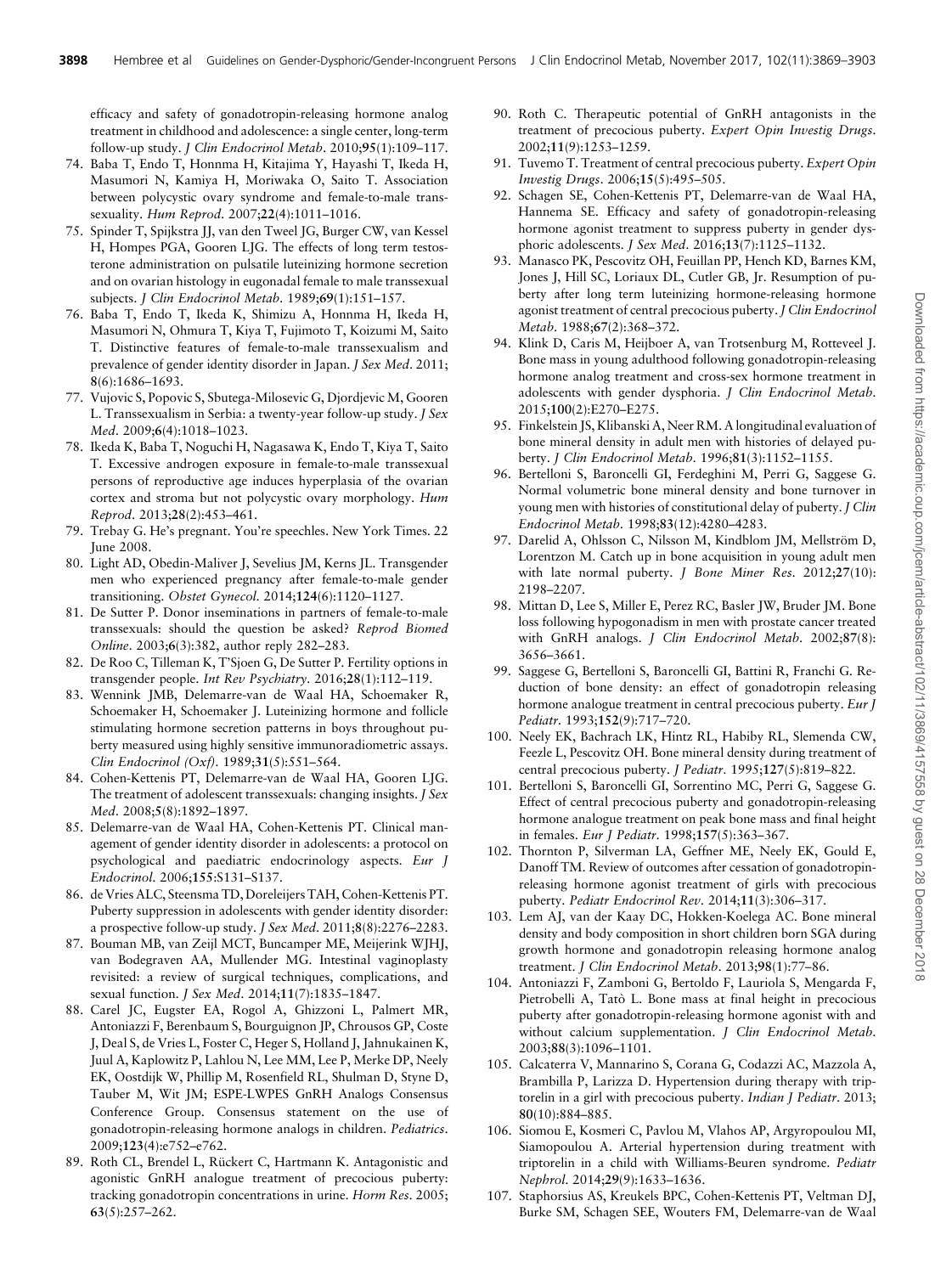efficacy and safety of gonadotropin-releasing hormone analog treatment in childhood and adolescence: a single center, long-term follow-up study. *J Clin Endocrinol Metab*. 2010;**95**(1):109–117.

74. Baba T, Endo T, Honnma H, Kitajima Y, Hayashi T, Ikeda H, Masumori N, Kamiya H, Moriwaka O, Saito T. Association between polycystic ovary syndrome and female-to-male transsexuality. *Hum Reprod*. 2007;**22**(4):1011–1016.
75. Spinder T, Spijkstra JJ, van den Tweel JG, Burger CW, van Kessel H, Hompes PGA, Gooren LJG. The effects of long term testosterone administration on pulsatile luteinizing hormone secretion and on ovarian histology in eugonadal female to male transsexual subjects. *J Clin Endocrinol Metab*. 1989;**69**(1):151–157.
76. Baba T, Endo T, Ikeda K, Shimizu A, Honnma H, Ikeda H, Masumori N, Ohmura T, Kiya T, Fujimoto T, Koizumi M, Saito T. Distinctive features of female-to-male transsexualism and prevalence of gender identity disorder in Japan. *J Sex Med*. 2011;**8**(6):1686–1693.
77. Vujovic S, Popovic S, Sbutega-Milosevic G, Djordjevic M, Gooren L. Transsexualism in Serbia: a twenty-year follow-up study. *J Sex Med*. 2009;**6**(4):1018–1023.
78. Ikeda K, Baba T, Noguchi H, Nagasawa K, Endo T, Kiya T, Saito T. Excessive androgen exposure in female-to-male transsexual persons of reproductive age induces hyperplasia of the ovarian cortex and stroma but not polycystic ovary morphology. *Hum Reprod*. 2013;**28**(2):453–461.
79. Trebay G. He's pregnant. You're speechles. New York Times. 22 June 2008.
80. Light AD, Obedin-Maliver J, Sevelius JM, Kerns JL. Transgender men who experienced pregnancy after female-to-male gender transitioning. *Obstet Gynecol*. 2014;**124**(6):1120–1127.
81. De Sutter P. Donor inseminations in partners of female-to-male transsexuals: should the question be asked? *Reprod Biomed Online*. 2003;**6**(3):382, author reply 282–283.
82. De Roo C, Tilleman K, T'Sjoen G, De Sutter P. Fertility options in transgender people. *Int Rev Psychiatry*. 2016;**28**(1):112–119.
83. Wennink JMB, Delemarre-van de Waal HA, Schoemaker R, Schoemaker H, Schoemaker J. Luteinizing hormone and follicle stimulating hormone secretion patterns in boys throughout puberty measured using highly sensitive immunoradiometric assays. *Clin Endocrinol (Oxf)*. 1989;**31**(5):551–564.
84. Cohen-Kettenis PT, Delemarre-van de Waal HA, Gooren LJG. The treatment of adolescent transsexuals: changing insights. *J Sex Med*. 2008;**5**(8):1892–1897.
85. Delemarre-van de Waal HA, Cohen-Kettenis PT. Clinical management of gender identity disorder in adolescents: a protocol on psychological and paediatric endocrinology aspects. *Eur J Endocrinol*. 2006;**155**:S131–S137.
86. de Vries ALC, Steensma TD, Doreleijers TAH, Cohen-Kettenis PT. Puberty suppression in adolescents with gender identity disorder: a prospective follow-up study. *J Sex Med*. 2011;**8**(8):2276–2283.
87. Bouman MB, van Zeijl MCT, Buncamper ME, Meijerink WJHJ, van Bodegraven AA, Mullender MG. Intestinal vaginoplasty revisited: a review of surgical techniques, complications, and sexual function. *J Sex Med*. 2014;**11**(7):1835–1847.
88. Carel JC, Eugster EA, Rogol A, Ghizzoni L, Palmert MR, Antoniazzi F, Berenbaum S, Bourguignon JP, Chrousos GP, Coste J, Deal S, de Vries L, Foster C, Heger S, Holland J, Jahnukainen K, Juul A, Kaplowitz P, Lahlou N, Lee MM, Lee P, Merke DP, Neely EK, Oostdijk W, Phillip M, Rosenfield RL, Shulman D, Styne D, Tauber M, Wit JM; ESPE-LWPES GnRH Analogs Consensus Conference Group. Consensus statement on the use of gonadotropin-releasing hormone analogs in children. *Pediatrics*. 2009;**123**(4):e752–e762.
89. Roth CL, Brendel L, Rückert C, Hartmann K. Antagonistic and agonistic GnRH analogue treatment of precocious puberty: tracking gonadotropin concentrations in urine. *Horm Res*. 2005;**63**(5):257–262.
90. Roth C. Therapeutic potential of GnRH antagonists in the treatment of precocious puberty. *Expert Opin Investig Drugs*. 2002;**11**(9):1253–1259.
91. Tuvemo T. Treatment of central precocious puberty. *Expert Opin Investig Drugs*. 2006;**15**(5):495–505.
92. Schagen SE, Cohen-Kettenis PT, Delemarre-van de Waal HA, Hannema SE. Efficacy and safety of gonadotropin-releasing hormone agonist treatment to suppress puberty in gender dysphoric adolescents. *J Sex Med*. 2016;**13**(7):1125–1132.
93. Manasco PK, Pescovitz OH, Feuillan PP, Hench KD, Barnes KM, Jones J, Hill SC, Loriaux DL, Cutler GB, Jr. Resumption of puberty after long term luteinizing hormone-releasing hormone agonist treatment of central precocious puberty. *J Clin Endocrinol Metab*. 1988;**67**(2):368–372.
94. Klink D, Caris M, Heijboer A, van Trotsenburg M, Rotteveel J. Bone mass in young adulthood following gonadotropin-releasing hormone analog treatment and cross-sex hormone treatment in adolescents with gender dysphoria. *J Clin Endocrinol Metab*. 2015;**100**(2):E270–E275.
95. Finkelstein JS, Klibanski A, Neer RM. A longitudinal evaluation of bone mineral density in adult men with histories of delayed puberty. *J Clin Endocrinol Metab*. 1996;**81**(3):1152–1155.
96. Bertelloni S, Baroncelli GI, Ferdeghini M, Perri G, Saggese G. Normal volumetric bone mineral density and bone turnover in young men with histories of constitutional delay of puberty. *J Clin Endocrinol Metab*. 1998;**83**(12):4280–4283.
97. Darelid A, Ohlsson C, Nilsson M, Kindblom JM, Mellström D, Lorentzon M. Catch up in bone acquisition in young adult men with late normal puberty. *J Bone Miner Res*. 2012;**27**(10):2198–2207.
98. Mittan D, Lee S, Miller E, Perez RC, Basler JW, Bruder JM. Bone loss following hypogonadism in men with prostate cancer treated with GnRH analogs. *J Clin Endocrinol Metab*. 2002;**87**(8):3656–3661.
99. Saggese G, Bertelloni S, Baroncelli GI, Battini R, Franchi G. Reduction of bone density: an effect of gonadotropin releasing hormone analogue treatment in central precocious puberty. *Eur J Pediatr*. 1993;**152**(9):717–720.
100. Neely EK, Bachrach LK, Hintz RL, Habiby RL, Slemenda CW, Feezle L, Pescovitz OH. Bone mineral density during treatment of central precocious puberty. *J Pediatr*. 1995;**127**(5):819–822.
101. Bertelloni S, Baroncelli GI, Sorrentino MC, Perri G, Saggese G. Effect of central precocious puberty and gonadotropin-releasing hormone analogue treatment on peak bone mass and final height in females. *Eur J Pediatr*. 1998;**157**(5):363–367.
102. Thornton P, Silverman LA, Geffner ME, Neely EK, Gould E, Danoff TM. Review of outcomes after cessation of gonadotropin-releasing hormone agonist treatment of girls with precocious puberty. *Pediatr Endocrinol Rev*. 2014;**11**(3):306–317.
103. Lem AJ, van der Kaay DC, Hokken-Koelega AC. Bone mineral density and body composition in short children born SGA during growth hormone and gonadotropin releasing hormone analog treatment. *J Clin Endocrinol Metab*. 2013;**98**(1):77–86.
104. Antoniazzi F, Zamboni G, Bertoldo F, Lauriola S, Mengarda F, Pietrobelli A, Tatò L. Bone mass at final height in precocious puberty after gonadotropin-releasing hormone agonist with and without calcium supplementation. *J Clin Endocrinol Metab*. 2003;**88**(3):1096–1101.
105. Calcaterra V, Mannarino S, Corana G, Codazzi AC, Mazzola A, Brambilla P, Larizza D. Hypertension during therapy with triptorelin in a girl with precocious puberty. *Indian J Pediatr*. 2013;**80**(10):884–885.
106. Siomou E, Kosmeri C, Pavlou M, Vlahos AP, Argyropoulou MI, Siamopoulou A. Arterial hypertension during treatment with triptorelin in a child with Williams-Beuren syndrome. *Pediatr Nephrol*. 2014;**29**(9):1633–1636.
107. Staphorsius AS, Kreukels BPC, Cohen-Kettenis PT, Veltman DJ, Burke SM, Schagen SEE, Wouters FM, Delemarre-van de Waal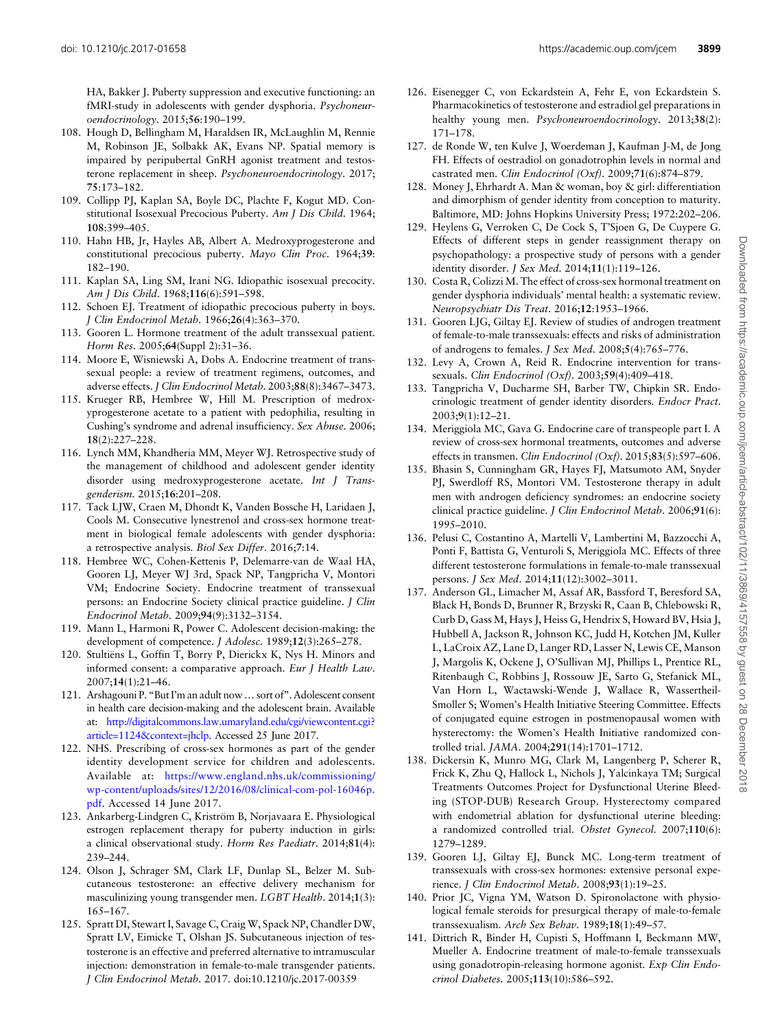HA, Bakker J. Puberty suppression and executive functioning: an fMRI-study in adolescents with gender dysphoria. *Psychoneuroendocrinology*. 2015;**56**:190–199.

108. Hough D, Bellingham M, Haraldsen IR, McLaughlin M, Rennie M, Robinson JE, Solbakk AK, Evans NP. Spatial memory is impaired by peripubertal GnRH agonist treatment and testosterone replacement in sheep. *Psychoneuroendocrinology*. 2017;**75**:173–182.
109. Collipp PJ, Kaplan SA, Boyle DC, Plachte F, Kogut MD. Constitutional Isosexual Precocious Puberty. *Am J Dis Child*. 1964;**108**:399–405.
110. Hahn HB, Jr, Hayles AB, Albert A. Medroxyprogesterone and constitutional precocious puberty. *Mayo Clin Proc*. 1964;**39**:182–190.
111. Kaplan SA, Ling SM, Irani NG. Idiopathic isosexual precocity. *Am J Dis Child*. 1968;**116**(6):591–598.
112. Schoen EJ. Treatment of idiopathic precocious puberty in boys. *J Clin Endocrinol Metab*. 1966;**26**(4):363–370.
113. Gooren L. Hormone treatment of the adult transsexual patient. *Horm Res*. 2005;**64**(Suppl 2):31–36.
114. Moore E, Wisniewski A, Dobs A. Endocrine treatment of transsexual people: a review of treatment regimens, outcomes, and adverse effects. *J Clin Endocrinol Metab*. 2003;**88**(8):3467–3473.
115. Krueger RB, Hembree W, Hill M. Prescription of medroxyprogesterone acetate to a patient with pedophilia, resulting in Cushing's syndrome and adrenal insufficiency. *Sex Abuse*. 2006;**18**(2):227–228.
116. Lynch MM, Khandheria MM, Meyer WJ. Retrospective study of the management of childhood and adolescent gender identity disorder using medroxyprogesterone acetate. *Int J Transgenderism*. 2015;**16**:201–208.
117. Tack LJW, Craen M, Dhondt K, Vanden Bossche H, Laridaen J, Cools M. Consecutive lynestrenol and cross-sex hormone treatment in biological female adolescents with gender dysphoria: a retrospective analysis. *Biol Sex Differ*. 2016;**7**:14.
118. Hembree WC, Cohen-Kettenis P, Delemarre-van de Waal HA, Gooren LJ, Meyer WJ 3rd, Spack NP, Tangpricha V, Montori VM; Endocrine Society. Endocrine treatment of transsexual persons: an Endocrine Society clinical practice guideline. *J Clin Endocrinol Metab*. 2009;**94**(9):3132–3154.
119. Mann L, Harmoni R, Power C. Adolescent decision-making: the development of competence. *J Adolesc*. 1989;**12**(3):265–278.
120. Stultiëns L, Goffin T, Borry P, Dierickx K, Nys H. Minors and informed consent: a comparative approach. *Eur J Health Law*. 2007;**14**(1):21–46.
121. Arshagouni P. "But I'm an adult now … sort of". Adolescent consent in health care decision-making and the adolescent brain. Available at: http://digitalcommons.law.umaryland.edu/cgi/viewcontent.cgi?article=1124&context=jhclp. Accessed 25 June 2017.
122. NHS. Prescribing of cross-sex hormones as part of the gender identity development service for children and adolescents. Available at: https://www.england.nhs.uk/commissioning/wp-content/uploads/sites/12/2016/08/clinical-com-pol-16046p.pdf. Accessed 14 June 2017.
123. Ankarberg-Lindgren C, Kriström B, Norjavaara E. Physiological estrogen replacement therapy for puberty induction in girls: a clinical observational study. *Horm Res Paediatr*. 2014;**81**(4):239–244.
124. Olson J, Schrager SM, Clark LF, Dunlap SL, Belzer M. Subcutaneous testosterone: an effective delivery mechanism for masculinizing young transgender men. *LGBT Health*. 2014;**1**(3):165–167.
125. Spratt DI, Stewart I, Savage C, Craig W, Spack NP, Chandler DW, Spratt LV, Eimicke T, Olshan JS. Subcutaneous injection of testosterone is an effective and preferred alternative to intramuscular injection: demonstration in female-to-male transgender patients. *J Clin Endocrinol Metab*. 2017. doi:10.1210/jc.2017-00359
126. Eisenegger C, von Eckardstein A, Fehr E, von Eckardstein S. Pharmacokinetics of testosterone and estradiol gel preparations in healthy young men. *Psychoneuroendocrinology*. 2013;**38**(2):171–178.
127. de Ronde W, ten Kulve J, Woerdeman J, Kaufman J-M, de Jong FH. Effects of oestradiol on gonadotrophin levels in normal and castrated men. *Clin Endocrinol (Oxf)*. 2009;**71**(6):874–879.
128. Money J, Ehrhardt A. Man & woman, boy & girl: differentiation and dimorphism of gender identity from conception to maturity. Baltimore, MD: Johns Hopkins University Press; 1972:202–206.
129. Heylens G, Verroken C, De Cock S, T'Sjoen G, De Cuypere G. Effects of different steps in gender reassignment therapy on psychopathology: a prospective study of persons with a gender identity disorder. *J Sex Med*. 2014;**11**(1):119–126.
130. Costa R, Colizzi M. The effect of cross-sex hormonal treatment on gender dysphoria individuals' mental health: a systematic review. *Neuropsychiatr Dis Treat*. 2016;**12**:1953–1966.
131. Gooren LJG, Giltay EJ. Review of studies of androgen treatment of female-to-male transsexuals: effects and risks of administration of androgens to females. *J Sex Med*. 2008;**5**(4):765–776.
132. Levy A, Crown A, Reid R. Endocrine intervention for transsexuals. *Clin Endocrinol (Oxf)*. 2003;**59**(4):409–418.
133. Tangpricha V, Ducharme SH, Barber TW, Chipkin SR. Endocrinologic treatment of gender identity disorders. *Endocr Pract*. 2003;**9**(1):12–21.
134. Meriggiola MC, Gava G. Endocrine care of transpeople part I. A review of cross-sex hormonal treatments, outcomes and adverse effects in transmen. *Clin Endocrinol (Oxf)*. 2015;**83**(5):597–606.
135. Bhasin S, Cunningham GR, Hayes FJ, Matsumoto AM, Snyder PJ, Swerdloff RS, Montori VM. Testosterone therapy in adult men with androgen deficiency syndromes: an endocrine society clinical practice guideline. *J Clin Endocrinol Metab*. 2006;**91**(6):1995–2010.
136. Pelusi C, Costantino A, Martelli V, Lambertini M, Bazzocchi A, Ponti F, Battista G, Venturoli S, Meriggiola MC. Effects of three different testosterone formulations in female-to-male transsexual persons. *J Sex Med*. 2014;**11**(12):3002–3011.
137. Anderson GL, Limacher M, Assaf AR, Bassford T, Beresford SA, Black H, Bonds D, Brunner R, Brzyski R, Caan B, Chlebowski R, Curb D, Gass M, Hays J, Heiss G, Hendrix S, Howard BV, Hsia J, Hubbell A, Jackson R, Johnson KC, Judd H, Kotchen JM, Kuller L, LaCroix AZ, Lane D, Langer RD, Lasser N, Lewis CE, Manson J, Margolis K, Ockene J, O'Sullivan MJ, Phillips L, Prentice RL, Ritenbaugh C, Robbins J, Rossouw JE, Sarto G, Stefanick ML, Van Horn L, Wactawski-Wende J, Wallace R, Wassertheil-Smoller S; Women's Health Initiative Steering Committee. Effects of conjugated equine estrogen in postmenopausal women with hysterectomy: the Women's Health Initiative randomized controlled trial. *JAMA*. 2004;**291**(14):1701–1712.
138. Dickersin K, Munro MG, Clark M, Langenberg P, Scherer R, Frick K, Zhu Q, Hallock L, Nichols J, Yalcinkaya TM; Surgical Treatments Outcomes Project for Dysfunctional Uterine Bleeding (STOP-DUB) Research Group. Hysterectomy compared with endometrial ablation for dysfunctional uterine bleeding: a randomized controlled trial. *Obstet Gynecol*. 2007;**110**(6):1279–1289.
139. Gooren LJ, Giltay EJ, Bunck MC. Long-term treatment of transsexuals with cross-sex hormones: extensive personal experience. *J Clin Endocrinol Metab*. 2008;**93**(1):19–25.
140. Prior JC, Vigna YM, Watson D. Spironolactone with physiological female steroids for presurgical therapy of male-to-female transsexualism. *Arch Sex Behav*. 1989;**18**(1):49–57.
141. Dittrich R, Binder H, Cupisti S, Hoffmann I, Beckmann MW, Mueller A. Endocrine treatment of male-to-female transsexuals using gonadotropin-releasing hormone agonist. *Exp Clin Endocrinol Diabetes*. 2005;**113**(10):586–592.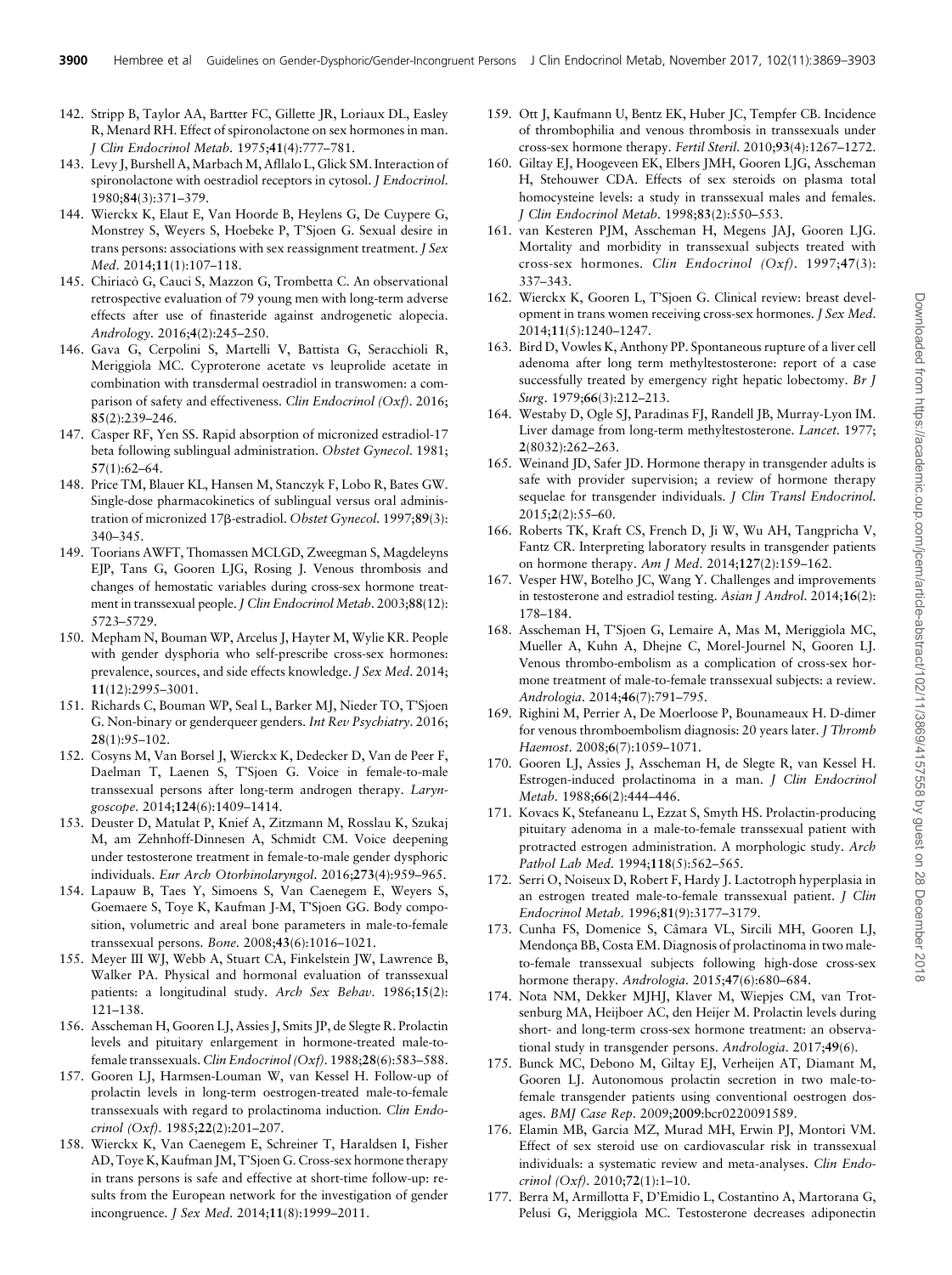142. Stripp B, Taylor AA, Bartter FC, Gillette JR, Loriaux DL, Easley R, Menard RH. Effect of spironolactone on sex hormones in man. *J Clin Endocrinol Metab*. 1975;**41**(4):777–781.
143. Levy J, Burshell A, Marbach M, Afllalo L, Glick SM. Interaction of spironolactone with oestradiol receptors in cytosol. *J Endocrinol*. 1980;**84**(3):371–379.
144. Wierckx K, Elaut E, Van Hoorde B, Heylens G, De Cuypere G, Monstrey S, Weyers S, Hoebeke P, T'Sjoen G. Sexual desire in trans persons: associations with sex reassignment treatment. *J Sex Med*. 2014;**11**(1):107–118.
145. Chiriacò G, Cauci S, Mazzon G, Trombetta C. An observational retrospective evaluation of 79 young men with long-term adverse effects after use of finasteride against androgenetic alopecia. *Andrology*. 2016;**4**(2):245–250.
146. Gava G, Cerpolini S, Martelli V, Battista G, Seracchioli R, Meriggiola MC. Cyproterone acetate vs leuprolide acetate in combination with transdermal oestradiol in transwomen: a comparison of safety and effectiveness. *Clin Endocrinol (Oxf)*. 2016;**85**(2):239–246.
147. Casper RF, Yen SS. Rapid absorption of micronized estradiol-17 beta following sublingual administration. *Obstet Gynecol*. 1981;**57**(1):62–64.
148. Price TM, Blauer KL, Hansen M, Stanczyk F, Lobo R, Bates GW. Single-dose pharmacokinetics of sublingual versus oral administration of micronized 17β-estradiol. *Obstet Gynecol*. 1997;**89**(3):340–345.
149. Toorians AWFT, Thomassen MCLGD, Zweegman S, Magdeleyns EJP, Tans G, Gooren LJG, Rosing J. Venous thrombosis and changes of hemostatic variables during cross-sex hormone treatment in transsexual people. *J Clin Endocrinol Metab*. 2003;**88**(12):5723–5729.
150. Mepham N, Bouman WP, Arcelus J, Hayter M, Wylie KR. People with gender dysphoria who self-prescribe cross-sex hormones: prevalence, sources, and side effects knowledge. *J Sex Med*. 2014;**11**(12):2995–3001.
151. Richards C, Bouman WP, Seal L, Barker MJ, Nieder TO, T'Sjoen G. Non-binary or genderqueer genders. *Int Rev Psychiatry*. 2016;**28**(1):95–102.
152. Cosyns M, Van Borsel J, Wierckx K, Dedecker D, Van de Peer F, Daelman T, Laenen S, T'Sjoen G. Voice in female-to-male transsexual persons after long-term androgen therapy. *Laryngoscope*. 2014;**124**(6):1409–1414.
153. Deuster D, Matulat P, Knief A, Zitzmann M, Rosslau K, Szukaj M, am Zehnhoff-Dinnesen A, Schmidt CM. Voice deepening under testosterone treatment in female-to-male gender dysphoric individuals. *Eur Arch Otorhinolaryngol*. 2016;**273**(4):959–965.
154. Lapauw B, Taes Y, Simoens S, Van Caenegem E, Weyers S, Goemaere S, Toye K, Kaufman J-M, T'Sjoen GG. Body composition, volumetric and areal bone parameters in male-to-female transsexual persons. *Bone*. 2008;**43**(6):1016–1021.
155. Meyer III WJ, Webb A, Stuart CA, Finkelstein JW, Lawrence B, Walker PA. Physical and hormonal evaluation of transsexual patients: a longitudinal study. *Arch Sex Behav*. 1986;**15**(2):121–138.
156. Asscheman H, Gooren LJ, Assies J, Smits JP, de Slegte R. Prolactin levels and pituitary enlargement in hormone-treated male-to-female transsexuals. *Clin Endocrinol (Oxf)*. 1988;**28**(6):583–588.
157. Gooren LJ, Harmsen-Louman W, van Kessel H. Follow-up of prolactin levels in long-term oestrogen-treated male-to-female transsexuals with regard to prolactinoma induction. *Clin Endocrinol (Oxf)*. 1985;**22**(2):201–207.
158. Wierckx K, Van Caenegem E, Schreiner T, Haraldsen I, Fisher AD, Toye K, Kaufman JM, T'Sjoen G. Cross-sex hormone therapy in trans persons is safe and effective at short-time follow-up: results from the European network for the investigation of gender incongruence. *J Sex Med*. 2014;**11**(8):1999–2011.
159. Ott J, Kaufmann U, Bentz EK, Huber JC, Tempfer CB. Incidence of thrombophilia and venous thrombosis in transsexuals under cross-sex hormone therapy. *Fertil Steril*. 2010;**93**(4):1267–1272.
160. Giltay EJ, Hoogeveen EK, Elbers JMH, Gooren LJG, Asscheman H, Stehouwer CDA. Effects of sex steroids on plasma total homocysteine levels: a study in transsexual males and females. *J Clin Endocrinol Metab*. 1998;**83**(2):550–553.
161. van Kesteren PJM, Asscheman H, Megens JAJ, Gooren LJG. Mortality and morbidity in transsexual subjects treated with cross-sex hormones. *Clin Endocrinol (Oxf)*. 1997;**47**(3):337–343.
162. Wierckx K, Gooren L, T'Sjoen G. Clinical review: breast development in trans women receiving cross-sex hormones. *J Sex Med*. 2014;**11**(5):1240–1247.
163. Bird D, Vowles K, Anthony PP. Spontaneous rupture of a liver cell adenoma after long term methyltestosterone: report of a case successfully treated by emergency right hepatic lobectomy. *Br J Surg*. 1979;**66**(3):212–213.
164. Westaby D, Ogle SJ, Paradinas FJ, Randell JB, Murray-Lyon IM. Liver damage from long-term methyltestosterone. *Lancet*. 1977;**2**(8032):262–263.
165. Weinand JD, Safer JD. Hormone therapy in transgender adults is safe with provider supervision; a review of hormone therapy sequelae for transgender individuals. *J Clin Transl Endocrinol*. 2015;**2**(2):55–60.
166. Roberts TK, Kraft CS, French D, Ji W, Wu AH, Tangpricha V, Fantz CR. Interpreting laboratory results in transgender patients on hormone therapy. *Am J Med*. 2014;**127**(2):159–162.
167. Vesper HW, Botelho JC, Wang Y. Challenges and improvements in testosterone and estradiol testing. *Asian J Androl*. 2014;**16**(2):178–184.
168. Asscheman H, T'Sjoen G, Lemaire A, Mas M, Meriggiola MC, Mueller A, Kuhn A, Dhejne C, Morel-Journel N, Gooren LJ. Venous thrombo-embolism as a complication of cross-sex hormone treatment of male-to-female transsexual subjects: a review. *Andrologia*. 2014;**46**(7):791–795.
169. Righini M, Perrier A, De Moerloose P, Bounameaux H. D-dimer for venous thromboembolism diagnosis: 20 years later. *J Thromb Haemost*. 2008;**6**(7):1059–1071.
170. Gooren LJ, Assies J, Asscheman H, de Slegte R, van Kessel H. Estrogen-induced prolactinoma in a man. *J Clin Endocrinol Metab*. 1988;**66**(2):444–446.
171. Kovacs K, Stefaneanu L, Ezzat S, Smyth HS. Prolactin-producing pituitary adenoma in a male-to-female transsexual patient with protracted estrogen administration. A morphologic study. *Arch Pathol Lab Med*. 1994;**118**(5):562–565.
172. Serri O, Noiseux D, Robert F, Hardy J. Lactotroph hyperplasia in an estrogen treated male-to-female transsexual patient. *J Clin Endocrinol Metab*. 1996;**81**(9):3177–3179.
173. Cunha FS, Domenice S, Câmara VL, Sircili MH, Gooren LJ, Mendonça BB, Costa EM. Diagnosis of prolactinoma in two male-to-female transsexual subjects following high-dose cross-sex hormone therapy. *Andrologia*. 2015;**47**(6):680–684.
174. Nota NM, Dekker MJHJ, Klaver M, Wiepjes CM, van Trotsenburg MA, Heijboer AC, den Heijer M. Prolactin levels during short- and long-term cross-sex hormone treatment: an observational study in transgender persons. *Andrologia*. 2017;**49**(6).
175. Bunck MC, Debono M, Giltay EJ, Verheijen AT, Diamant M, Gooren LJ. Autonomous prolactin secretion in two male-to-female transgender patients using conventional oestrogen dosages. *BMJ Case Rep*. 2009;**2009**:bcr0220091589.
176. Elamin MB, Garcia MZ, Murad MH, Erwin PJ, Montori VM. Effect of sex steroid use on cardiovascular risk in transsexual individuals: a systematic review and meta-analyses. *Clin Endocrinol (Oxf)*. 2010;**72**(1):1–10.
177. Berra M, Armillotta F, D'Emidio L, Costantino A, Martorana G, Pelusi G, Meriggiola MC. Testosterone decreases adiponectin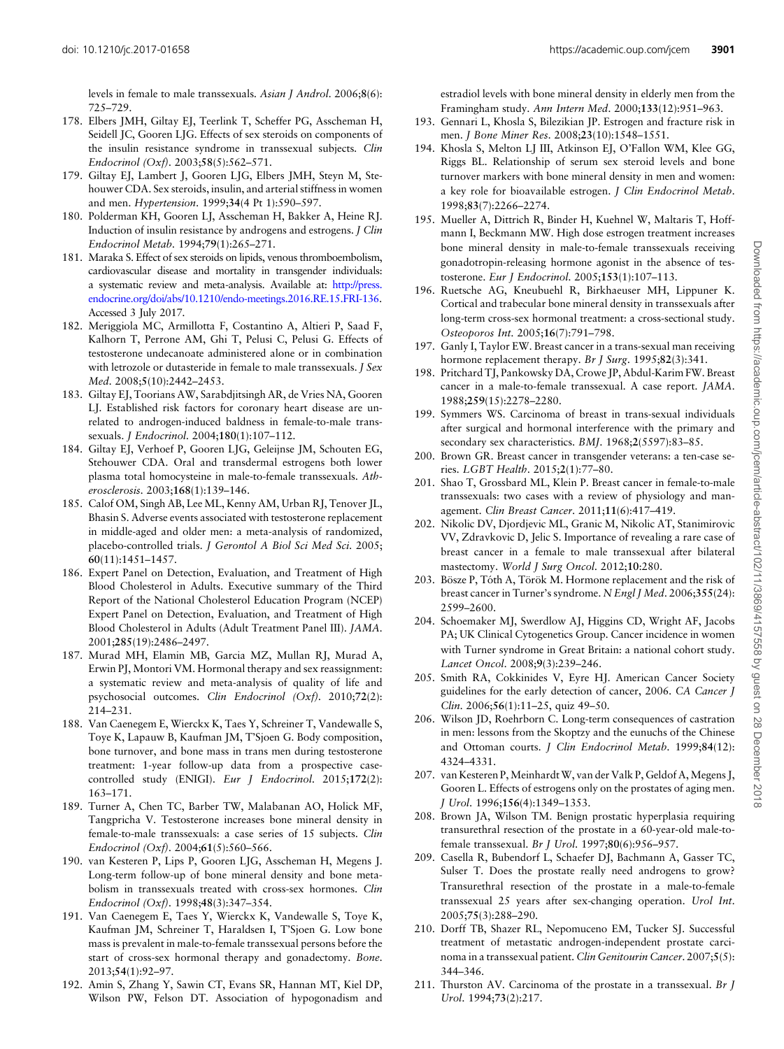levels in female to male transsexuals. *Asian J Androl*. 2006;**8**(6): 725–729.

178. Elbers JMH, Giltay EJ, Teerlink T, Scheffer PG, Asscheman H, Seidell JC, Gooren LJG. Effects of sex steroids on components of the insulin resistance syndrome in transsexual subjects. *Clin Endocrinol (Oxf)*. 2003;**58**(5):562–571.
179. Giltay EJ, Lambert J, Gooren LJG, Elbers JMH, Steyn M, Stehouwer CDA. Sex steroids, insulin, and arterial stiffness in women and men. *Hypertension*. 1999;**34**(4 Pt 1):590–597.
180. Polderman KH, Gooren LJ, Asscheman H, Bakker A, Heine RJ. Induction of insulin resistance by androgens and estrogens. *J Clin Endocrinol Metab*. 1994;**79**(1):265–271.
181. Maraka S. Effect of sex steroids on lipids, venous thromboembolism, cardiovascular disease and mortality in transgender individuals: a systematic review and meta-analysis. Available at: http://press.endocrine.org/doi/abs/10.1210/endo-meetings.2016.RE.15.FRI-136. Accessed 3 July 2017.
182. Meriggiola MC, Armillotta F, Costantino A, Altieri P, Saad F, Kalhorn T, Perrone AM, Ghi T, Pelusi C, Pelusi G. Effects of testosterone undecanoate administered alone or in combination with letrozole or dutasteride in female to male transsexuals. *J Sex Med*. 2008;**5**(10):2442–2453.
183. Giltay EJ, Toorians AW, Sarabdjitsingh AR, de Vries NA, Gooren LJ. Established risk factors for coronary heart disease are unrelated to androgen-induced baldness in female-to-male transsexuals. *J Endocrinol*. 2004;**180**(1):107–112.
184. Giltay EJ, Verhoef P, Gooren LJG, Geleijnse JM, Schouten EG, Stehouwer CDA. Oral and transdermal estrogens both lower plasma total homocysteine in male-to-female transsexuals. *Atherosclerosis*. 2003;**168**(1):139–146.
185. Calof OM, Singh AB, Lee ML, Kenny AM, Urban RJ, Tenover JL, Bhasin S. Adverse events associated with testosterone replacement in middle-aged and older men: a meta-analysis of randomized, placebo-controlled trials. *J Gerontol A Biol Sci Med Sci*. 2005;**60**(11):1451–1457.
186. Expert Panel on Detection, Evaluation, and Treatment of High Blood Cholesterol in Adults. Executive summary of the Third Report of the National Cholesterol Education Program (NCEP) Expert Panel on Detection, Evaluation, and Treatment of High Blood Cholesterol in Adults (Adult Treatment Panel III). *JAMA*. 2001;**285**(19):2486–2497.
187. Murad MH, Elamin MB, Garcia MZ, Mullan RJ, Murad A, Erwin PJ, Montori VM. Hormonal therapy and sex reassignment: a systematic review and meta-analysis of quality of life and psychosocial outcomes. *Clin Endocrinol (Oxf)*. 2010;**72**(2): 214–231.
188. Van Caenegem E, Wierckx K, Taes Y, Schreiner T, Vandewalle S, Toye K, Lapauw B, Kaufman JM, T'Sjoen G. Body composition, bone turnover, and bone mass in trans men during testosterone treatment: 1-year follow-up data from a prospective case-controlled study (ENIGI). *Eur J Endocrinol*. 2015;**172**(2): 163–171.
189. Turner A, Chen TC, Barber TW, Malabanan AO, Holick MF, Tangpricha V. Testosterone increases bone mineral density in female-to-male transsexuals: a case series of 15 subjects. *Clin Endocrinol (Oxf)*. 2004;**61**(5):560–566.
190. van Kesteren P, Lips P, Gooren LJG, Asscheman H, Megens J. Long-term follow-up of bone mineral density and bone metabolism in transsexuals treated with cross-sex hormones. *Clin Endocrinol (Oxf)*. 1998;**48**(3):347–354.
191. Van Caenegem E, Taes Y, Wierckx K, Vandewalle S, Toye K, Kaufman JM, Schreiner T, Haraldsen I, T'Sjoen G. Low bone mass is prevalent in male-to-female transsexual persons before the start of cross-sex hormonal therapy and gonadectomy. *Bone*. 2013;**54**(1):92–97.
192. Amin S, Zhang Y, Sawin CT, Evans SR, Hannan MT, Kiel DP, Wilson PW, Felson DT. Association of hypogonadism and estradiol levels with bone mineral density in elderly men from the Framingham study. *Ann Intern Med*. 2000;**133**(12):951–963.
193. Gennari L, Khosla S, Bilezikian JP. Estrogen and fracture risk in men. *J Bone Miner Res*. 2008;**23**(10):1548–1551.
194. Khosla S, Melton LJ III, Atkinson EJ, O'Fallon WM, Klee GG, Riggs BL. Relationship of serum sex steroid levels and bone turnover markers with bone mineral density in men and women: a key role for bioavailable estrogen. *J Clin Endocrinol Metab*. 1998;**83**(7):2266–2274.
195. Mueller A, Dittrich R, Binder H, Kuehnel W, Maltaris T, Hoffmann I, Beckmann MW. High dose estrogen treatment increases bone mineral density in male-to-female transsexuals receiving gonadotropin-releasing hormone agonist in the absence of testosterone. *Eur J Endocrinol*. 2005;**153**(1):107–113.
196. Ruetsche AG, Kneubuehl R, Birkhaeuser MH, Lippuner K. Cortical and trabecular bone mineral density in transsexuals after long-term cross-sex hormonal treatment: a cross-sectional study. *Osteoporos Int*. 2005;**16**(7):791–798.
197. Ganly I, Taylor EW. Breast cancer in a trans-sexual man receiving hormone replacement therapy. *Br J Surg*. 1995;**82**(3):341.
198. Pritchard TJ, Pankowsky DA, Crowe JP, Abdul-Karim FW. Breast cancer in a male-to-female transsexual. A case report. *JAMA*. 1988;**259**(15):2278–2280.
199. Symmers WS. Carcinoma of breast in trans-sexual individuals after surgical and hormonal interference with the primary and secondary sex characteristics. *BMJ*. 1968;**2**(5597):83–85.
200. Brown GR. Breast cancer in transgender veterans: a ten-case series. *LGBT Health*. 2015;**2**(1):77–80.
201. Shao T, Grossbard ML, Klein P. Breast cancer in female-to-male transsexuals: two cases with a review of physiology and management. *Clin Breast Cancer*. 2011;**11**(6):417–419.
202. Nikolic DV, Djordjevic ML, Granic M, Nikolic AT, Stanimirovic VV, Zdravkovic D, Jelic S. Importance of revealing a rare case of breast cancer in a female to male transsexual after bilateral mastectomy. *World J Surg Oncol*. 2012;**10**:280.
203. Bösze P, Tóth A, Török M. Hormone replacement and the risk of breast cancer in Turner's syndrome. *N Engl J Med*. 2006;**355**(24): 2599–2600.
204. Schoemaker MJ, Swerdlow AJ, Higgins CD, Wright AF, Jacobs PA; UK Clinical Cytogenetics Group. Cancer incidence in women with Turner syndrome in Great Britain: a national cohort study. *Lancet Oncol*. 2008;**9**(3):239–246.
205. Smith RA, Cokkinides V, Eyre HJ. American Cancer Society guidelines for the early detection of cancer, 2006. *CA Cancer J Clin*. 2006;**56**(1):11–25, quiz 49–50.
206. Wilson JD, Roehrborn C. Long-term consequences of castration in men: lessons from the Skoptzy and the eunuchs of the Chinese and Ottoman courts. *J Clin Endocrinol Metab*. 1999;**84**(12): 4324–4331.
207. van Kesteren P, Meinhardt W, van der Valk P, Geldof A, Megens J, Gooren L. Effects of estrogens only on the prostates of aging men. *J Urol*. 1996;**156**(4):1349–1353.
208. Brown JA, Wilson TM. Benign prostatic hyperplasia requiring transurethral resection of the prostate in a 60-year-old male-to-female transsexual. *Br J Urol*. 1997;**80**(6):956–957.
209. Casella R, Bubendorf L, Schaefer DJ, Bachmann A, Gasser TC, Sulser T. Does the prostate really need androgens to grow? Transurethral resection of the prostate in a male-to-female transsexual 25 years after sex-changing operation. *Urol Int*. 2005;**75**(3):288–290.
210. Dorff TB, Shazer RL, Nepomuceno EM, Tucker SJ. Successful treatment of metastatic androgen-independent prostate carcinoma in a transsexual patient. *Clin Genitourin Cancer*. 2007;**5**(5): 344–346.
211. Thurston AV. Carcinoma of the prostate in a transsexual. *Br J Urol*. 1994;**73**(2):217.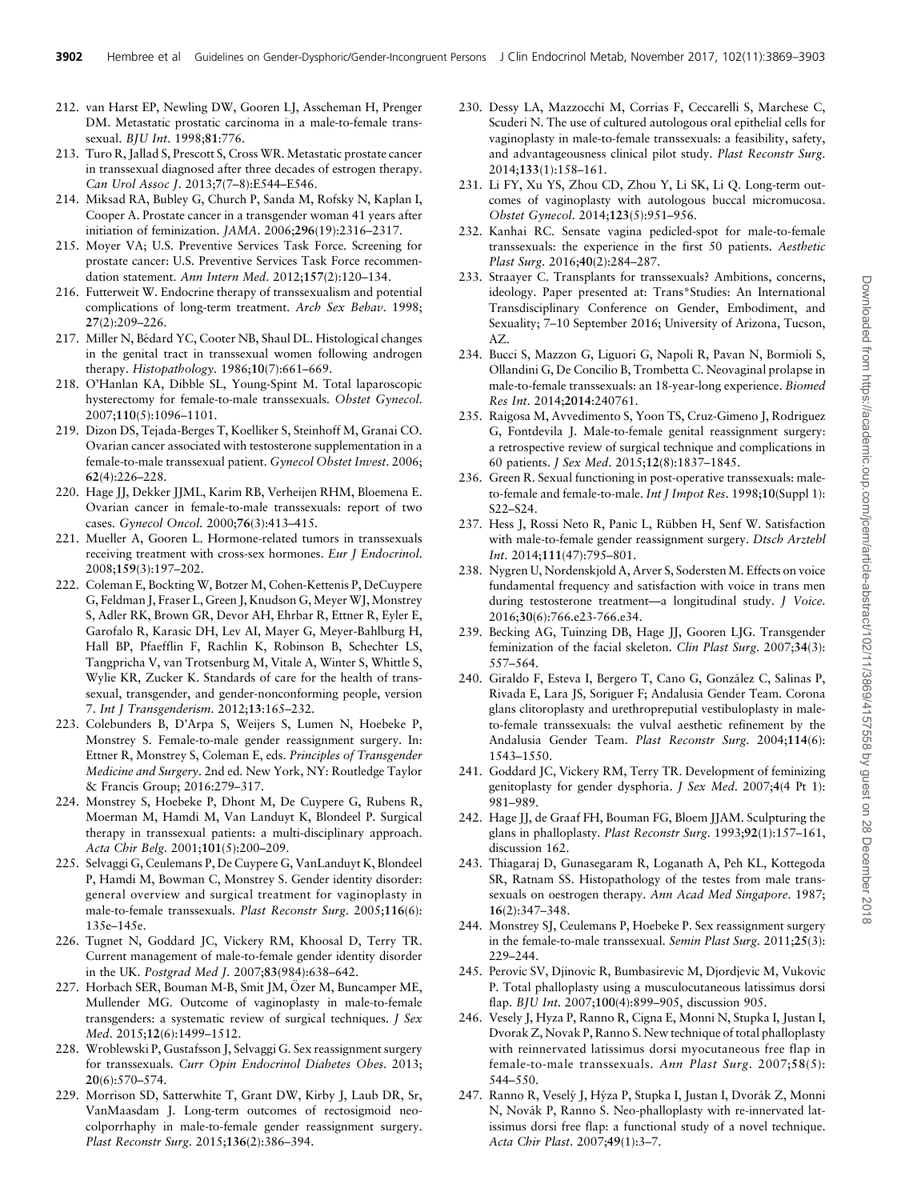212. van Harst EP, Newling DW, Gooren LJ, Asscheman H, Prenger DM. Metastatic prostatic carcinoma in a male-to-female transsexual. *BJU Int*. 1998;**81**:776.
213. Turo R, Jallad S, Prescott S, Cross WR. Metastatic prostate cancer in transsexual diagnosed after three decades of estrogen therapy. *Can Urol Assoc J*. 2013;**7**(7–8):E544–E546.
214. Miksad RA, Bubley G, Church P, Sanda M, Rofsky N, Kaplan I, Cooper A. Prostate cancer in a transgender woman 41 years after initiation of feminization. *JAMA*. 2006;**296**(19):2316–2317.
215. Moyer VA; U.S. Preventive Services Task Force. Screening for prostate cancer: U.S. Preventive Services Task Force recommendation statement. *Ann Intern Med*. 2012;**157**(2):120–134.
216. Futterweit W. Endocrine therapy of transsexualism and potential complications of long-term treatment. *Arch Sex Behav*. 1998; **27**(2):209–226.
217. Miller N, Bédard YC, Cooter NB, Shaul DL. Histological changes in the genital tract in transsexual women following androgen therapy. *Histopathology*. 1986;**10**(7):661–669.
218. O'Hanlan KA, Dibble SL, Young-Spint M. Total laparoscopic hysterectomy for female-to-male transsexuals. *Obstet Gynecol*. 2007;**110**(5):1096–1101.
219. Dizon DS, Tejada-Berges T, Koelliker S, Steinhoff M, Granai CO. Ovarian cancer associated with testosterone supplementation in a female-to-male transsexual patient. *Gynecol Obstet Invest*. 2006; **62**(4):226–228.
220. Hage JJ, Dekker JJML, Karim RB, Verheijen RHM, Bloemena E. Ovarian cancer in female-to-male transsexuals: report of two cases. *Gynecol Oncol*. 2000;**76**(3):413–415.
221. Mueller A, Gooren L. Hormone-related tumors in transsexuals receiving treatment with cross-sex hormones. *Eur J Endocrinol*. 2008;**159**(3):197–202.
222. Coleman E, Bockting W, Botzer M, Cohen-Kettenis P, DeCuypere G, Feldman J, Fraser L, Green J, Knudson G, Meyer WJ, Monstrey S, Adler RK, Brown GR, Devor AH, Ehrbar R, Ettner R, Eyler E, Garofalo R, Karasic DH, Lev AI, Mayer G, Meyer-Bahlburg H, Hall BP, Pfaefflin F, Rachlin K, Robinson B, Schechter LS, Tangpricha V, van Trotsenburg M, Vitale A, Winter S, Whittle S, Wylie KR, Zucker K. Standards of care for the health of transsexual, transgender, and gender-nonconforming people, version 7. *Int J Transgenderism*. 2012;**13**:165–232.
223. Colebunders B, D'Arpa S, Weijers S, Lumen N, Hoebeke P, Monstrey S. Female-to-male gender reassignment surgery. In: Ettner R, Monstrey S, Coleman E, eds. *Principles of Transgender Medicine and Surgery*. 2nd ed. New York, NY: Routledge Taylor & Francis Group; 2016:279–317.
224. Monstrey S, Hoebeke P, Dhont M, De Cuypere G, Rubens R, Moerman M, Hamdi M, Van Landuyt K, Blondeel P. Surgical therapy in transsexual patients: a multi-disciplinary approach. *Acta Chir Belg*. 2001;**101**(5):200–209.
225. Selvaggi G, Ceulemans P, De Cuypere G, VanLanduyt K, Blondeel P, Hamdi M, Bowman C, Monstrey S. Gender identity disorder: general overview and surgical treatment for vaginoplasty in male-to-female transsexuals. *Plast Reconstr Surg*. 2005;**116**(6): 135e–145e.
226. Tugnet N, Goddard JC, Vickery RM, Khoosal D, Terry TR. Current management of male-to-female gender identity disorder in the UK. *Postgrad Med J*. 2007;**83**(984):638–642.
227. Horbach SER, Bouman M-B, Smit JM, Özer M, Buncamper ME, Mullender MG. Outcome of vaginoplasty in male-to-female transgenders: a systematic review of surgical techniques. *J Sex Med*. 2015;**12**(6):1499–1512.
228. Wroblewski P, Gustafsson J, Selvaggi G. Sex reassignment surgery for transsexuals. *Curr Opin Endocrinol Diabetes Obes*. 2013; **20**(6):570–574.
229. Morrison SD, Satterwhite T, Grant DW, Kirby J, Laub DR, Sr, VanMaasdam J. Long-term outcomes of rectosigmoid neocolporrhaphy in male-to-female gender reassignment surgery. *Plast Reconstr Surg*. 2015;**136**(2):386–394.
230. Dessy LA, Mazzocchi M, Corrias F, Ceccarelli S, Marchese C, Scuderi N. The use of cultured autologous oral epithelial cells for vaginoplasty in male-to-female transsexuals: a feasibility, safety, and advantageousness clinical pilot study. *Plast Reconstr Surg*. 2014;**133**(1):158–161.
231. Li FY, Xu YS, Zhou CD, Zhou Y, Li SK, Li Q. Long-term outcomes of vaginoplasty with autologous buccal micromucosa. *Obstet Gynecol*. 2014;**123**(5):951–956.
232. Kanhai RC. Sensate vagina pedicled-spot for male-to-female transsexuals: the experience in the first 50 patients. *Aesthetic Plast Surg*. 2016;**40**(2):284–287.
233. Straayer C. Transplants for transsexuals? Ambitions, concerns, ideology. Paper presented at: Trans*Studies: An International Transdisciplinary Conference on Gender, Embodiment, and Sexuality; 7–10 September 2016; University of Arizona, Tucson, AZ.
234. Bucci S, Mazzon G, Liguori G, Napoli R, Pavan N, Bormioli S, Ollandini G, De Concilio B, Trombetta C. Neovaginal prolapse in male-to-female transsexuals: an 18-year-long experience. *Biomed Res Int*. 2014;**2014**:240761.
235. Raigosa M, Avvedimento S, Yoon TS, Cruz-Gimeno J, Rodriguez G, Fontdevila J. Male-to-female genital reassignment surgery: a retrospective review of surgical technique and complications in 60 patients. *J Sex Med*. 2015;**12**(8):1837–1845.
236. Green R. Sexual functioning in post-operative transsexuals: male-to-female and female-to-male. *Int J Impot Res*. 1998;**10**(Suppl 1): S22–S24.
237. Hess J, Rossi Neto R, Panic L, Rübben H, Senf W. Satisfaction with male-to-female gender reassignment surgery. *Dtsch Arztebl Int*. 2014;**111**(47):795–801.
238. Nygren U, Nordenskjold A, Arver S, Sodersten M. Effects on voice fundamental frequency and satisfaction with voice in trans men during testosterone treatment—a longitudinal study. *J Voice*. 2016;**30**(6):766.e23-766.e34.
239. Becking AG, Tuinzing DB, Hage JJ, Gooren LJG. Transgender feminization of the facial skeleton. *Clin Plast Surg*. 2007;**34**(3): 557–564.
240. Giraldo F, Esteva I, Bergero T, Cano G, González C, Salinas P, Rivada E, Lara JS, Soriguer F; Andalusia Gender Team. Corona glans clitoroplasty and urethropreputial vestibuloplasty in male-to-female transsexuals: the vulval aesthetic refinement by the Andalusia Gender Team. *Plast Reconstr Surg*. 2004;**114**(6): 1543–1550.
241. Goddard JC, Vickery RM, Terry TR. Development of feminizing genitoplasty for gender dysphoria. *J Sex Med*. 2007;**4**(4 Pt 1): 981–989.
242. Hage JJ, de Graaf FH, Bouman FG, Bloem JJAM. Sculpturing the glans in phalloplasty. *Plast Reconstr Surg*. 1993;**92**(1):157–161, discussion 162.
243. Thiagaraj D, Gunasegaram R, Loganath A, Peh KL, Kottegoda SR, Ratnam SS. Histopathology of the testes from male transsexuals on oestrogen therapy. *Ann Acad Med Singapore*. 1987; **16**(2):347–348.
244. Monstrey SJ, Ceulemans P, Hoebeke P. Sex reassignment surgery in the female-to-male transsexual. *Semin Plast Surg*. 2011;**25**(3): 229–244.
245. Perovic SV, Djinovic R, Bumbasirevic M, Djordjevic M, Vukovic P. Total phalloplasty using a musculocutaneous latissimus dorsi flap. *BJU Int*. 2007;**100**(4):899–905, discussion 905.
246. Vesely J, Hyza P, Ranno R, Cigna E, Monni N, Stupka I, Justan I, Dvorak Z, Novak P, Ranno S. New technique of total phalloplasty with reinnervated latissimus dorsi myocutaneous free flap in female-to-male transsexuals. *Ann Plast Surg*. 2007;**58**(5): 544–550.
247. Ranno R, Veselý J, Hýza P, Stupka I, Justan I, Dvorák Z, Monni N, Novák P, Ranno S. Neo-phalloplasty with re-innervated latissimus dorsi free flap: a functional study of a novel technique. *Acta Chir Plast*. 2007;**49**(1):3–7.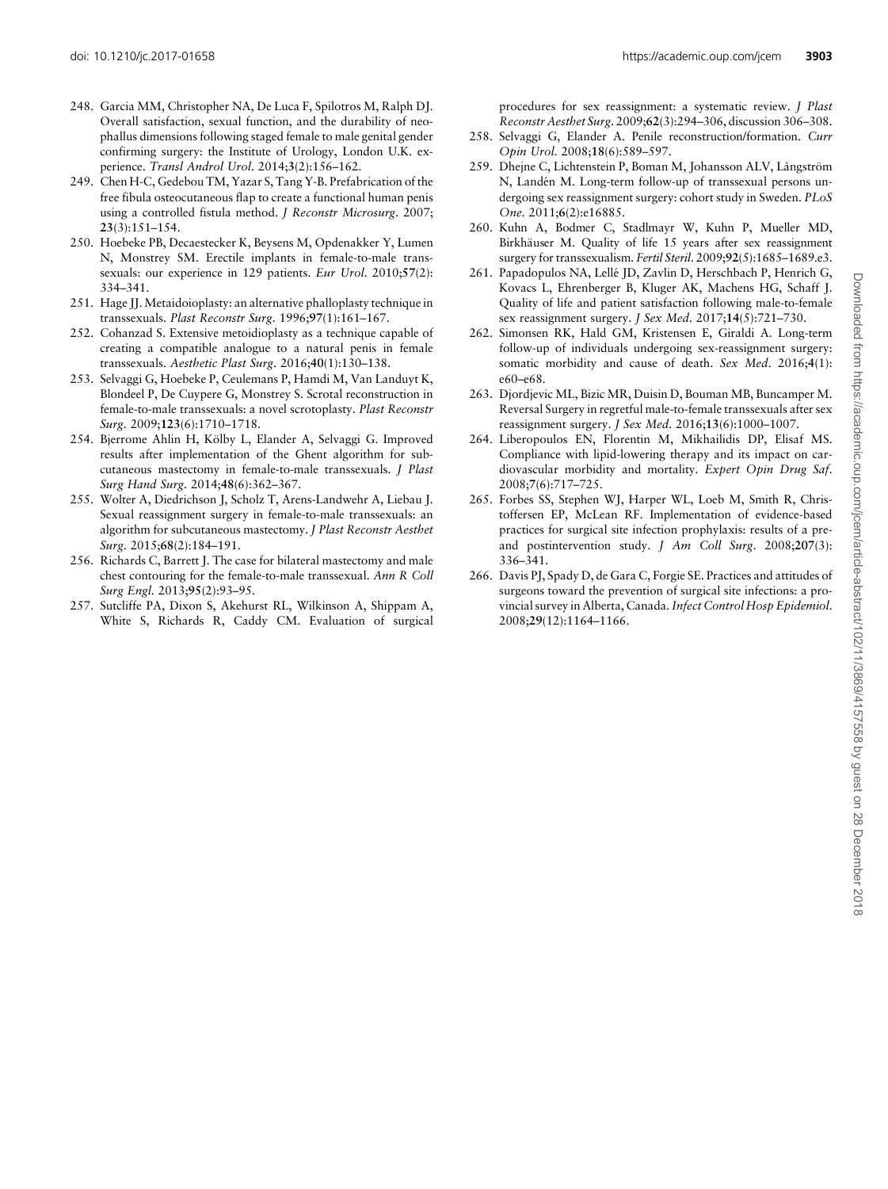248. Garcia MM, Christopher NA, De Luca F, Spilotros M, Ralph DJ. Overall satisfaction, sexual function, and the durability of neophallus dimensions following staged female to male genital gender confirming surgery: the Institute of Urology, London U.K. experience. *Transl Androl Urol*. 2014;**3**(2):156–162.
249. Chen H-C, Gedebou TM, Yazar S, Tang Y-B. Prefabrication of the free fibula osteocutaneous flap to create a functional human penis using a controlled fistula method. *J Reconstr Microsurg*. 2007; **23**(3):151–154.
250. Hoebeke PB, Decaestecker K, Beysens M, Opdenakker Y, Lumen N, Monstrey SM. Erectile implants in female-to-male transsexuals: our experience in 129 patients. *Eur Urol*. 2010;**57**(2): 334–341.
251. Hage JJ. Metaidoioplasty: an alternative phalloplasty technique in transsexuals. *Plast Reconstr Surg*. 1996;**97**(1):161–167.
252. Cohanzad S. Extensive metoidioplasty as a technique capable of creating a compatible analogue to a natural penis in female transsexuals. *Aesthetic Plast Surg*. 2016;**40**(1):130–138.
253. Selvaggi G, Hoebeke P, Ceulemans P, Hamdi M, Van Landuyt K, Blondeel P, De Cuypere G, Monstrey S. Scrotal reconstruction in female-to-male transsexuals: a novel scrotoplasty. *Plast Reconstr Surg*. 2009;**123**(6):1710–1718.
254. Bjerrome Ahlin H, Kölby L, Elander A, Selvaggi G. Improved results after implementation of the Ghent algorithm for subcutaneous mastectomy in female-to-male transsexuals. *J Plast Surg Hand Surg*. 2014;**48**(6):362–367.
255. Wolter A, Diedrichson J, Scholz T, Arens-Landwehr A, Liebau J. Sexual reassignment surgery in female-to-male transsexuals: an algorithm for subcutaneous mastectomy. *J Plast Reconstr Aesthet Surg*. 2015;**68**(2):184–191.
256. Richards C, Barrett J. The case for bilateral mastectomy and male chest contouring for the female-to-male transsexual. *Ann R Coll Surg Engl*. 2013;**95**(2):93–95.
257. Sutcliffe PA, Dixon S, Akehurst RL, Wilkinson A, Shippam A, White S, Richards R, Caddy CM. Evaluation of surgical procedures for sex reassignment: a systematic review. *J Plast Reconstr Aesthet Surg*. 2009;**62**(3):294–306, discussion 306–308.
258. Selvaggi G, Elander A. Penile reconstruction/formation. *Curr Opin Urol*. 2008;**18**(6):589–597.
259. Dhejne C, Lichtenstein P, Boman M, Johansson ALV, Långström N, Landén M. Long-term follow-up of transsexual persons undergoing sex reassignment surgery: cohort study in Sweden. *PLoS One*. 2011;**6**(2):e16885.
260. Kuhn A, Bodmer C, Stadlmayr W, Kuhn P, Mueller MD, Birkhäuser M. Quality of life 15 years after sex reassignment surgery for transsexualism. *Fertil Steril*. 2009;**92**(5):1685–1689.e3.
261. Papadopulos NA, Lellé JD, Zavlin D, Herschbach P, Henrich G, Kovacs L, Ehrenberger B, Kluger AK, Machens HG, Schaff J. Quality of life and patient satisfaction following male-to-female sex reassignment surgery. *J Sex Med*. 2017;**14**(5):721–730.
262. Simonsen RK, Hald GM, Kristensen E, Giraldi A. Long-term follow-up of individuals undergoing sex-reassignment surgery: somatic morbidity and cause of death. *Sex Med*. 2016;**4**(1): e60–e68.
263. Djordjevic ML, Bizic MR, Duisin D, Bouman MB, Buncamper M. Reversal Surgery in regretful male-to-female transsexuals after sex reassignment surgery. *J Sex Med*. 2016;**13**(6):1000–1007.
264. Liberopoulos EN, Florentin M, Mikhailidis DP, Elisaf MS. Compliance with lipid-lowering therapy and its impact on cardiovascular morbidity and mortality. *Expert Opin Drug Saf*. 2008;**7**(6):717–725.
265. Forbes SS, Stephen WJ, Harper WL, Loeb M, Smith R, Christoffersen EP, McLean RF. Implementation of evidence-based practices for surgical site infection prophylaxis: results of a pre- and postintervention study. *J Am Coll Surg*. 2008;**207**(3): 336–341.
266. Davis PJ, Spady D, de Gara C, Forgie SE. Practices and attitudes of surgeons toward the prevention of surgical site infections: a provincial survey in Alberta, Canada. *Infect Control Hosp Epidemiol*. 2008;**29**(12):1164–1166.